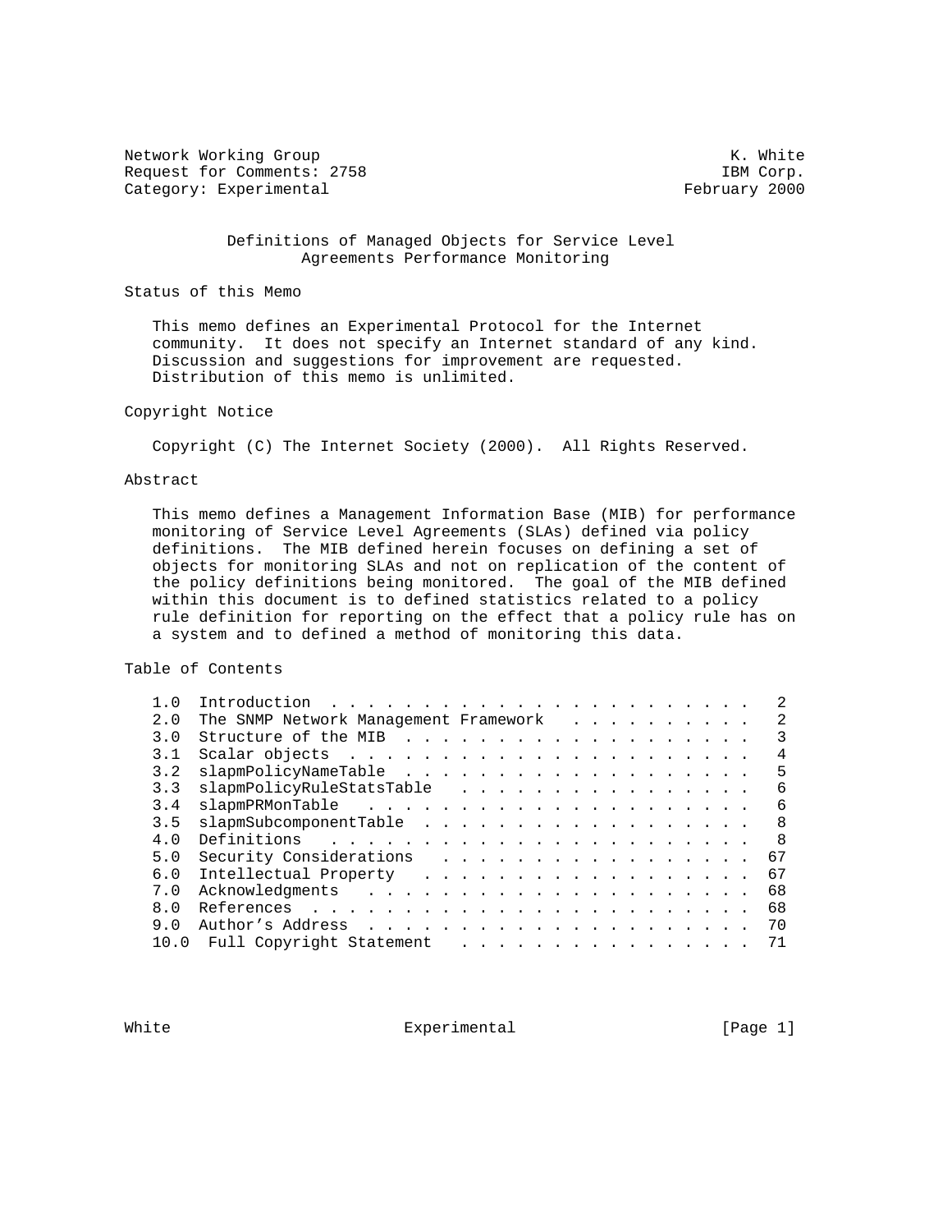Network Working Group K. White
Request for Comments: 2758 IBM Corp.
Category: Experimental February 2000

# Definitions of Managed Objects for Service Level Agreements Performance Monitoring

## Status of this Memo

This memo defines an Experimental Protocol for the Internet community. It does not specify an Internet standard of any kind. Discussion and suggestions for improvement are requested. Distribution of this memo is unlimited.

## Copyright Notice

Copyright (C) The Internet Society (2000). All Rights Reserved.

## Abstract

This memo defines a Management Information Base (MIB) for performance monitoring of Service Level Agreements (SLAs) defined via policy definitions. The MIB defined herein focuses on defining a set of objects for monitoring SLAs and not on replication of the content of the policy definitions being monitored. The goal of the MIB defined within this document is to defined statistics related to a policy rule definition for reporting on the effect that a policy rule has on a system and to defined a method of monitoring this data.

## Table of Contents

```
1.0  Introduction . . . . . . . . . . . . . . . . . . . . . . .  2
2.0  The SNMP Network Management Framework  . . . . . . . . . .  2
3.0  Structure of the MIB . . . . . . . . . . . . . . . . . . .  3
3.1  Scalar objects . . . . . . . . . . . . . . . . . . . . . .  4
3.2  slapmPolicyNameTable . . . . . . . . . . . . . . . . . . .  5
3.3  slapmPolicyRuleStatsTable  . . . . . . . . . . . . . . . .  6
3.4  slapmPRMonTable  . . . . . . . . . . . . . . . . . . . . .  6
3.5  slapmSubcomponentTable . . . . . . . . . . . . . . . . . .  8
4.0  Definitions  . . . . . . . . . . . . . . . . . . . . . . .  8
5.0  Security Considerations  . . . . . . . . . . . . . . . . . 67
6.0  Intellectual Property  . . . . . . . . . . . . . . . . . . 67
7.0  Acknowledgments  . . . . . . . . . . . . . . . . . . . . . 68
8.0  References . . . . . . . . . . . . . . . . . . . . . . . . 68
9.0  Author's Address . . . . . . . . . . . . . . . . . . . . . 70
10.0  Full Copyright Statement  . . . . . . . . . . . . . . . . 71
```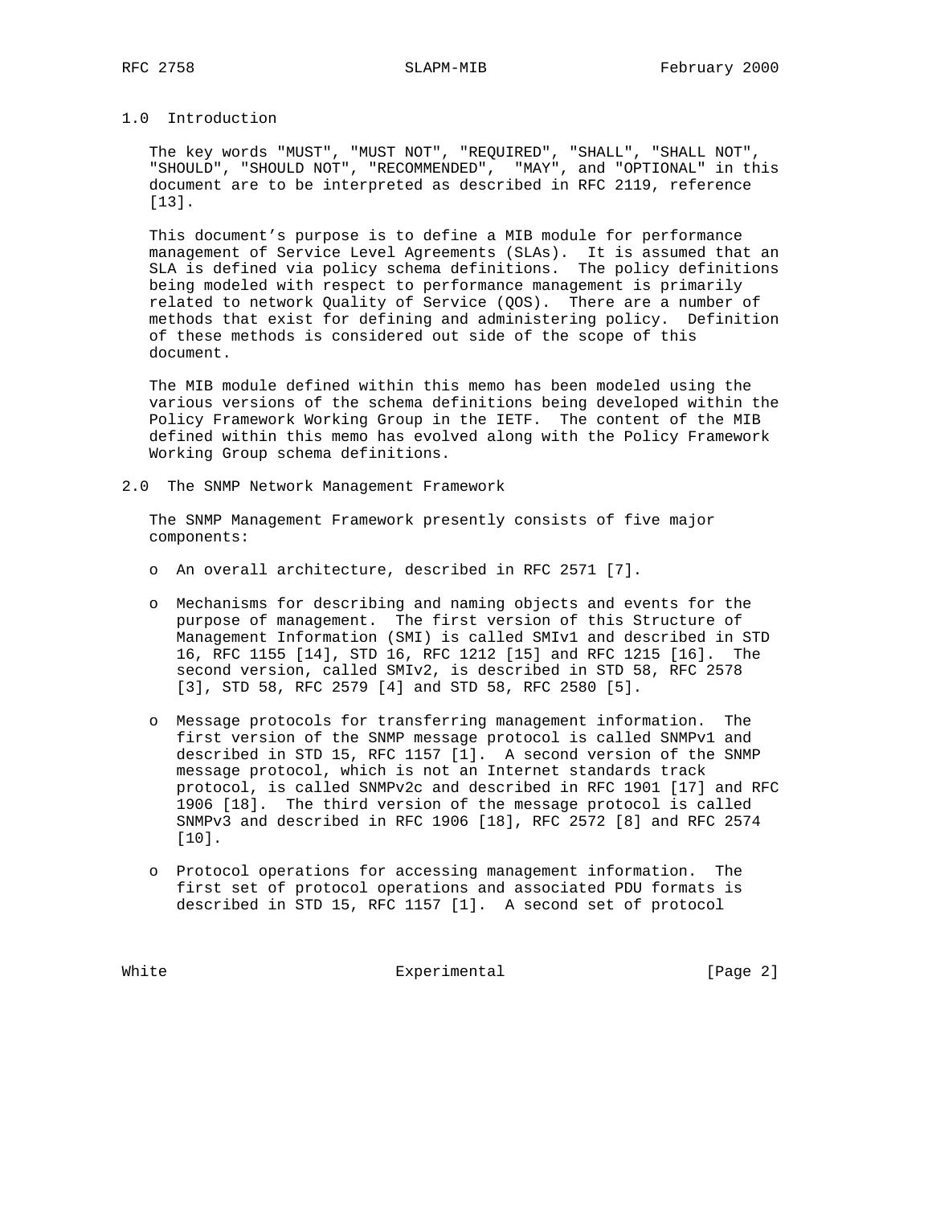## 1.0 Introduction

The key words "MUST", "MUST NOT", "REQUIRED", "SHALL", "SHALL NOT", "SHOULD", "SHOULD NOT", "RECOMMENDED", "MAY", and "OPTIONAL" in this document are to be interpreted as described in RFC 2119, reference [13].

This document's purpose is to define a MIB module for performance management of Service Level Agreements (SLAs). It is assumed that an SLA is defined via policy schema definitions. The policy definitions being modeled with respect to performance management is primarily related to network Quality of Service (QOS). There are a number of methods that exist for defining and administering policy. Definition of these methods is considered out side of the scope of this document.

The MIB module defined within this memo has been modeled using the various versions of the schema definitions being developed within the Policy Framework Working Group in the IETF. The content of the MIB defined within this memo has evolved along with the Policy Framework Working Group schema definitions.

## 2.0 The SNMP Network Management Framework

The SNMP Management Framework presently consists of five major components:

- An overall architecture, described in RFC 2571 [7].

- Mechanisms for describing and naming objects and events for the purpose of management. The first version of this Structure of Management Information (SMI) is called SMIv1 and described in STD 16, RFC 1155 [14], STD 16, RFC 1212 [15] and RFC 1215 [16]. The second version, called SMIv2, is described in STD 58, RFC 2578 [3], STD 58, RFC 2579 [4] and STD 58, RFC 2580 [5].

- Message protocols for transferring management information. The first version of the SNMP message protocol is called SNMPv1 and described in STD 15, RFC 1157 [1]. A second version of the SNMP message protocol, which is not an Internet standards track protocol, is called SNMPv2c and described in RFC 1901 [17] and RFC 1906 [18]. The third version of the message protocol is called SNMPv3 and described in RFC 1906 [18], RFC 2572 [8] and RFC 2574 [10].

- Protocol operations for accessing management information. The first set of protocol operations and associated PDU formats is described in STD 15, RFC 1157 [1]. A second set of protocol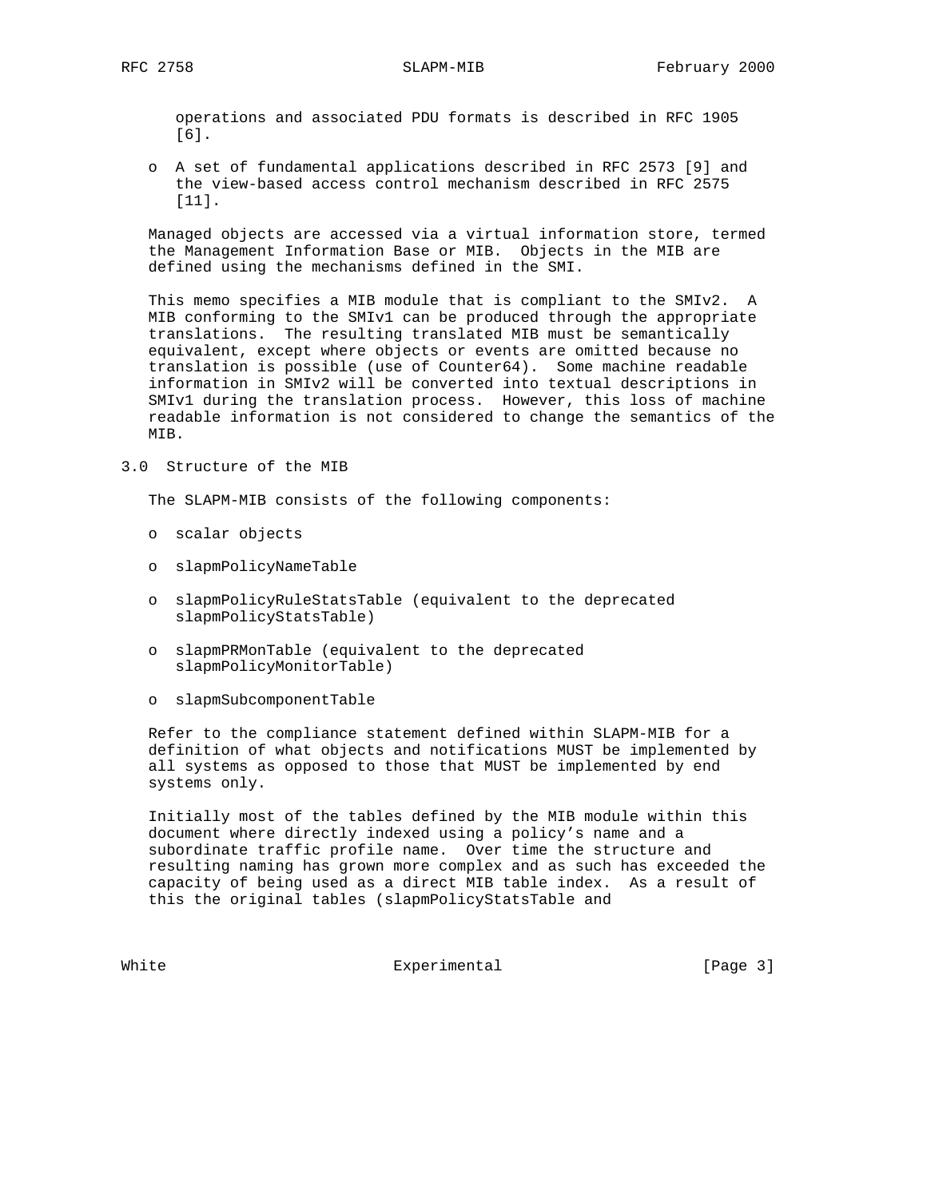operations and associated PDU formats is described in RFC 1905 [6].

- A set of fundamental applications described in RFC 2573 [9] and the view-based access control mechanism described in RFC 2575 [11].

Managed objects are accessed via a virtual information store, termed the Management Information Base or MIB. Objects in the MIB are defined using the mechanisms defined in the SMI.

This memo specifies a MIB module that is compliant to the SMIv2. A MIB conforming to the SMIv1 can be produced through the appropriate translations. The resulting translated MIB must be semantically equivalent, except where objects or events are omitted because no translation is possible (use of Counter64). Some machine readable information in SMIv2 will be converted into textual descriptions in SMIv1 during the translation process. However, this loss of machine readable information is not considered to change the semantics of the MIB.

## 3.0 Structure of the MIB

The SLAPM-MIB consists of the following components:

- scalar objects
- slapmPolicyNameTable
- slapmPolicyRuleStatsTable (equivalent to the deprecated slapmPolicyStatsTable)
- slapmPRMonTable (equivalent to the deprecated slapmPolicyMonitorTable)
- slapmSubcomponentTable

Refer to the compliance statement defined within SLAPM-MIB for a definition of what objects and notifications MUST be implemented by all systems as opposed to those that MUST be implemented by end systems only.

Initially most of the tables defined by the MIB module within this document where directly indexed using a policy's name and a subordinate traffic profile name. Over time the structure and resulting naming has grown more complex and as such has exceeded the capacity of being used as a direct MIB table index. As a result of this the original tables (slapmPolicyStatsTable and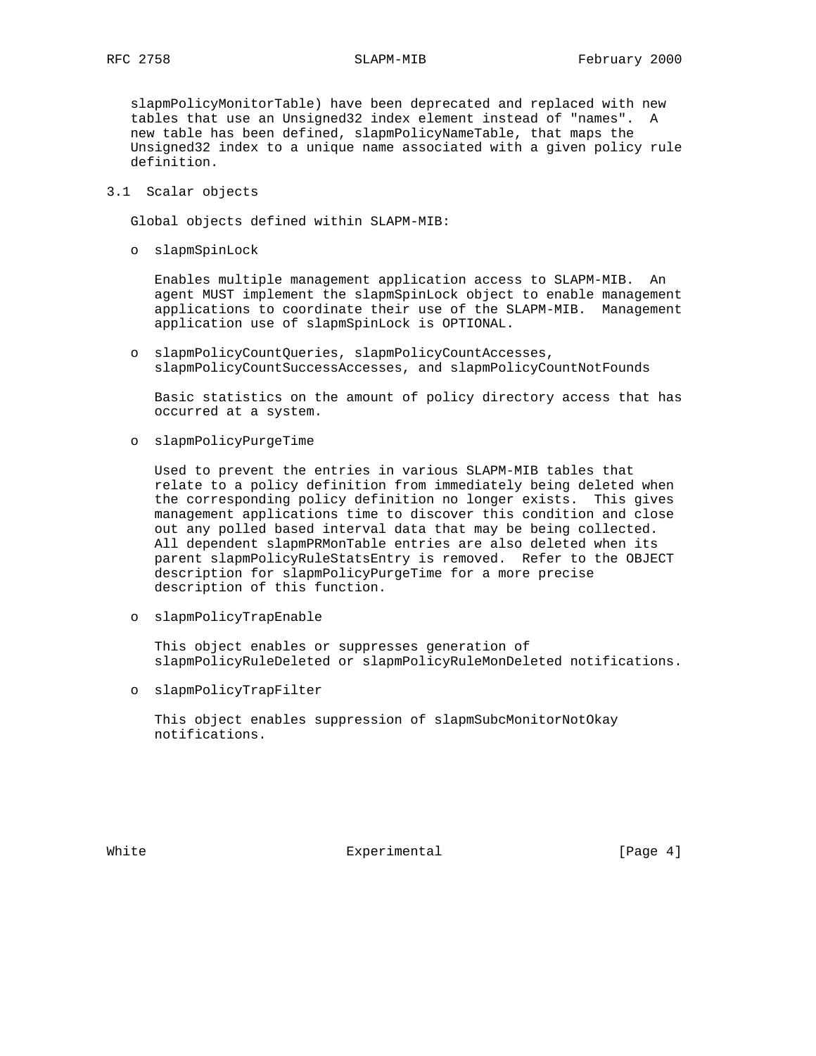slapmPolicyMonitorTable) have been deprecated and replaced with new tables that use an Unsigned32 index element instead of "names". A new table has been defined, slapmPolicyNameTable, that maps the Unsigned32 index to a unique name associated with a given policy rule definition.

## 3.1 Scalar objects

Global objects defined within SLAPM-MIB:

- slapmSpinLock

  Enables multiple management application access to SLAPM-MIB. An agent MUST implement the slapmSpinLock object to enable management applications to coordinate their use of the SLAPM-MIB. Management application use of slapmSpinLock is OPTIONAL.

- slapmPolicyCountQueries, slapmPolicyCountAccesses, slapmPolicyCountSuccessAccesses, and slapmPolicyCountNotFounds

  Basic statistics on the amount of policy directory access that has occurred at a system.

- slapmPolicyPurgeTime

  Used to prevent the entries in various SLAPM-MIB tables that relate to a policy definition from immediately being deleted when the corresponding policy definition no longer exists. This gives management applications time to discover this condition and close out any polled based interval data that may be being collected. All dependent slapmPRMonTable entries are also deleted when its parent slapmPolicyRuleStatsEntry is removed. Refer to the OBJECT description for slapmPolicyPurgeTime for a more precise description of this function.

- slapmPolicyTrapEnable

  This object enables or suppresses generation of slapmPolicyRuleDeleted or slapmPolicyRuleMonDeleted notifications.

- slapmPolicyTrapFilter

  This object enables suppression of slapmSubcMonitorNotOkay notifications.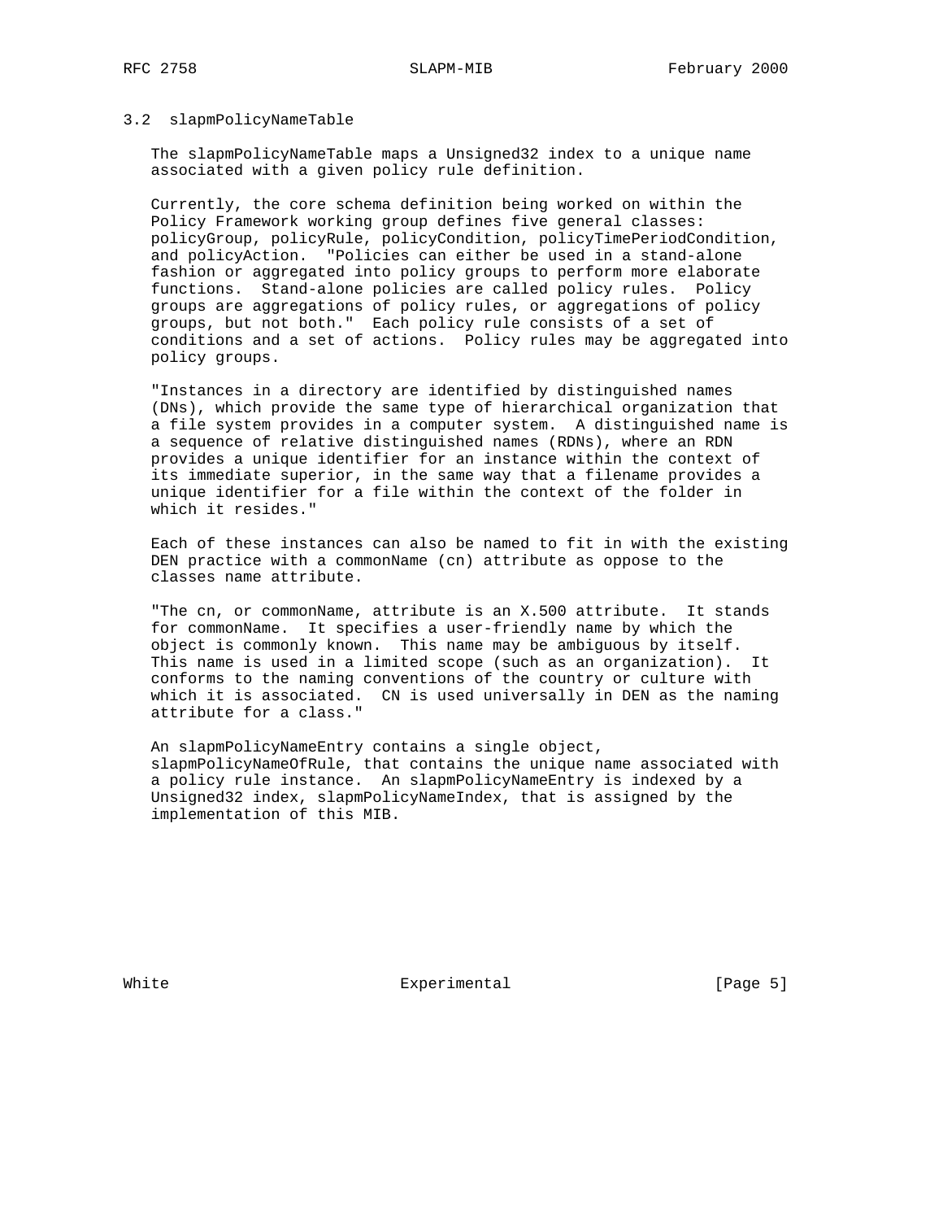### 3.2 slapmPolicyNameTable

The slapmPolicyNameTable maps a Unsigned32 index to a unique name associated with a given policy rule definition.

Currently, the core schema definition being worked on within the Policy Framework working group defines five general classes: policyGroup, policyRule, policyCondition, policyTimePeriodCondition, and policyAction. "Policies can either be used in a stand-alone fashion or aggregated into policy groups to perform more elaborate functions. Stand-alone policies are called policy rules. Policy groups are aggregations of policy rules, or aggregations of policy groups, but not both." Each policy rule consists of a set of conditions and a set of actions. Policy rules may be aggregated into policy groups.

"Instances in a directory are identified by distinguished names (DNs), which provide the same type of hierarchical organization that a file system provides in a computer system. A distinguished name is a sequence of relative distinguished names (RDNs), where an RDN provides a unique identifier for an instance within the context of its immediate superior, in the same way that a filename provides a unique identifier for a file within the context of the folder in which it resides."

Each of these instances can also be named to fit in with the existing DEN practice with a commonName (cn) attribute as oppose to the classes name attribute.

"The cn, or commonName, attribute is an X.500 attribute. It stands for commonName. It specifies a user-friendly name by which the object is commonly known. This name may be ambiguous by itself. This name is used in a limited scope (such as an organization). It conforms to the naming conventions of the country or culture with which it is associated. CN is used universally in DEN as the naming attribute for a class."

An slapmPolicyNameEntry contains a single object, slapmPolicyNameOfRule, that contains the unique name associated with a policy rule instance. An slapmPolicyNameEntry is indexed by a Unsigned32 index, slapmPolicyNameIndex, that is assigned by the implementation of this MIB.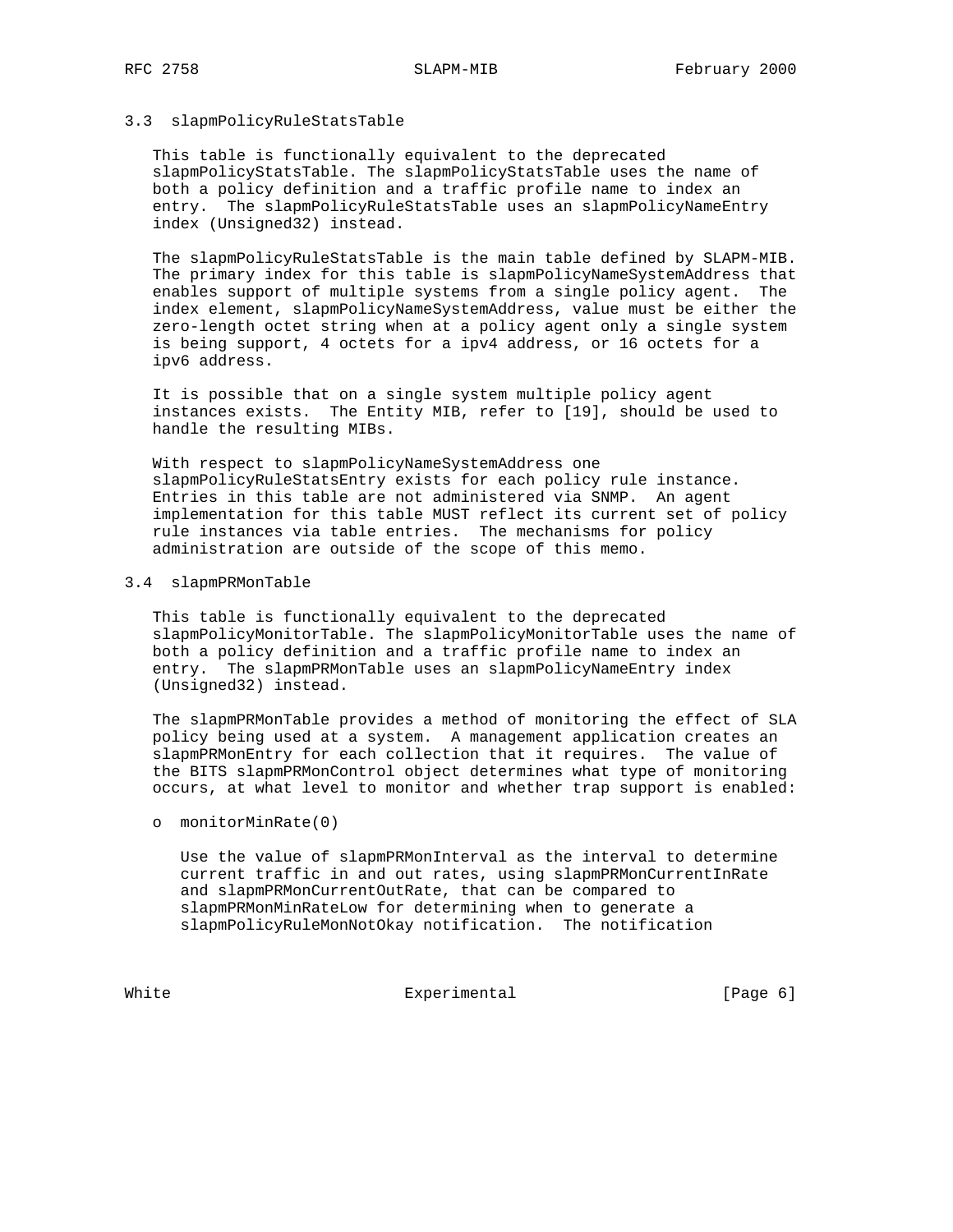### 3.3 slapmPolicyRuleStatsTable

This table is functionally equivalent to the deprecated slapmPolicyStatsTable. The slapmPolicyStatsTable uses the name of both a policy definition and a traffic profile name to index an entry. The slapmPolicyRuleStatsTable uses an slapmPolicyNameEntry index (Unsigned32) instead.

The slapmPolicyRuleStatsTable is the main table defined by SLAPM-MIB. The primary index for this table is slapmPolicyNameSystemAddress that enables support of multiple systems from a single policy agent. The index element, slapmPolicyNameSystemAddress, value must be either the zero-length octet string when at a policy agent only a single system is being support, 4 octets for a ipv4 address, or 16 octets for a ipv6 address.

It is possible that on a single system multiple policy agent instances exists. The Entity MIB, refer to [19], should be used to handle the resulting MIBs.

With respect to slapmPolicyNameSystemAddress one slapmPolicyRuleStatsEntry exists for each policy rule instance. Entries in this table are not administered via SNMP. An agent implementation for this table MUST reflect its current set of policy rule instances via table entries. The mechanisms for policy administration are outside of the scope of this memo.

### 3.4 slapmPRMonTable

This table is functionally equivalent to the deprecated slapmPolicyMonitorTable. The slapmPolicyMonitorTable uses the name of both a policy definition and a traffic profile name to index an entry. The slapmPRMonTable uses an slapmPolicyNameEntry index (Unsigned32) instead.

The slapmPRMonTable provides a method of monitoring the effect of SLA policy being used at a system. A management application creates an slapmPRMonEntry for each collection that it requires. The value of the BITS slapmPRMonControl object determines what type of monitoring occurs, at what level to monitor and whether trap support is enabled:

- monitorMinRate(0)

  Use the value of slapmPRMonInterval as the interval to determine current traffic in and out rates, using slapmPRMonCurrentInRate and slapmPRMonCurrentOutRate, that can be compared to slapmPRMonMinRateLow for determining when to generate a slapmPolicyRuleMonNotOkay notification. The notification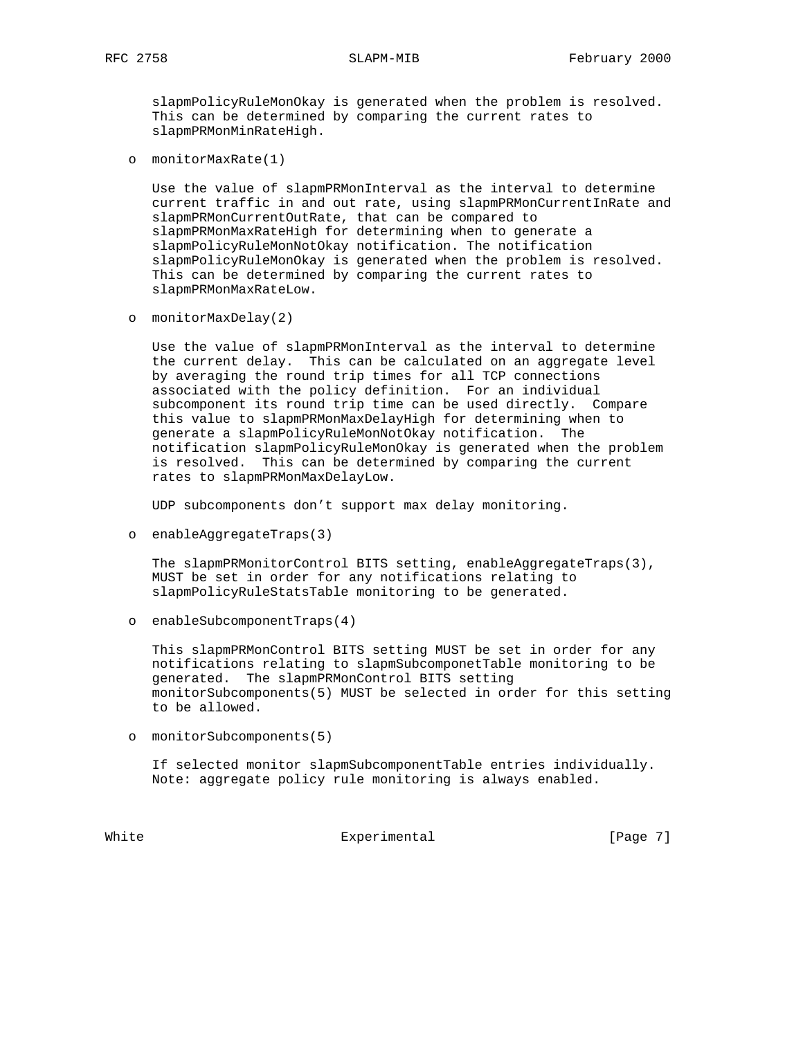slapmPolicyRuleMonOkay is generated when the problem is resolved. This can be determined by comparing the current rates to slapmPRMonMinRateHigh.

- monitorMaxRate(1)

  Use the value of slapmPRMonInterval as the interval to determine current traffic in and out rate, using slapmPRMonCurrentInRate and slapmPRMonCurrentOutRate, that can be compared to slapmPRMonMaxRateHigh for determining when to generate a slapmPolicyRuleMonNotOkay notification. The notification slapmPolicyRuleMonOkay is generated when the problem is resolved. This can be determined by comparing the current rates to slapmPRMonMaxRateLow.

- monitorMaxDelay(2)

  Use the value of slapmPRMonInterval as the interval to determine the current delay. This can be calculated on an aggregate level by averaging the round trip times for all TCP connections associated with the policy definition. For an individual subcomponent its round trip time can be used directly. Compare this value to slapmPRMonMaxDelayHigh for determining when to generate a slapmPolicyRuleMonNotOkay notification. The notification slapmPolicyRuleMonOkay is generated when the problem is resolved. This can be determined by comparing the current rates to slapmPRMonMaxDelayLow.

  UDP subcomponents don't support max delay monitoring.

- enableAggregateTraps(3)

  The slapmPRMonitorControl BITS setting, enableAggregateTraps(3), MUST be set in order for any notifications relating to slapmPolicyRuleStatsTable monitoring to be generated.

- enableSubcomponentTraps(4)

  This slapmPRMonControl BITS setting MUST be set in order for any notifications relating to slapmSubcomponetTable monitoring to be generated. The slapmPRMonControl BITS setting monitorSubcomponents(5) MUST be selected in order for this setting to be allowed.

- monitorSubcomponents(5)

  If selected monitor slapmSubcomponentTable entries individually. Note: aggregate policy rule monitoring is always enabled.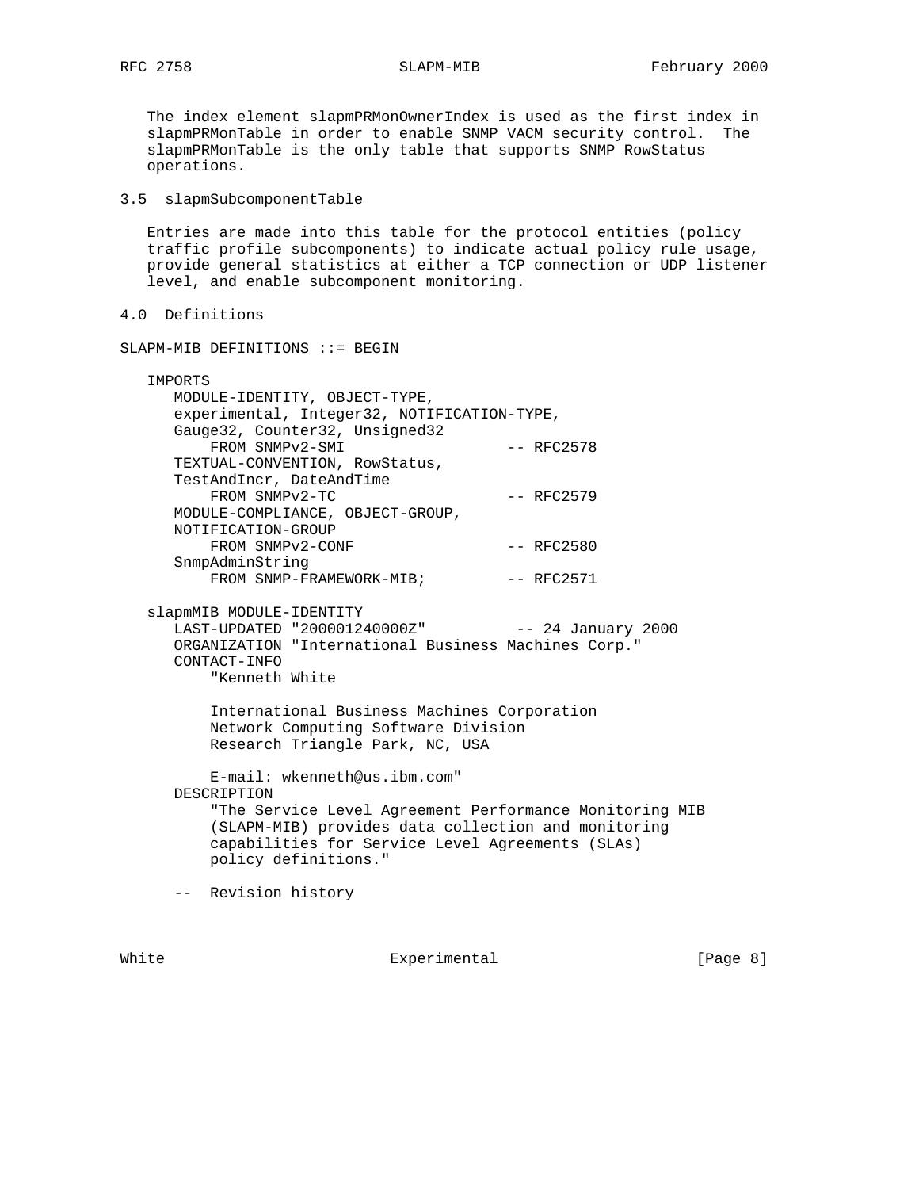The index element slapmPRMonOwnerIndex is used as the first index in slapmPRMonTable in order to enable SNMP VACM security control. The slapmPRMonTable is the only table that supports SNMP RowStatus operations.

## 3.5 slapmSubcomponentTable

Entries are made into this table for the protocol entities (policy traffic profile subcomponents) to indicate actual policy rule usage, provide general statistics at either a TCP connection or UDP listener level, and enable subcomponent monitoring.

# 4.0 Definitions

```
SLAPM-MIB DEFINITIONS ::= BEGIN

   IMPORTS
      MODULE-IDENTITY, OBJECT-TYPE,
      experimental, Integer32, NOTIFICATION-TYPE,
      Gauge32, Counter32, Unsigned32
          FROM SNMPv2-SMI                 -- RFC2578
      TEXTUAL-CONVENTION, RowStatus,
      TestAndIncr, DateAndTime
          FROM SNMPv2-TC                  -- RFC2579
      MODULE-COMPLIANCE, OBJECT-GROUP,
      NOTIFICATION-GROUP
          FROM SNMPv2-CONF                -- RFC2580
      SnmpAdminString
          FROM SNMP-FRAMEWORK-MIB;        -- RFC2571

   slapmMIB MODULE-IDENTITY
      LAST-UPDATED "200001240000Z"         -- 24 January 2000
      ORGANIZATION "International Business Machines Corp."
      CONTACT-INFO
          "Kenneth White

          International Business Machines Corporation
          Network Computing Software Division
          Research Triangle Park, NC, USA

          E-mail: wkenneth@us.ibm.com"
      DESCRIPTION
          "The Service Level Agreement Performance Monitoring MIB
          (SLAPM-MIB) provides data collection and monitoring
          capabilities for Service Level Agreements (SLAs)
          policy definitions."

      --  Revision history
```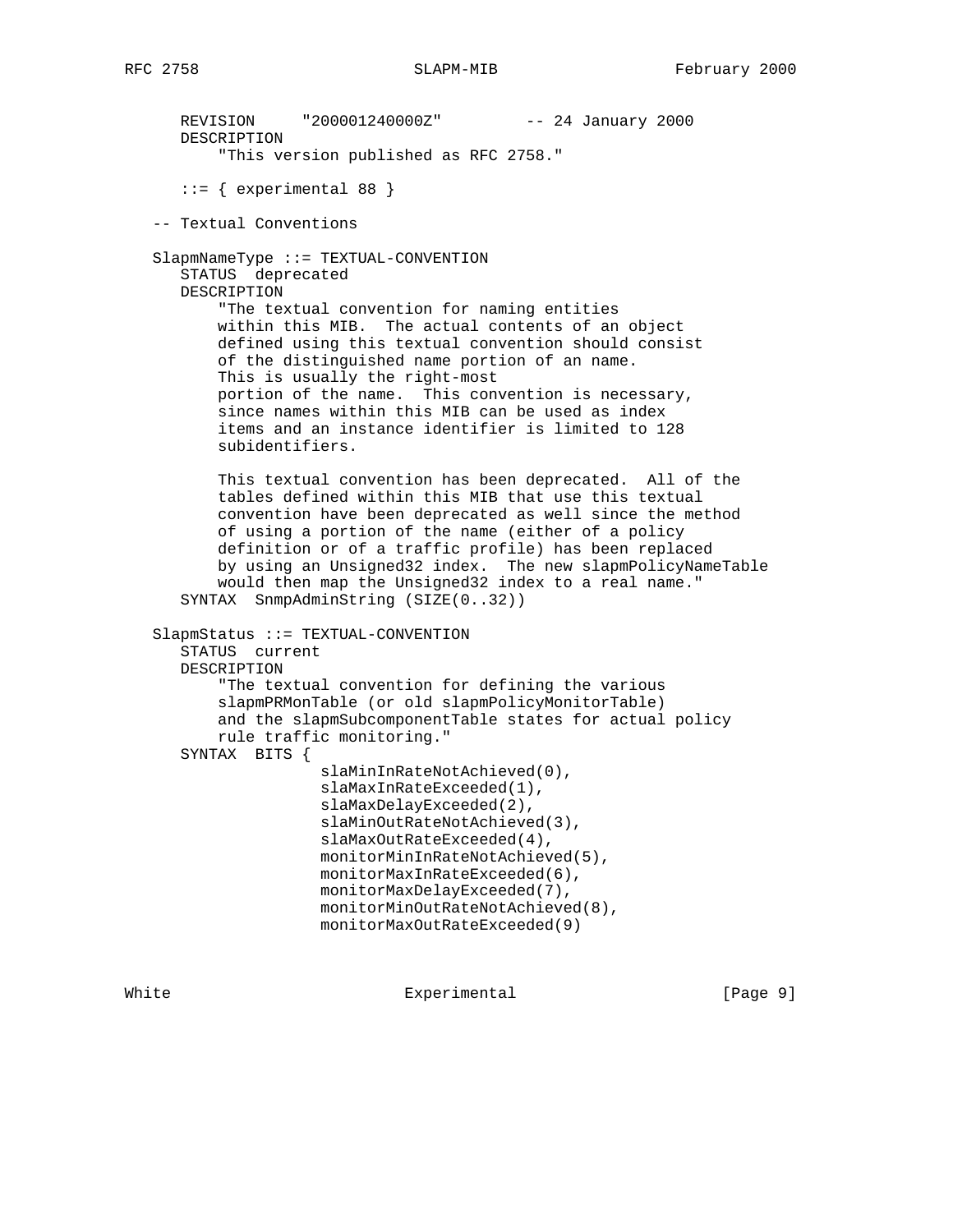```
      REVISION     "200001240000Z"         -- 24 January 2000
      DESCRIPTION
          "This version published as RFC 2758."

      ::= { experimental 88 }

   -- Textual Conventions

   SlapmNameType ::= TEXTUAL-CONVENTION
      STATUS  deprecated
      DESCRIPTION
          "The textual convention for naming entities
          within this MIB.  The actual contents of an object
          defined using this textual convention should consist
          of the distinguished name portion of an name.
          This is usually the right-most
          portion of the name.  This convention is necessary,
          since names within this MIB can be used as index
          items and an instance identifier is limited to 128
          subidentifiers.

          This textual convention has been deprecated.  All of the
          tables defined within this MIB that use this textual
          convention have been deprecated as well since the method
          of using a portion of the name (either of a policy
          definition or of a traffic profile) has been replaced
          by using an Unsigned32 index.  The new slapmPolicyNameTable
          would then map the Unsigned32 index to a real name."
      SYNTAX  SnmpAdminString (SIZE(0..32))

   SlapmStatus ::= TEXTUAL-CONVENTION
      STATUS  current
      DESCRIPTION
          "The textual convention for defining the various
          slapmPRMonTable (or old slapmPolicyMonitorTable)
          and the slapmSubcomponentTable states for actual policy
          rule traffic monitoring."
      SYNTAX  BITS {
                   slaMinInRateNotAchieved(0),
                   slaMaxInRateExceeded(1),
                   slaMaxDelayExceeded(2),
                   slaMinOutRateNotAchieved(3),
                   slaMaxOutRateExceeded(4),
                   monitorMinInRateNotAchieved(5),
                   monitorMaxInRateExceeded(6),
                   monitorMaxDelayExceeded(7),
                   monitorMinOutRateNotAchieved(8),
                   monitorMaxOutRateExceeded(9)
```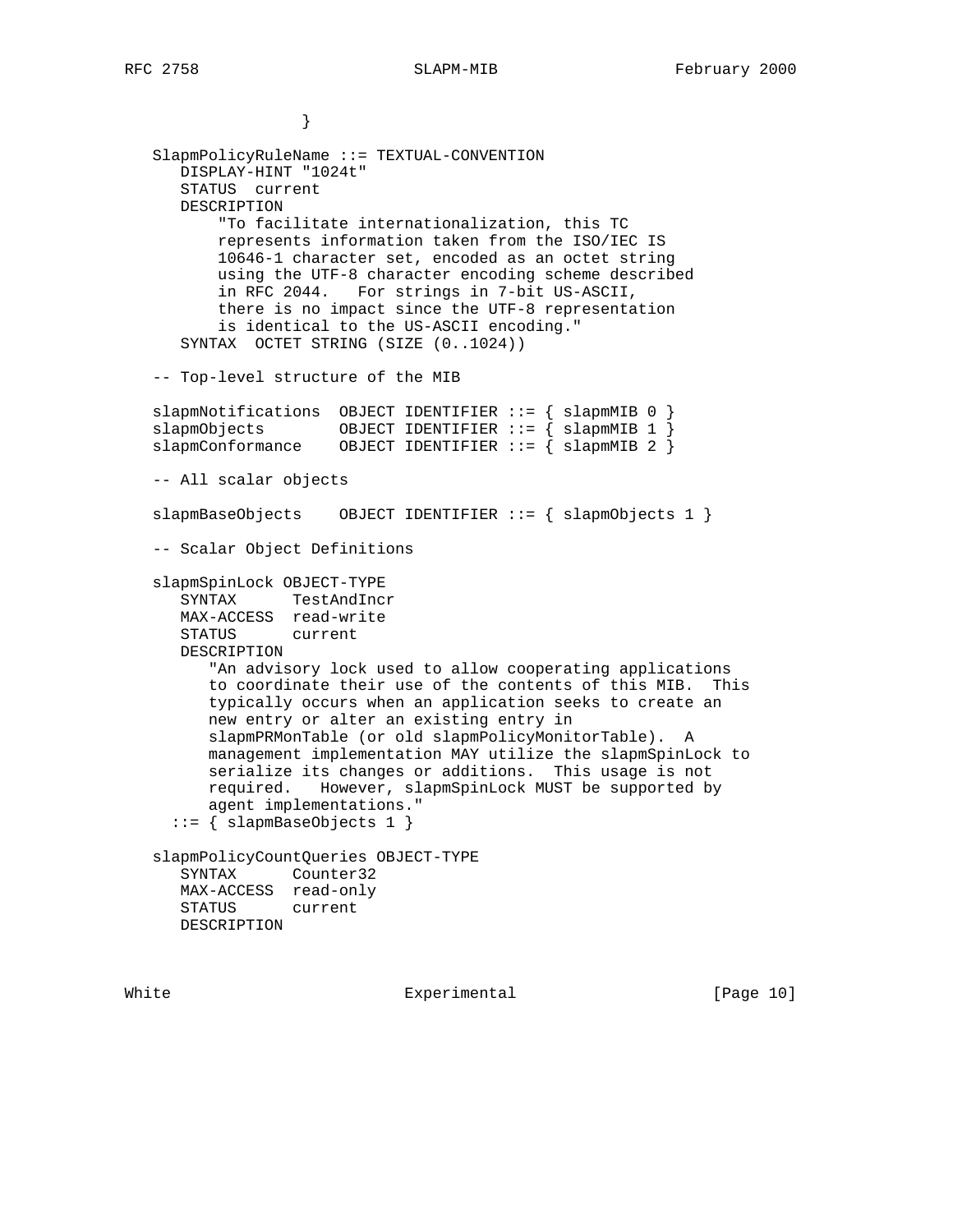```
                 }

   SlapmPolicyRuleName ::= TEXTUAL-CONVENTION
      DISPLAY-HINT "1024t"
      STATUS  current
      DESCRIPTION
          "To facilitate internationalization, this TC
          represents information taken from the ISO/IEC IS
          10646-1 character set, encoded as an octet string
          using the UTF-8 character encoding scheme described
          in RFC 2044.   For strings in 7-bit US-ASCII,
          there is no impact since the UTF-8 representation
          is identical to the US-ASCII encoding."
      SYNTAX  OCTET STRING (SIZE (0..1024))

   -- Top-level structure of the MIB

   slapmNotifications  OBJECT IDENTIFIER ::= { slapmMIB 0 }
   slapmObjects        OBJECT IDENTIFIER ::= { slapmMIB 1 }
   slapmConformance    OBJECT IDENTIFIER ::= { slapmMIB 2 }

   -- All scalar objects

   slapmBaseObjects    OBJECT IDENTIFIER ::= { slapmObjects 1 }

   -- Scalar Object Definitions

   slapmSpinLock OBJECT-TYPE
      SYNTAX      TestAndIncr
      MAX-ACCESS  read-write
      STATUS      current
      DESCRIPTION
         "An advisory lock used to allow cooperating applications
         to coordinate their use of the contents of this MIB.  This
         typically occurs when an application seeks to create an
         new entry or alter an existing entry in
         slapmPRMonTable (or old slapmPolicyMonitorTable).  A
         management implementation MAY utilize the slapmSpinLock to
         serialize its changes or additions.  This usage is not
         required.   However, slapmSpinLock MUST be supported by
         agent implementations."
     ::= { slapmBaseObjects 1 }

   slapmPolicyCountQueries OBJECT-TYPE
      SYNTAX      Counter32
      MAX-ACCESS  read-only
      STATUS      current
      DESCRIPTION
```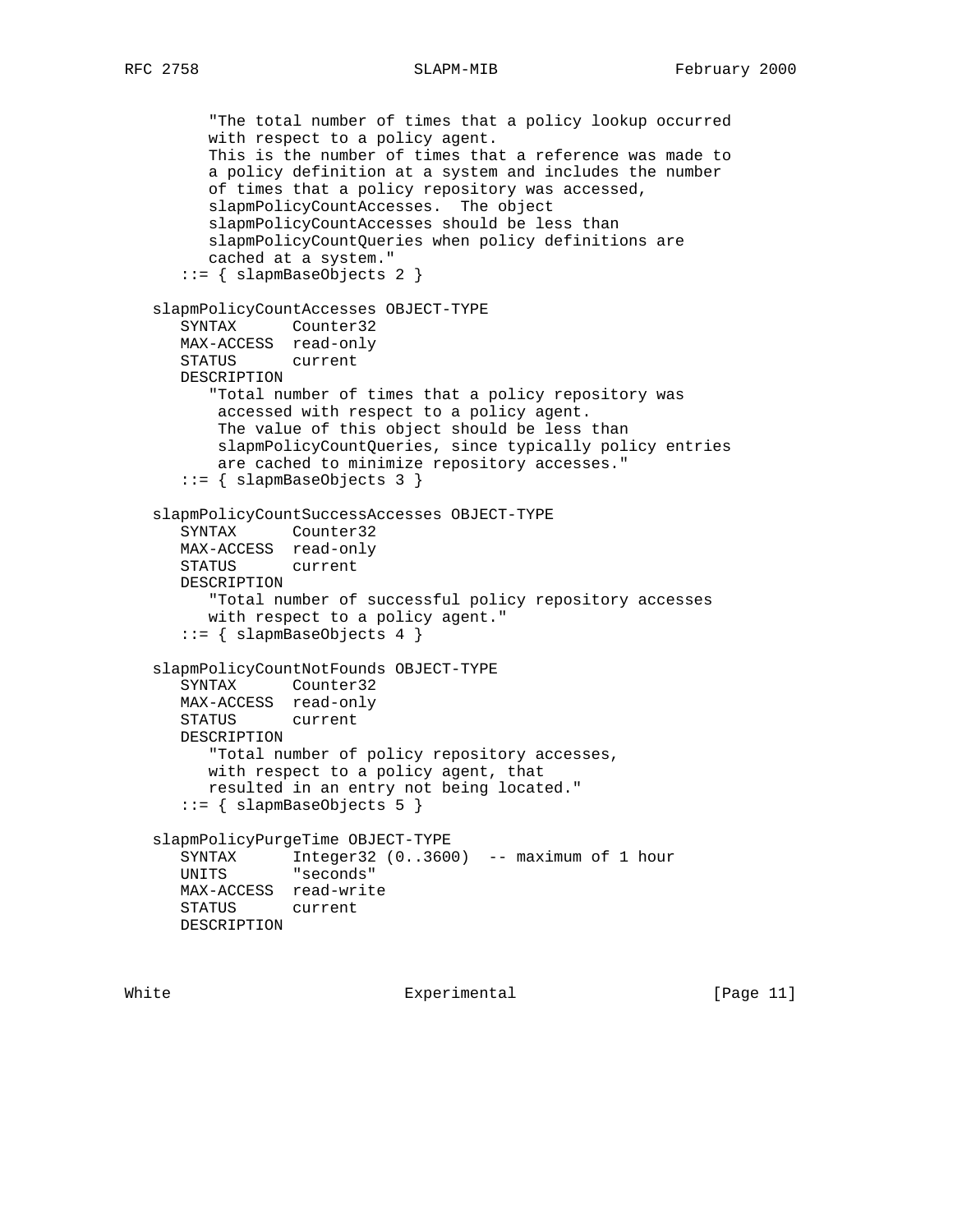```
        "The total number of times that a policy lookup occurred
        with respect to a policy agent.
        This is the number of times that a reference was made to
        a policy definition at a system and includes the number
        of times that a policy repository was accessed,
        slapmPolicyCountAccesses.  The object
        slapmPolicyCountAccesses should be less than
        slapmPolicyCountQueries when policy definitions are
        cached at a system."
     ::= { slapmBaseObjects 2 }

  slapmPolicyCountAccesses OBJECT-TYPE
     SYNTAX      Counter32
     MAX-ACCESS  read-only
     STATUS      current
     DESCRIPTION
        "Total number of times that a policy repository was
         accessed with respect to a policy agent.
         The value of this object should be less than
         slapmPolicyCountQueries, since typically policy entries
         are cached to minimize repository accesses."
     ::= { slapmBaseObjects 3 }

  slapmPolicyCountSuccessAccesses OBJECT-TYPE
     SYNTAX      Counter32
     MAX-ACCESS  read-only
     STATUS      current
     DESCRIPTION
        "Total number of successful policy repository accesses
        with respect to a policy agent."
     ::= { slapmBaseObjects 4 }

  slapmPolicyCountNotFounds OBJECT-TYPE
     SYNTAX      Counter32
     MAX-ACCESS  read-only
     STATUS      current
     DESCRIPTION
        "Total number of policy repository accesses,
        with respect to a policy agent, that
        resulted in an entry not being located."
     ::= { slapmBaseObjects 5 }

  slapmPolicyPurgeTime OBJECT-TYPE
     SYNTAX      Integer32 (0..3600)  -- maximum of 1 hour
     UNITS       "seconds"
     MAX-ACCESS  read-write
     STATUS      current
     DESCRIPTION
```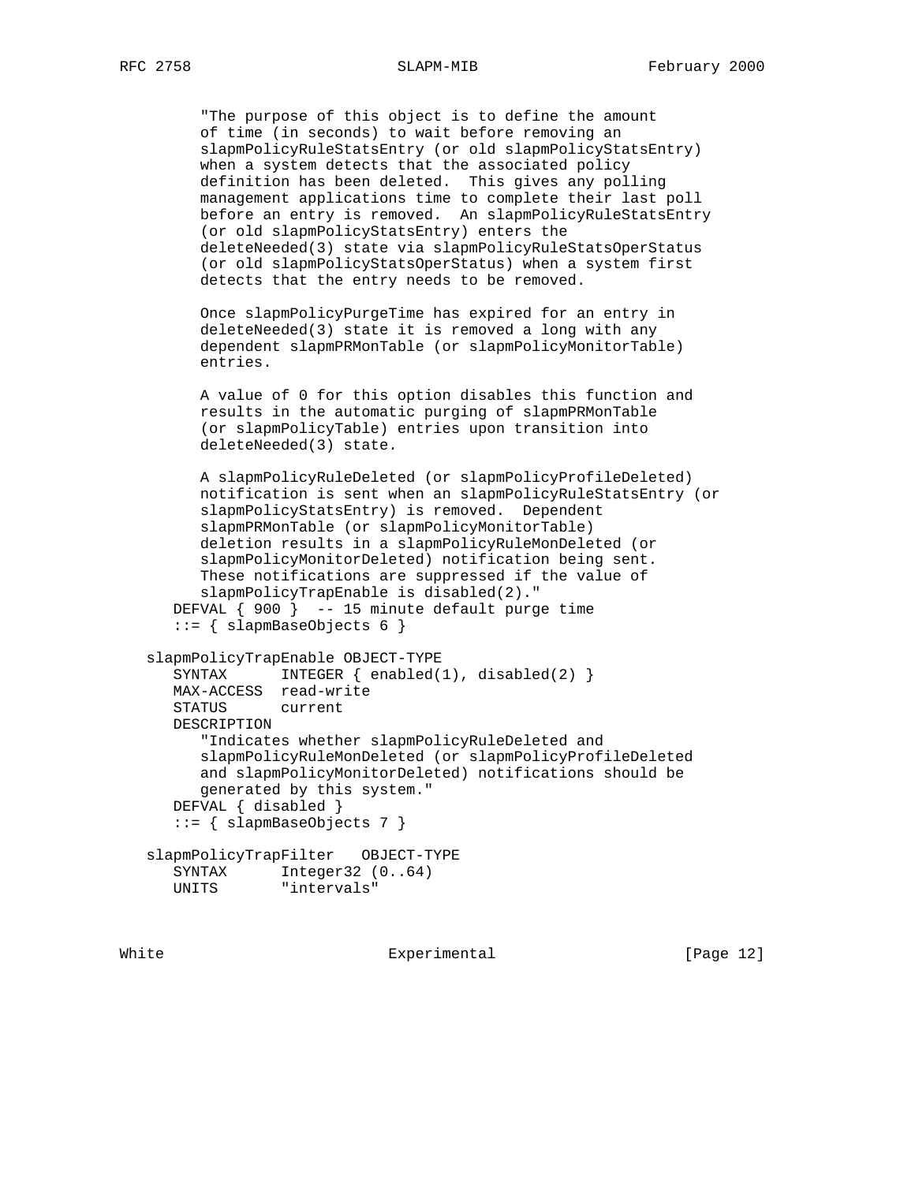```
         "The purpose of this object is to define the amount
         of time (in seconds) to wait before removing an
         slapmPolicyRuleStatsEntry (or old slapmPolicyStatsEntry)
         when a system detects that the associated policy
         definition has been deleted.  This gives any polling
         management applications time to complete their last poll
         before an entry is removed.  An slapmPolicyRuleStatsEntry
         (or old slapmPolicyStatsEntry) enters the
         deleteNeeded(3) state via slapmPolicyRuleStatsOperStatus
         (or old slapmPolicyStatsOperStatus) when a system first
         detects that the entry needs to be removed.

         Once slapmPolicyPurgeTime has expired for an entry in
         deleteNeeded(3) state it is removed a long with any
         dependent slapmPRMonTable (or slapmPolicyMonitorTable)
         entries.

         A value of 0 for this option disables this function and
         results in the automatic purging of slapmPRMonTable
         (or slapmPolicyTable) entries upon transition into
         deleteNeeded(3) state.

         A slapmPolicyRuleDeleted (or slapmPolicyProfileDeleted)
         notification is sent when an slapmPolicyRuleStatsEntry (or
         slapmPolicyStatsEntry) is removed.  Dependent
         slapmPRMonTable (or slapmPolicyMonitorTable)
         deletion results in a slapmPolicyRuleMonDeleted (or
         slapmPolicyMonitorDeleted) notification being sent.
         These notifications are suppressed if the value of
         slapmPolicyTrapEnable is disabled(2)."
      DEFVAL { 900 }  -- 15 minute default purge time
      ::= { slapmBaseObjects 6 }

   slapmPolicyTrapEnable OBJECT-TYPE
      SYNTAX      INTEGER { enabled(1), disabled(2) }
      MAX-ACCESS  read-write
      STATUS      current
      DESCRIPTION
         "Indicates whether slapmPolicyRuleDeleted and
         slapmPolicyRuleMonDeleted (or slapmPolicyProfileDeleted
         and slapmPolicyMonitorDeleted) notifications should be
         generated by this system."
      DEFVAL { disabled }
      ::= { slapmBaseObjects 7 }

   slapmPolicyTrapFilter   OBJECT-TYPE
      SYNTAX      Integer32 (0..64)
      UNITS       "intervals"
```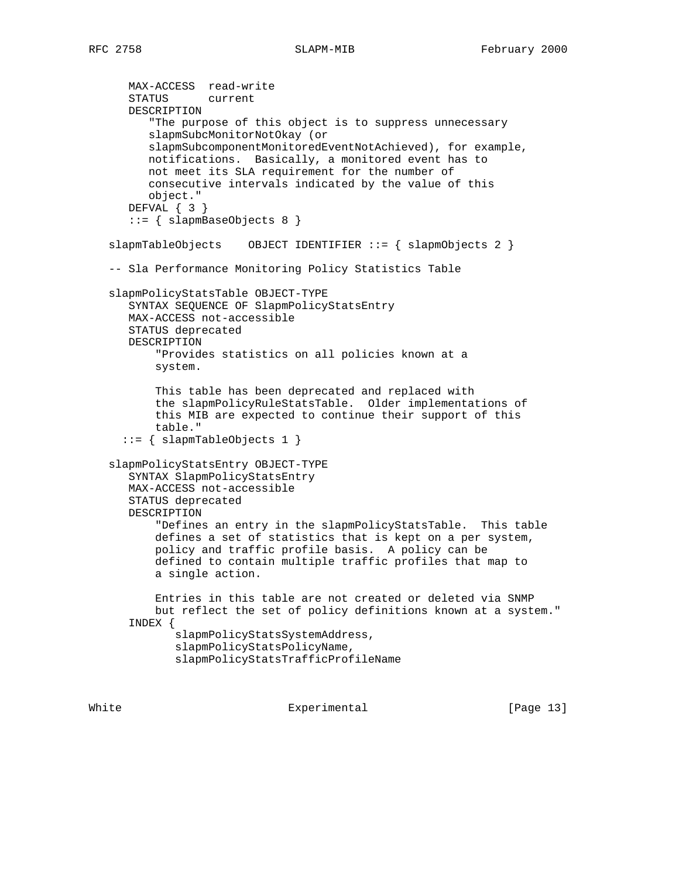```
      MAX-ACCESS  read-write
      STATUS      current
      DESCRIPTION
         "The purpose of this object is to suppress unnecessary
         slapmSubcMonitorNotOkay (or
         slapmSubcomponentMonitoredEventNotAchieved), for example,
         notifications.  Basically, a monitored event has to
         not meet its SLA requirement for the number of
         consecutive intervals indicated by the value of this
         object."
      DEFVAL { 3 }
      ::= { slapmBaseObjects 8 }

   slapmTableObjects    OBJECT IDENTIFIER ::= { slapmObjects 2 }

   -- Sla Performance Monitoring Policy Statistics Table

   slapmPolicyStatsTable OBJECT-TYPE
      SYNTAX SEQUENCE OF SlapmPolicyStatsEntry
      MAX-ACCESS not-accessible
      STATUS deprecated
      DESCRIPTION
          "Provides statistics on all policies known at a
          system.

          This table has been deprecated and replaced with
          the slapmPolicyRuleStatsTable.  Older implementations of
          this MIB are expected to continue their support of this
          table."
     ::= { slapmTableObjects 1 }

   slapmPolicyStatsEntry OBJECT-TYPE
      SYNTAX SlapmPolicyStatsEntry
      MAX-ACCESS not-accessible
      STATUS deprecated
      DESCRIPTION
          "Defines an entry in the slapmPolicyStatsTable.  This table
          defines a set of statistics that is kept on a per system,
          policy and traffic profile basis.  A policy can be
          defined to contain multiple traffic profiles that map to
          a single action.

          Entries in this table are not created or deleted via SNMP
          but reflect the set of policy definitions known at a system."
      INDEX {
             slapmPolicyStatsSystemAddress,
             slapmPolicyStatsPolicyName,
             slapmPolicyStatsTrafficProfileName
```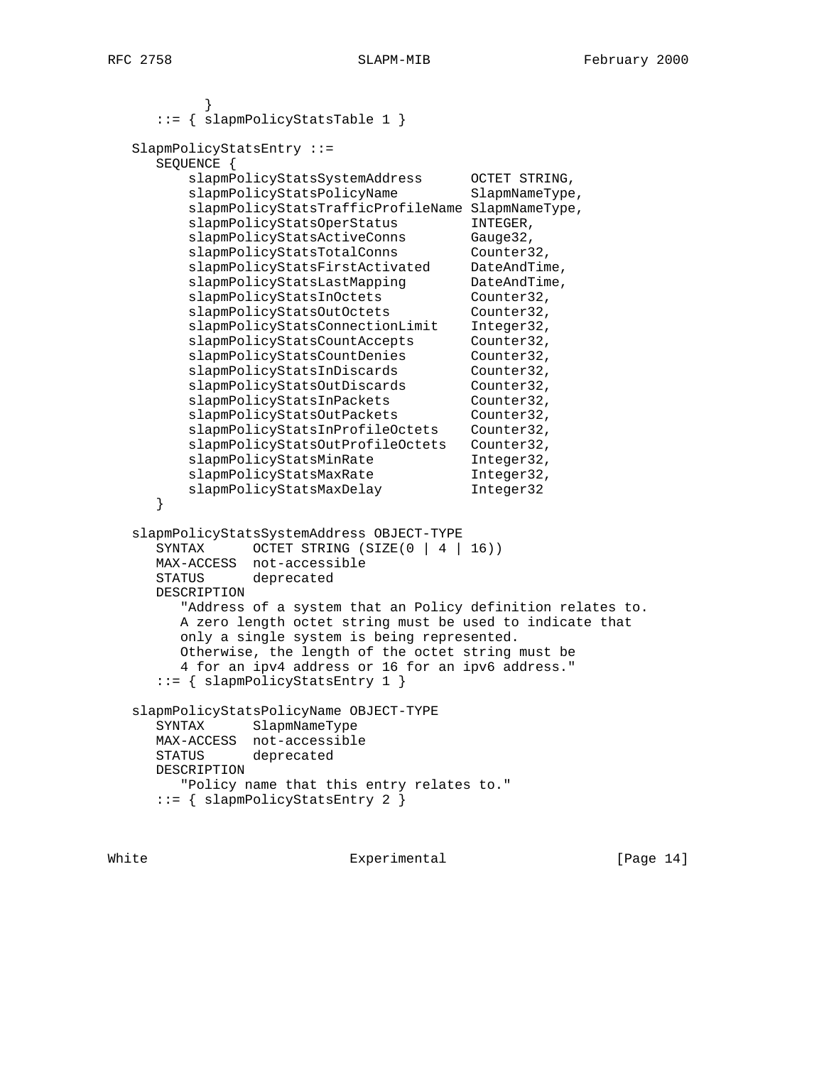```
          }
      ::= { slapmPolicyStatsTable 1 }

   SlapmPolicyStatsEntry ::=
      SEQUENCE {
          slapmPolicyStatsSystemAddress      OCTET STRING,
          slapmPolicyStatsPolicyName         SlapmNameType,
          slapmPolicyStatsTrafficProfileName SlapmNameType,
          slapmPolicyStatsOperStatus         INTEGER,
          slapmPolicyStatsActiveConns        Gauge32,
          slapmPolicyStatsTotalConns         Counter32,
          slapmPolicyStatsFirstActivated     DateAndTime,
          slapmPolicyStatsLastMapping        DateAndTime,
          slapmPolicyStatsInOctets           Counter32,
          slapmPolicyStatsOutOctets          Counter32,
          slapmPolicyStatsConnectionLimit    Integer32,
          slapmPolicyStatsCountAccepts       Counter32,
          slapmPolicyStatsCountDenies        Counter32,
          slapmPolicyStatsInDiscards         Counter32,
          slapmPolicyStatsOutDiscards        Counter32,
          slapmPolicyStatsInPackets          Counter32,
          slapmPolicyStatsOutPackets         Counter32,
          slapmPolicyStatsInProfileOctets    Counter32,
          slapmPolicyStatsOutProfileOctets   Counter32,
          slapmPolicyStatsMinRate            Integer32,
          slapmPolicyStatsMaxRate            Integer32,
          slapmPolicyStatsMaxDelay           Integer32
      }

   slapmPolicyStatsSystemAddress OBJECT-TYPE
      SYNTAX      OCTET STRING (SIZE(0 | 4 | 16))
      MAX-ACCESS  not-accessible
      STATUS      deprecated
      DESCRIPTION
         "Address of a system that an Policy definition relates to.
         A zero length octet string must be used to indicate that
         only a single system is being represented.
         Otherwise, the length of the octet string must be
         4 for an ipv4 address or 16 for an ipv6 address."
      ::= { slapmPolicyStatsEntry 1 }

   slapmPolicyStatsPolicyName OBJECT-TYPE
      SYNTAX      SlapmNameType
      MAX-ACCESS  not-accessible
      STATUS      deprecated
      DESCRIPTION
         "Policy name that this entry relates to."
      ::= { slapmPolicyStatsEntry 2 }
```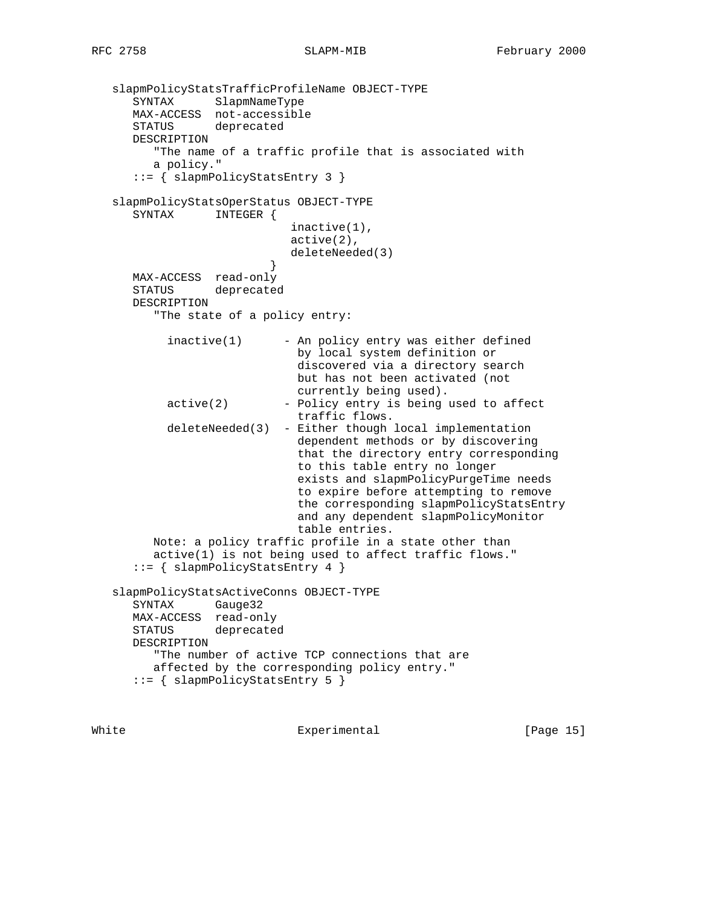```
   slapmPolicyStatsTrafficProfileName OBJECT-TYPE
      SYNTAX      SlapmNameType
      MAX-ACCESS  not-accessible
      STATUS      deprecated
      DESCRIPTION
         "The name of a traffic profile that is associated with
         a policy."
      ::= { slapmPolicyStatsEntry 3 }

   slapmPolicyStatsOperStatus OBJECT-TYPE
      SYNTAX      INTEGER {
                             inactive(1),
                             active(2),
                             deleteNeeded(3)
                         }
      MAX-ACCESS  read-only
      STATUS      deprecated
      DESCRIPTION
         "The state of a policy entry:

           inactive(1)      - An policy entry was either defined
                              by local system definition or
                              discovered via a directory search
                              but has not been activated (not
                              currently being used).
           active(2)        - Policy entry is being used to affect
                              traffic flows.
           deleteNeeded(3)  - Either though local implementation
                              dependent methods or by discovering
                              that the directory entry corresponding
                              to this table entry no longer
                              exists and slapmPolicyPurgeTime needs
                              to expire before attempting to remove
                              the corresponding slapmPolicyStatsEntry
                              and any dependent slapmPolicyMonitor
                              table entries.
         Note: a policy traffic profile in a state other than
         active(1) is not being used to affect traffic flows."
      ::= { slapmPolicyStatsEntry 4 }

   slapmPolicyStatsActiveConns OBJECT-TYPE
      SYNTAX      Gauge32
      MAX-ACCESS  read-only
      STATUS      deprecated
      DESCRIPTION
         "The number of active TCP connections that are
         affected by the corresponding policy entry."
      ::= { slapmPolicyStatsEntry 5 }
```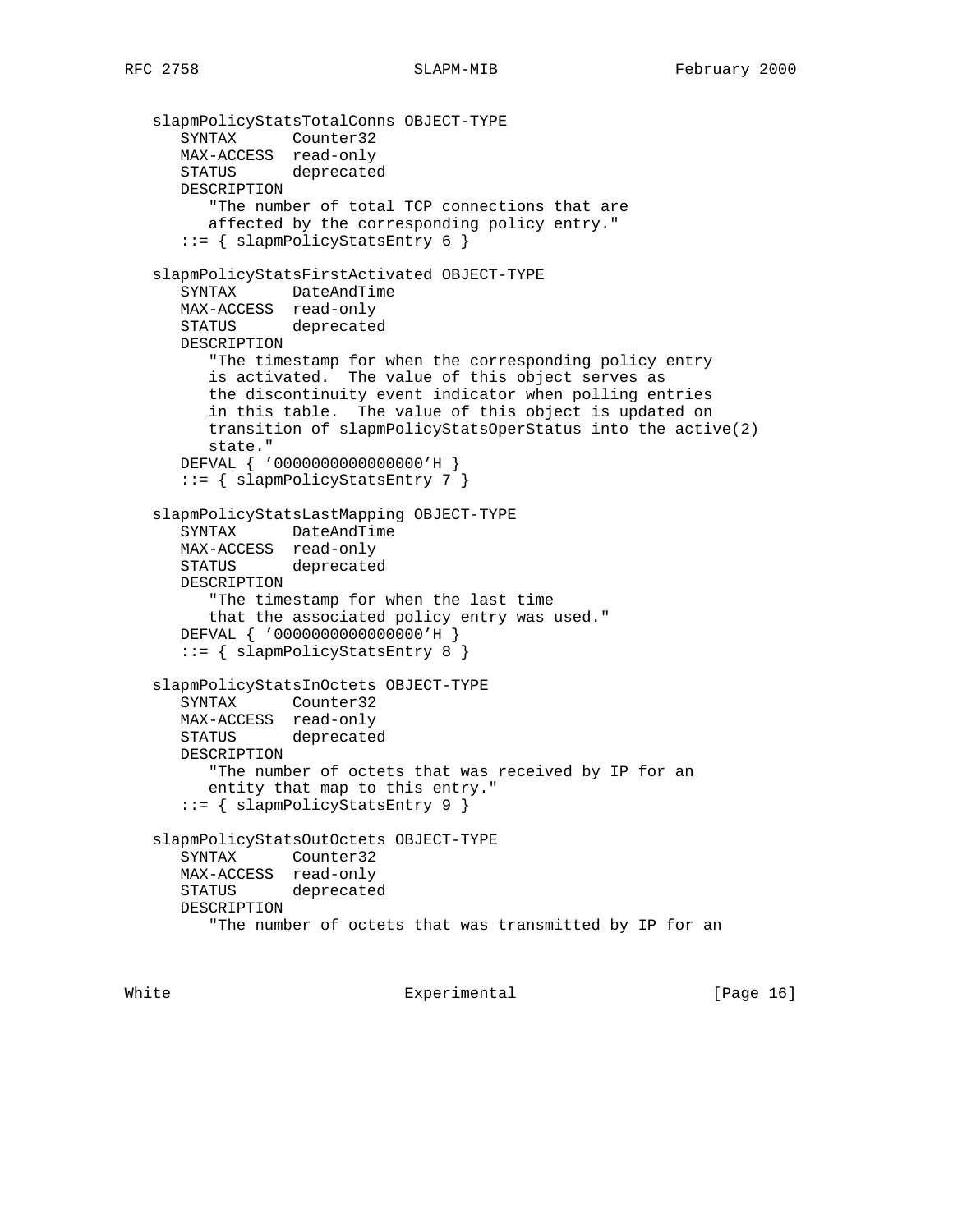```
   slapmPolicyStatsTotalConns OBJECT-TYPE
      SYNTAX      Counter32
      MAX-ACCESS  read-only
      STATUS      deprecated
      DESCRIPTION
         "The number of total TCP connections that are
         affected by the corresponding policy entry."
      ::= { slapmPolicyStatsEntry 6 }

   slapmPolicyStatsFirstActivated OBJECT-TYPE
      SYNTAX      DateAndTime
      MAX-ACCESS  read-only
      STATUS      deprecated
      DESCRIPTION
         "The timestamp for when the corresponding policy entry
         is activated.  The value of this object serves as
         the discontinuity event indicator when polling entries
         in this table.  The value of this object is updated on
         transition of slapmPolicyStatsOperStatus into the active(2)
         state."
      DEFVAL { '0000000000000000'H }
      ::= { slapmPolicyStatsEntry 7 }

   slapmPolicyStatsLastMapping OBJECT-TYPE
      SYNTAX      DateAndTime
      MAX-ACCESS  read-only
      STATUS      deprecated
      DESCRIPTION
         "The timestamp for when the last time
         that the associated policy entry was used."
      DEFVAL { '0000000000000000'H }
      ::= { slapmPolicyStatsEntry 8 }

   slapmPolicyStatsInOctets OBJECT-TYPE
      SYNTAX      Counter32
      MAX-ACCESS  read-only
      STATUS      deprecated
      DESCRIPTION
         "The number of octets that was received by IP for an
         entity that map to this entry."
      ::= { slapmPolicyStatsEntry 9 }

   slapmPolicyStatsOutOctets OBJECT-TYPE
      SYNTAX      Counter32
      MAX-ACCESS  read-only
      STATUS      deprecated
      DESCRIPTION
         "The number of octets that was transmitted by IP for an
```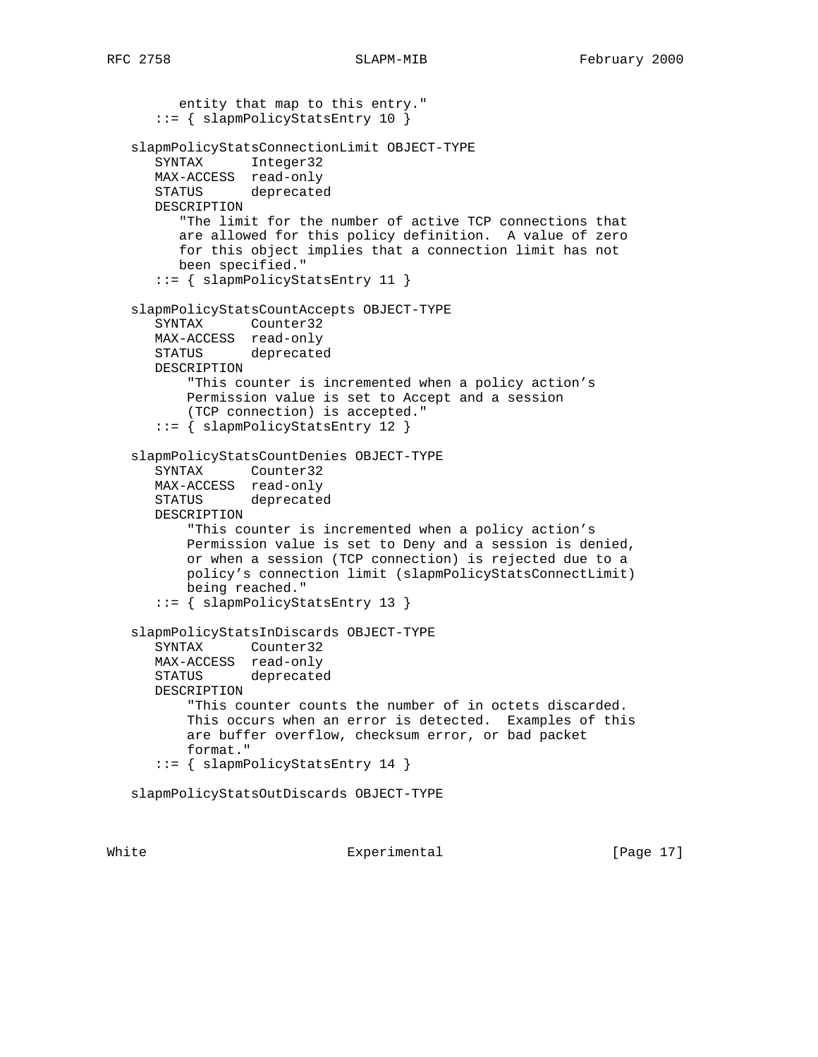```
         entity that map to this entry."
      ::= { slapmPolicyStatsEntry 10 }

   slapmPolicyStatsConnectionLimit OBJECT-TYPE
      SYNTAX      Integer32
      MAX-ACCESS  read-only
      STATUS      deprecated
      DESCRIPTION
         "The limit for the number of active TCP connections that
         are allowed for this policy definition.  A value of zero
         for this object implies that a connection limit has not
         been specified."
      ::= { slapmPolicyStatsEntry 11 }

   slapmPolicyStatsCountAccepts OBJECT-TYPE
      SYNTAX      Counter32
      MAX-ACCESS  read-only
      STATUS      deprecated
      DESCRIPTION
          "This counter is incremented when a policy action's
          Permission value is set to Accept and a session
          (TCP connection) is accepted."
      ::= { slapmPolicyStatsEntry 12 }

   slapmPolicyStatsCountDenies OBJECT-TYPE
      SYNTAX      Counter32
      MAX-ACCESS  read-only
      STATUS      deprecated
      DESCRIPTION
          "This counter is incremented when a policy action's
          Permission value is set to Deny and a session is denied,
          or when a session (TCP connection) is rejected due to a
          policy's connection limit (slapmPolicyStatsConnectLimit)
          being reached."
      ::= { slapmPolicyStatsEntry 13 }

   slapmPolicyStatsInDiscards OBJECT-TYPE
      SYNTAX      Counter32
      MAX-ACCESS  read-only
      STATUS      deprecated
      DESCRIPTION
          "This counter counts the number of in octets discarded.
          This occurs when an error is detected.  Examples of this
          are buffer overflow, checksum error, or bad packet
          format."
      ::= { slapmPolicyStatsEntry 14 }

   slapmPolicyStatsOutDiscards OBJECT-TYPE
```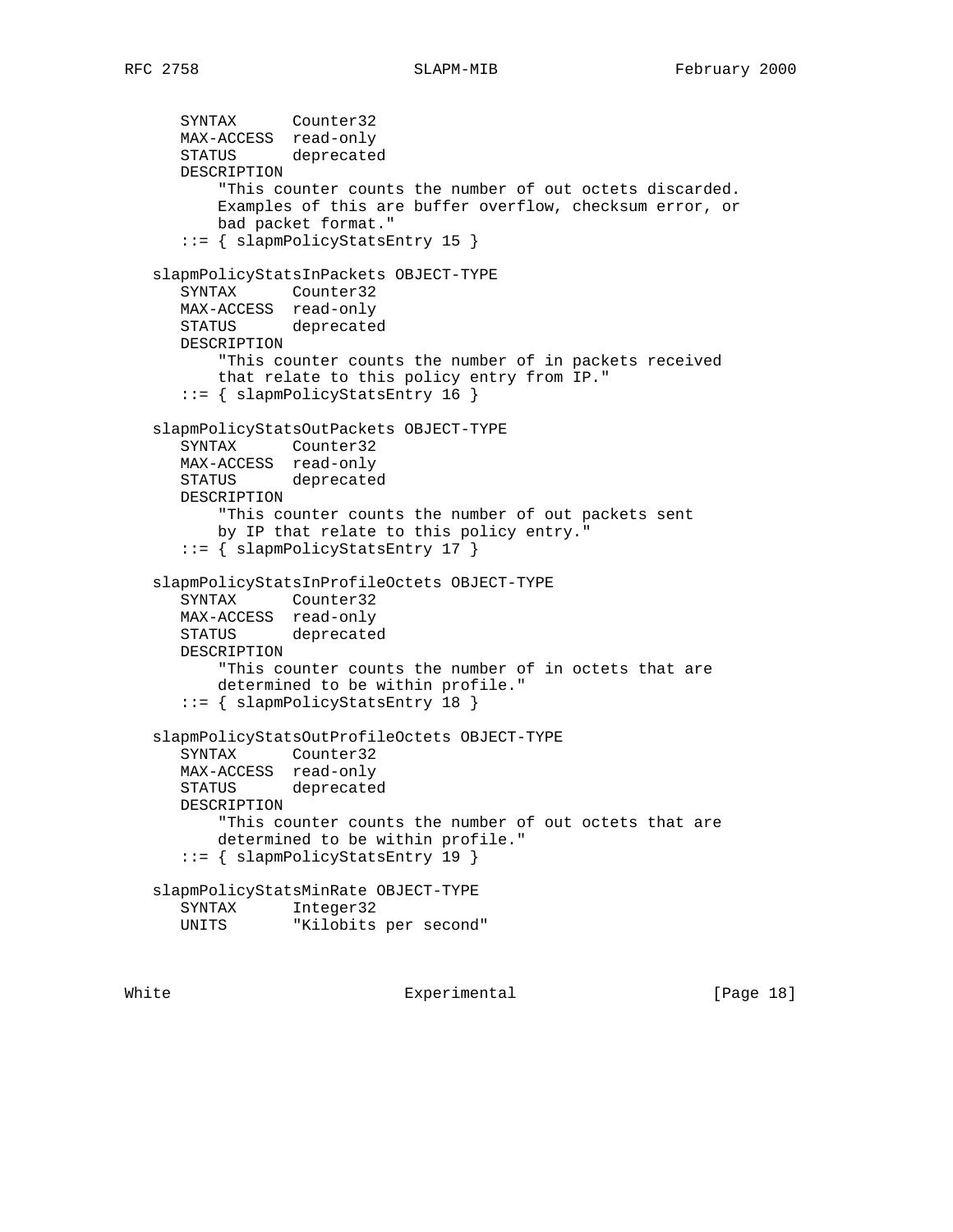```
      SYNTAX      Counter32
      MAX-ACCESS  read-only
      STATUS      deprecated
      DESCRIPTION
          "This counter counts the number of out octets discarded.
          Examples of this are buffer overflow, checksum error, or
          bad packet format."
      ::= { slapmPolicyStatsEntry 15 }

   slapmPolicyStatsInPackets OBJECT-TYPE
      SYNTAX      Counter32
      MAX-ACCESS  read-only
      STATUS      deprecated
      DESCRIPTION
          "This counter counts the number of in packets received
          that relate to this policy entry from IP."
      ::= { slapmPolicyStatsEntry 16 }

   slapmPolicyStatsOutPackets OBJECT-TYPE
      SYNTAX      Counter32
      MAX-ACCESS  read-only
      STATUS      deprecated
      DESCRIPTION
          "This counter counts the number of out packets sent
          by IP that relate to this policy entry."
      ::= { slapmPolicyStatsEntry 17 }

   slapmPolicyStatsInProfileOctets OBJECT-TYPE
      SYNTAX      Counter32
      MAX-ACCESS  read-only
      STATUS      deprecated
      DESCRIPTION
          "This counter counts the number of in octets that are
          determined to be within profile."
      ::= { slapmPolicyStatsEntry 18 }

   slapmPolicyStatsOutProfileOctets OBJECT-TYPE
      SYNTAX      Counter32
      MAX-ACCESS  read-only
      STATUS      deprecated
      DESCRIPTION
          "This counter counts the number of out octets that are
          determined to be within profile."
      ::= { slapmPolicyStatsEntry 19 }

   slapmPolicyStatsMinRate OBJECT-TYPE
      SYNTAX      Integer32
      UNITS       "Kilobits per second"
```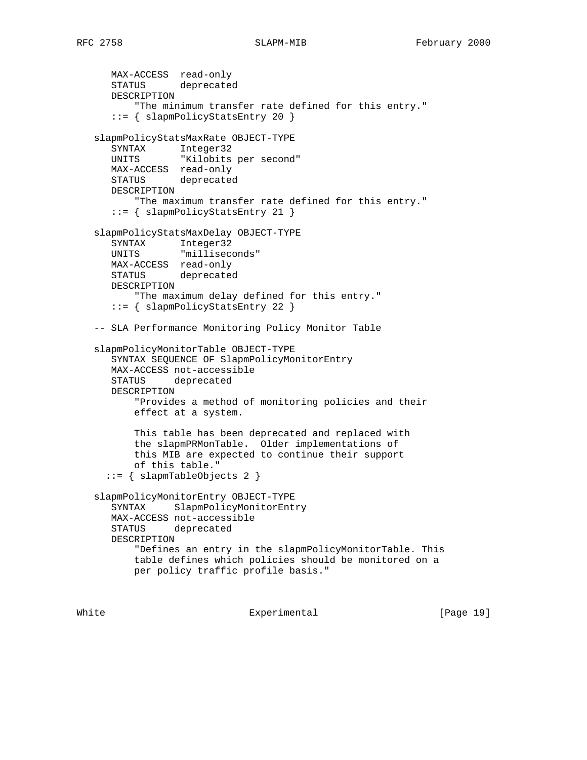```
      MAX-ACCESS  read-only
      STATUS      deprecated
      DESCRIPTION
          "The minimum transfer rate defined for this entry."
      ::= { slapmPolicyStatsEntry 20 }

   slapmPolicyStatsMaxRate OBJECT-TYPE
      SYNTAX      Integer32
      UNITS       "Kilobits per second"
      MAX-ACCESS  read-only
      STATUS      deprecated
      DESCRIPTION
          "The maximum transfer rate defined for this entry."
      ::= { slapmPolicyStatsEntry 21 }

   slapmPolicyStatsMaxDelay OBJECT-TYPE
      SYNTAX      Integer32
      UNITS       "milliseconds"
      MAX-ACCESS  read-only
      STATUS      deprecated
      DESCRIPTION
          "The maximum delay defined for this entry."
      ::= { slapmPolicyStatsEntry 22 }

   -- SLA Performance Monitoring Policy Monitor Table

   slapmPolicyMonitorTable OBJECT-TYPE
      SYNTAX SEQUENCE OF SlapmPolicyMonitorEntry
      MAX-ACCESS not-accessible
      STATUS     deprecated
      DESCRIPTION
          "Provides a method of monitoring policies and their
          effect at a system.

          This table has been deprecated and replaced with
          the slapmPRMonTable.  Older implementations of
          this MIB are expected to continue their support
          of this table."
     ::= { slapmTableObjects 2 }

   slapmPolicyMonitorEntry OBJECT-TYPE
      SYNTAX     SlapmPolicyMonitorEntry
      MAX-ACCESS not-accessible
      STATUS     deprecated
      DESCRIPTION
          "Defines an entry in the slapmPolicyMonitorTable. This
          table defines which policies should be monitored on a
          per policy traffic profile basis."
```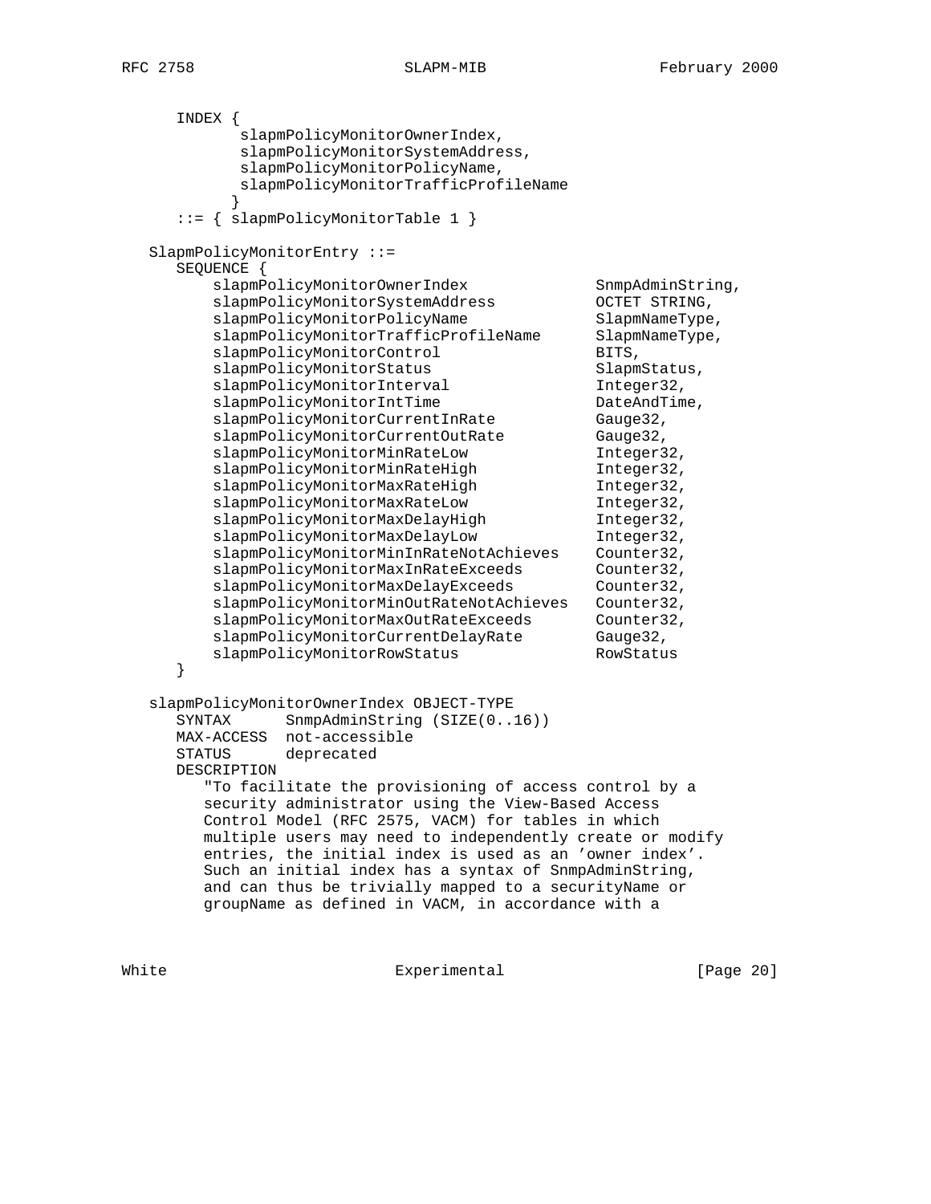```
      INDEX {
             slapmPolicyMonitorOwnerIndex,
             slapmPolicyMonitorSystemAddress,
             slapmPolicyMonitorPolicyName,
             slapmPolicyMonitorTrafficProfileName
            }
      ::= { slapmPolicyMonitorTable 1 }

   SlapmPolicyMonitorEntry ::=
      SEQUENCE {
          slapmPolicyMonitorOwnerIndex              SnmpAdminString,
          slapmPolicyMonitorSystemAddress           OCTET STRING,
          slapmPolicyMonitorPolicyName              SlapmNameType,
          slapmPolicyMonitorTrafficProfileName      SlapmNameType,
          slapmPolicyMonitorControl                 BITS,
          slapmPolicyMonitorStatus                  SlapmStatus,
          slapmPolicyMonitorInterval                Integer32,
          slapmPolicyMonitorIntTime                 DateAndTime,
          slapmPolicyMonitorCurrentInRate           Gauge32,
          slapmPolicyMonitorCurrentOutRate          Gauge32,
          slapmPolicyMonitorMinRateLow              Integer32,
          slapmPolicyMonitorMinRateHigh             Integer32,
          slapmPolicyMonitorMaxRateHigh             Integer32,
          slapmPolicyMonitorMaxRateLow              Integer32,
          slapmPolicyMonitorMaxDelayHigh            Integer32,
          slapmPolicyMonitorMaxDelayLow             Integer32,
          slapmPolicyMonitorMinInRateNotAchieves    Counter32,
          slapmPolicyMonitorMaxInRateExceeds        Counter32,
          slapmPolicyMonitorMaxDelayExceeds         Counter32,
          slapmPolicyMonitorMinOutRateNotAchieves   Counter32,
          slapmPolicyMonitorMaxOutRateExceeds       Counter32,
          slapmPolicyMonitorCurrentDelayRate        Gauge32,
          slapmPolicyMonitorRowStatus               RowStatus
      }

   slapmPolicyMonitorOwnerIndex OBJECT-TYPE
      SYNTAX      SnmpAdminString (SIZE(0..16))
      MAX-ACCESS  not-accessible
      STATUS      deprecated
      DESCRIPTION
         "To facilitate the provisioning of access control by a
         security administrator using the View-Based Access
         Control Model (RFC 2575, VACM) for tables in which
         multiple users may need to independently create or modify
         entries, the initial index is used as an 'owner index'.
         Such an initial index has a syntax of SnmpAdminString,
         and can thus be trivially mapped to a securityName or
         groupName as defined in VACM, in accordance with a
```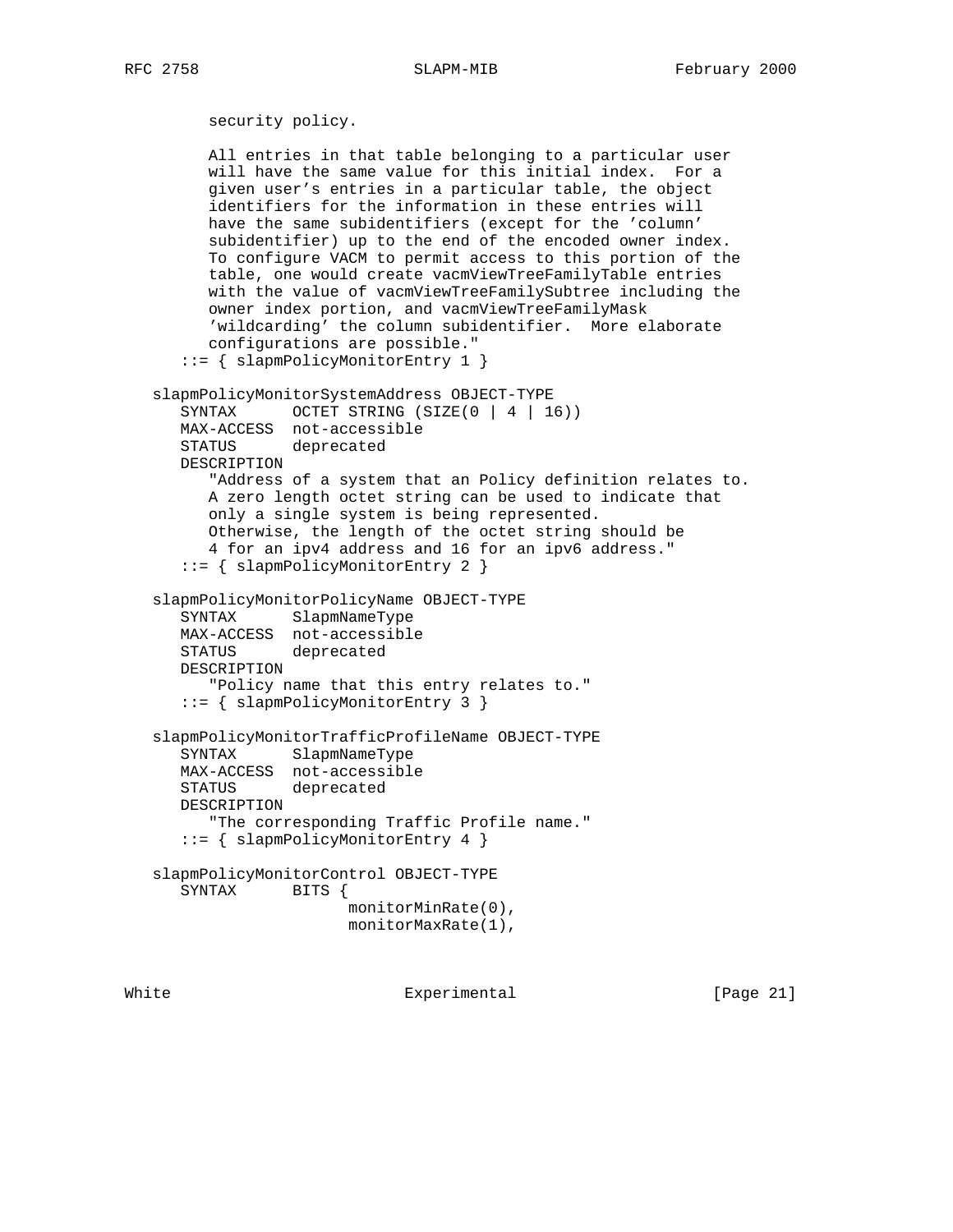```
         security policy.

         All entries in that table belonging to a particular user
         will have the same value for this initial index.  For a
         given user's entries in a particular table, the object
         identifiers for the information in these entries will
         have the same subidentifiers (except for the 'column'
         subidentifier) up to the end of the encoded owner index.
         To configure VACM to permit access to this portion of the
         table, one would create vacmViewTreeFamilyTable entries
         with the value of vacmViewTreeFamilySubtree including the
         owner index portion, and vacmViewTreeFamilyMask
         'wildcarding' the column subidentifier.  More elaborate
         configurations are possible."
      ::= { slapmPolicyMonitorEntry 1 }

   slapmPolicyMonitorSystemAddress OBJECT-TYPE
      SYNTAX      OCTET STRING (SIZE(0 | 4 | 16))
      MAX-ACCESS  not-accessible
      STATUS      deprecated
      DESCRIPTION
         "Address of a system that an Policy definition relates to.
         A zero length octet string can be used to indicate that
         only a single system is being represented.
         Otherwise, the length of the octet string should be
         4 for an ipv4 address and 16 for an ipv6 address."
      ::= { slapmPolicyMonitorEntry 2 }

   slapmPolicyMonitorPolicyName OBJECT-TYPE
      SYNTAX      SlapmNameType
      MAX-ACCESS  not-accessible
      STATUS      deprecated
      DESCRIPTION
         "Policy name that this entry relates to."
      ::= { slapmPolicyMonitorEntry 3 }

   slapmPolicyMonitorTrafficProfileName OBJECT-TYPE
      SYNTAX      SlapmNameType
      MAX-ACCESS  not-accessible
      STATUS      deprecated
      DESCRIPTION
         "The corresponding Traffic Profile name."
      ::= { slapmPolicyMonitorEntry 4 }

   slapmPolicyMonitorControl OBJECT-TYPE
      SYNTAX      BITS {
                        monitorMinRate(0),
                        monitorMaxRate(1),
```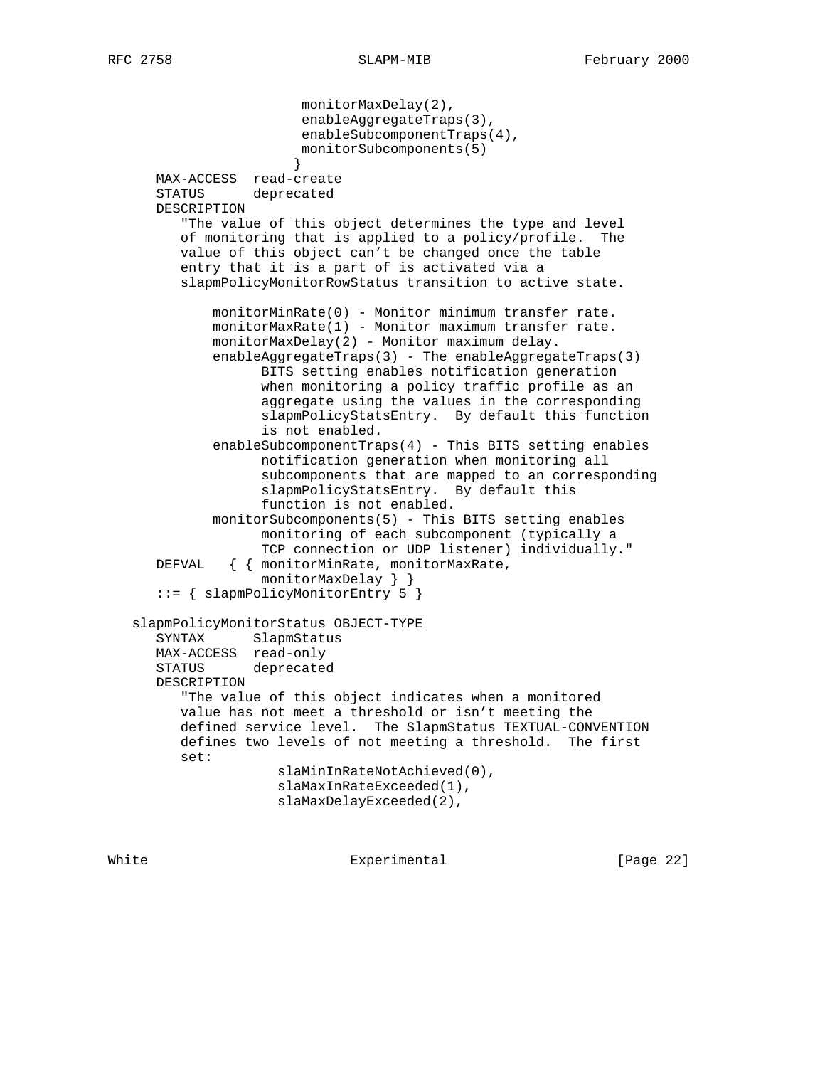```
                     monitorMaxDelay(2),
                     enableAggregateTraps(3),
                     enableSubcomponentTraps(4),
                     monitorSubcomponents(5)
                    }
      MAX-ACCESS  read-create
      STATUS      deprecated
      DESCRIPTION
         "The value of this object determines the type and level
         of monitoring that is applied to a policy/profile.  The
         value of this object can't be changed once the table
         entry that it is a part of is activated via a
         slapmPolicyMonitorRowStatus transition to active state.

             monitorMinRate(0) - Monitor minimum transfer rate.
             monitorMaxRate(1) - Monitor maximum transfer rate.
             monitorMaxDelay(2) - Monitor maximum delay.
             enableAggregateTraps(3) - The enableAggregateTraps(3)
                   BITS setting enables notification generation
                   when monitoring a policy traffic profile as an
                   aggregate using the values in the corresponding
                   slapmPolicyStatsEntry.  By default this function
                   is not enabled.
             enableSubcomponentTraps(4) - This BITS setting enables
                   notification generation when monitoring all
                   subcomponents that are mapped to an corresponding
                   slapmPolicyStatsEntry.  By default this
                   function is not enabled.
             monitorSubcomponents(5) - This BITS setting enables
                   monitoring of each subcomponent (typically a
                   TCP connection or UDP listener) individually."
      DEFVAL   { { monitorMinRate, monitorMaxRate,
                   monitorMaxDelay } }
      ::= { slapmPolicyMonitorEntry 5 }

   slapmPolicyMonitorStatus OBJECT-TYPE
      SYNTAX      SlapmStatus
      MAX-ACCESS  read-only
      STATUS      deprecated
      DESCRIPTION
         "The value of this object indicates when a monitored
         value has not meet a threshold or isn't meeting the
         defined service level.  The SlapmStatus TEXTUAL-CONVENTION
         defines two levels of not meeting a threshold.  The first
         set:
                    slaMinInRateNotAchieved(0),
                    slaMaxInRateExceeded(1),
                    slaMaxDelayExceeded(2),
```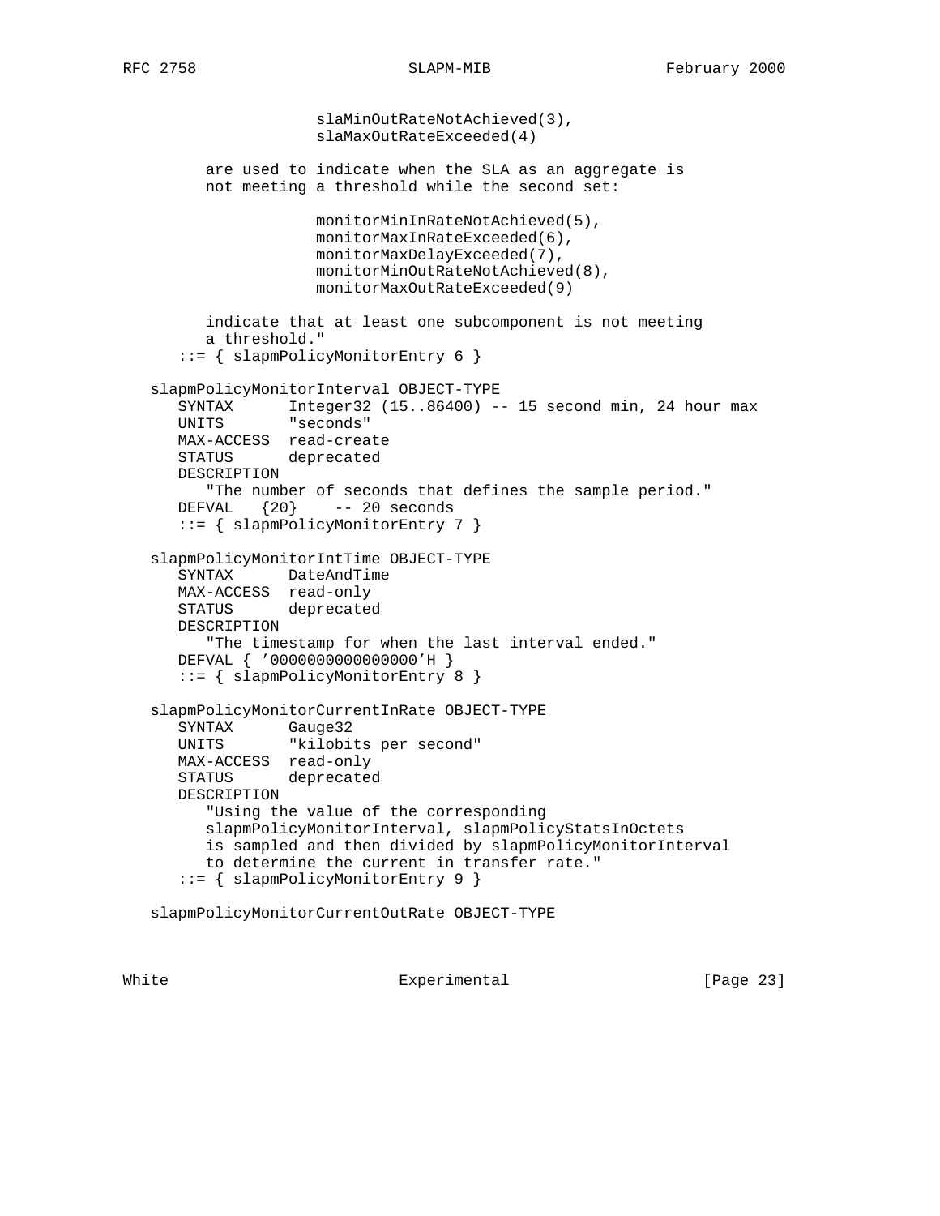```
                    slaMinOutRateNotAchieved(3),
                    slaMaxOutRateExceeded(4)

         are used to indicate when the SLA as an aggregate is
         not meeting a threshold while the second set:

                    monitorMinInRateNotAchieved(5),
                    monitorMaxInRateExceeded(6),
                    monitorMaxDelayExceeded(7),
                    monitorMinOutRateNotAchieved(8),
                    monitorMaxOutRateExceeded(9)

         indicate that at least one subcomponent is not meeting
         a threshold."
      ::= { slapmPolicyMonitorEntry 6 }

   slapmPolicyMonitorInterval OBJECT-TYPE
      SYNTAX      Integer32 (15..86400) -- 15 second min, 24 hour max
      UNITS       "seconds"
      MAX-ACCESS  read-create
      STATUS      deprecated
      DESCRIPTION
         "The number of seconds that defines the sample period."
      DEFVAL   {20}    -- 20 seconds
      ::= { slapmPolicyMonitorEntry 7 }

   slapmPolicyMonitorIntTime OBJECT-TYPE
      SYNTAX      DateAndTime
      MAX-ACCESS  read-only
      STATUS      deprecated
      DESCRIPTION
         "The timestamp for when the last interval ended."
      DEFVAL { '0000000000000000'H }
      ::= { slapmPolicyMonitorEntry 8 }

   slapmPolicyMonitorCurrentInRate OBJECT-TYPE
      SYNTAX      Gauge32
      UNITS       "kilobits per second"
      MAX-ACCESS  read-only
      STATUS      deprecated
      DESCRIPTION
         "Using the value of the corresponding
         slapmPolicyMonitorInterval, slapmPolicyStatsInOctets
         is sampled and then divided by slapmPolicyMonitorInterval
         to determine the current in transfer rate."
      ::= { slapmPolicyMonitorEntry 9 }

   slapmPolicyMonitorCurrentOutRate OBJECT-TYPE
```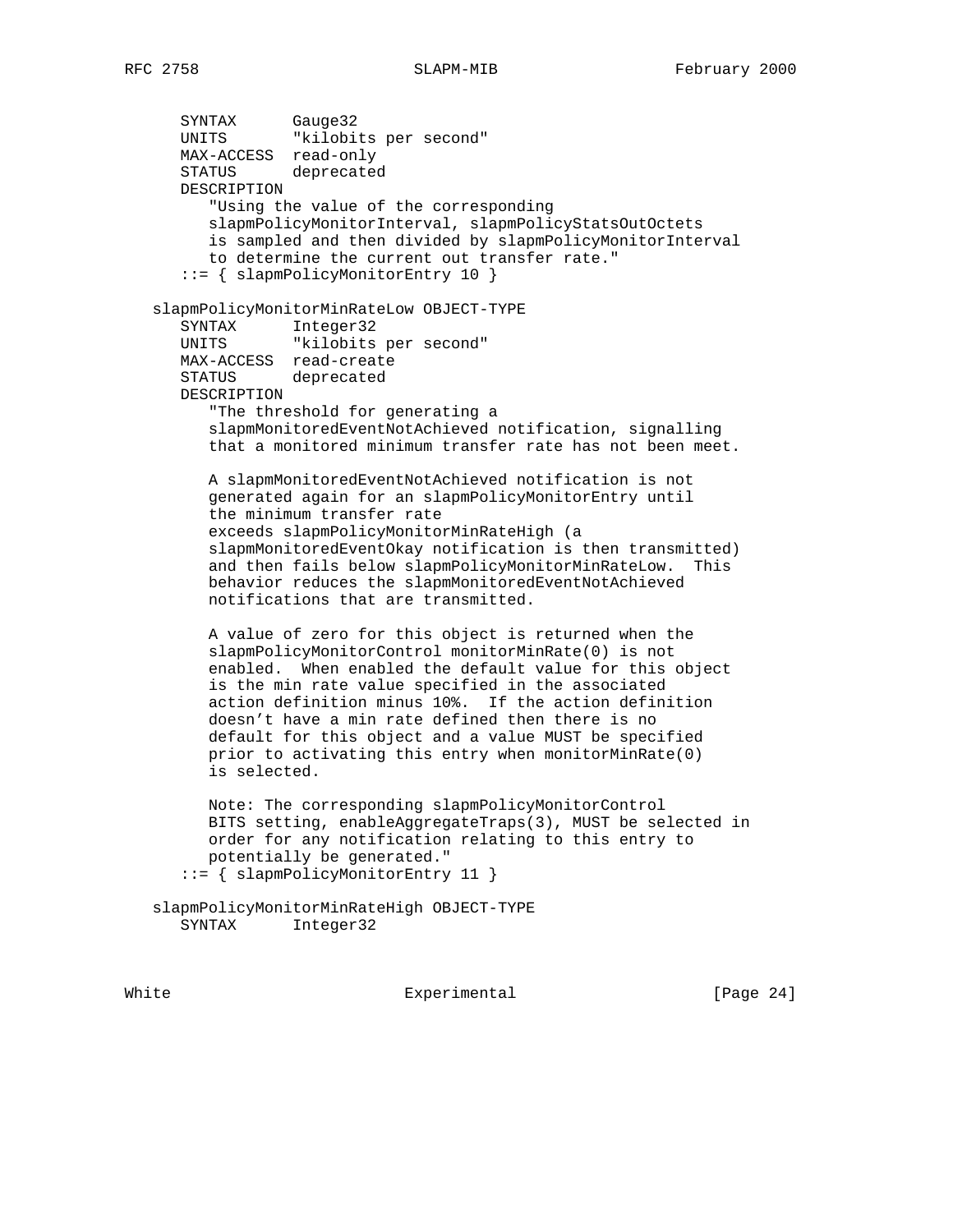```
      SYNTAX      Gauge32
      UNITS       "kilobits per second"
      MAX-ACCESS  read-only
      STATUS      deprecated
      DESCRIPTION
         "Using the value of the corresponding
         slapmPolicyMonitorInterval, slapmPolicyStatsOutOctets
         is sampled and then divided by slapmPolicyMonitorInterval
         to determine the current out transfer rate."
      ::= { slapmPolicyMonitorEntry 10 }

   slapmPolicyMonitorMinRateLow OBJECT-TYPE
      SYNTAX      Integer32
      UNITS       "kilobits per second"
      MAX-ACCESS  read-create
      STATUS      deprecated
      DESCRIPTION
         "The threshold for generating a
         slapmMonitoredEventNotAchieved notification, signalling
         that a monitored minimum transfer rate has not been meet.

         A slapmMonitoredEventNotAchieved notification is not
         generated again for an slapmPolicyMonitorEntry until
         the minimum transfer rate
         exceeds slapmPolicyMonitorMinRateHigh (a
         slapmMonitoredEventOkay notification is then transmitted)
         and then fails below slapmPolicyMonitorMinRateLow.  This
         behavior reduces the slapmMonitoredEventNotAchieved
         notifications that are transmitted.

         A value of zero for this object is returned when the
         slapmPolicyMonitorControl monitorMinRate(0) is not
         enabled.  When enabled the default value for this object
         is the min rate value specified in the associated
         action definition minus 10%.  If the action definition
         doesn't have a min rate defined then there is no
         default for this object and a value MUST be specified
         prior to activating this entry when monitorMinRate(0)
         is selected.

         Note: The corresponding slapmPolicyMonitorControl
         BITS setting, enableAggregateTraps(3), MUST be selected in
         order for any notification relating to this entry to
         potentially be generated."
      ::= { slapmPolicyMonitorEntry 11 }

   slapmPolicyMonitorMinRateHigh OBJECT-TYPE
      SYNTAX      Integer32
```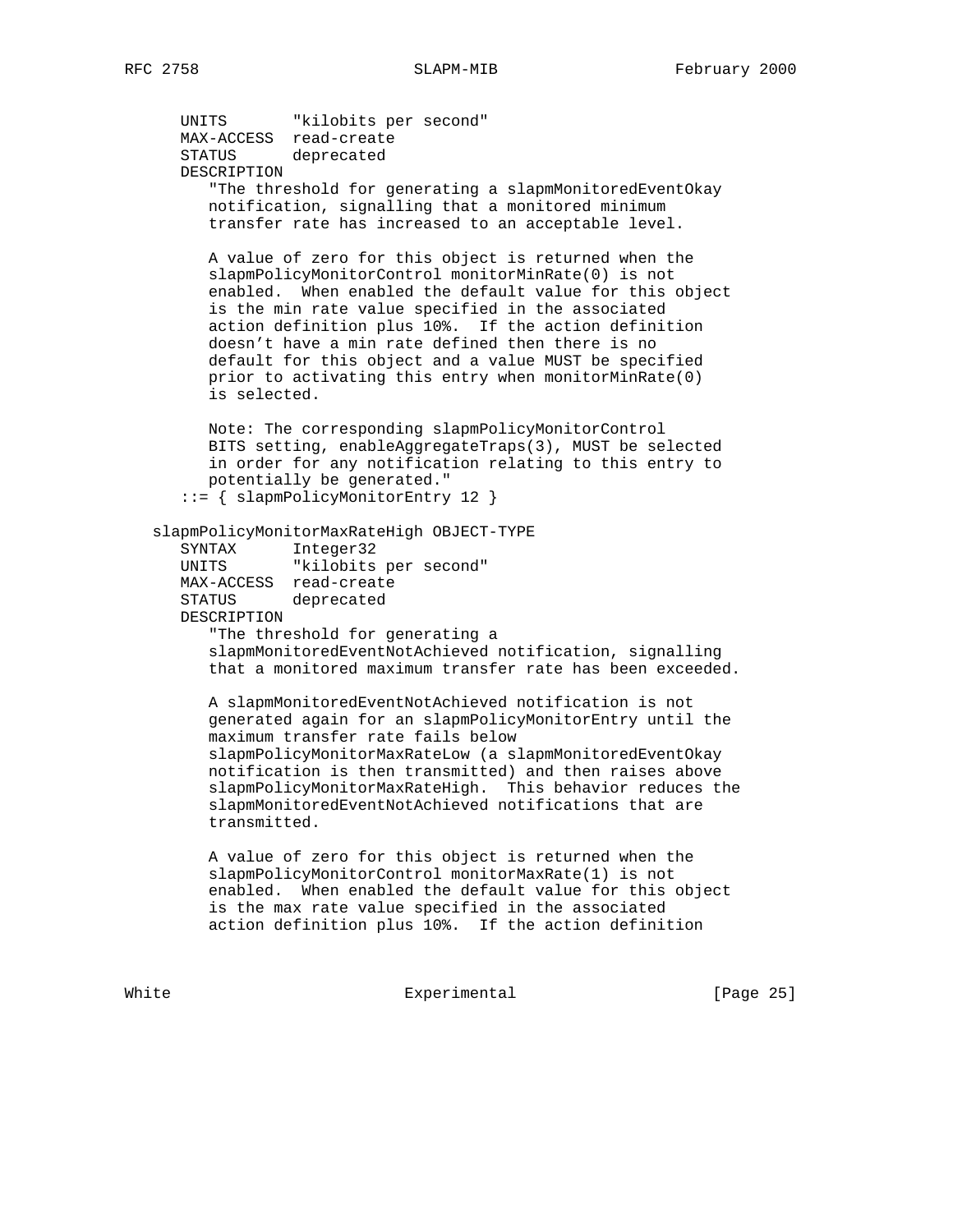```
      UNITS       "kilobits per second"
      MAX-ACCESS  read-create
      STATUS      deprecated
      DESCRIPTION
         "The threshold for generating a slapmMonitoredEventOkay
         notification, signalling that a monitored minimum
         transfer rate has increased to an acceptable level.

         A value of zero for this object is returned when the
         slapmPolicyMonitorControl monitorMinRate(0) is not
         enabled.  When enabled the default value for this object
         is the min rate value specified in the associated
         action definition plus 10%.  If the action definition
         doesn't have a min rate defined then there is no
         default for this object and a value MUST be specified
         prior to activating this entry when monitorMinRate(0)
         is selected.

         Note: The corresponding slapmPolicyMonitorControl
         BITS setting, enableAggregateTraps(3), MUST be selected
         in order for any notification relating to this entry to
         potentially be generated."
      ::= { slapmPolicyMonitorEntry 12 }

   slapmPolicyMonitorMaxRateHigh OBJECT-TYPE
      SYNTAX      Integer32
      UNITS       "kilobits per second"
      MAX-ACCESS  read-create
      STATUS      deprecated
      DESCRIPTION
         "The threshold for generating a
         slapmMonitoredEventNotAchieved notification, signalling
         that a monitored maximum transfer rate has been exceeded.

         A slapmMonitoredEventNotAchieved notification is not
         generated again for an slapmPolicyMonitorEntry until the
         maximum transfer rate fails below
         slapmPolicyMonitorMaxRateLow (a slapmMonitoredEventOkay
         notification is then transmitted) and then raises above
         slapmPolicyMonitorMaxRateHigh.  This behavior reduces the
         slapmMonitoredEventNotAchieved notifications that are
         transmitted.

         A value of zero for this object is returned when the
         slapmPolicyMonitorControl monitorMaxRate(1) is not
         enabled.  When enabled the default value for this object
         is the max rate value specified in the associated
         action definition plus 10%.  If the action definition
```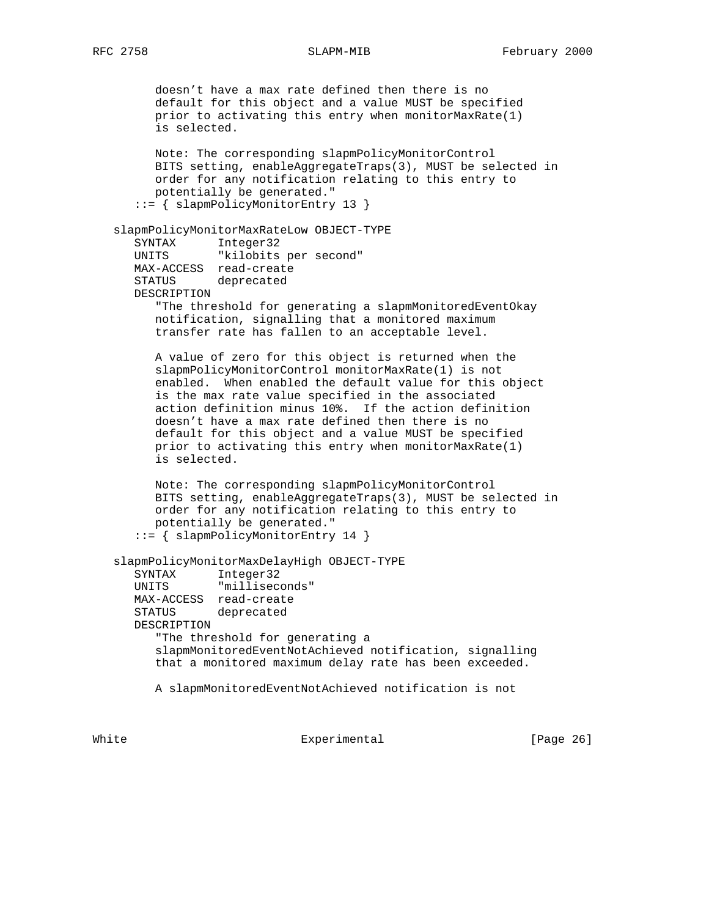```
         doesn't have a max rate defined then there is no
         default for this object and a value MUST be specified
         prior to activating this entry when monitorMaxRate(1)
         is selected.

         Note: The corresponding slapmPolicyMonitorControl
         BITS setting, enableAggregateTraps(3), MUST be selected in
         order for any notification relating to this entry to
         potentially be generated."
      ::= { slapmPolicyMonitorEntry 13 }

   slapmPolicyMonitorMaxRateLow OBJECT-TYPE
      SYNTAX      Integer32
      UNITS       "kilobits per second"
      MAX-ACCESS  read-create
      STATUS      deprecated
      DESCRIPTION
         "The threshold for generating a slapmMonitoredEventOkay
         notification, signalling that a monitored maximum
         transfer rate has fallen to an acceptable level.

         A value of zero for this object is returned when the
         slapmPolicyMonitorControl monitorMaxRate(1) is not
         enabled.  When enabled the default value for this object
         is the max rate value specified in the associated
         action definition minus 10%.  If the action definition
         doesn't have a max rate defined then there is no
         default for this object and a value MUST be specified
         prior to activating this entry when monitorMaxRate(1)
         is selected.

         Note: The corresponding slapmPolicyMonitorControl
         BITS setting, enableAggregateTraps(3), MUST be selected in
         order for any notification relating to this entry to
         potentially be generated."
      ::= { slapmPolicyMonitorEntry 14 }

   slapmPolicyMonitorMaxDelayHigh OBJECT-TYPE
      SYNTAX      Integer32
      UNITS       "milliseconds"
      MAX-ACCESS  read-create
      STATUS      deprecated
      DESCRIPTION
         "The threshold for generating a
         slapmMonitoredEventNotAchieved notification, signalling
         that a monitored maximum delay rate has been exceeded.

         A slapmMonitoredEventNotAchieved notification is not
```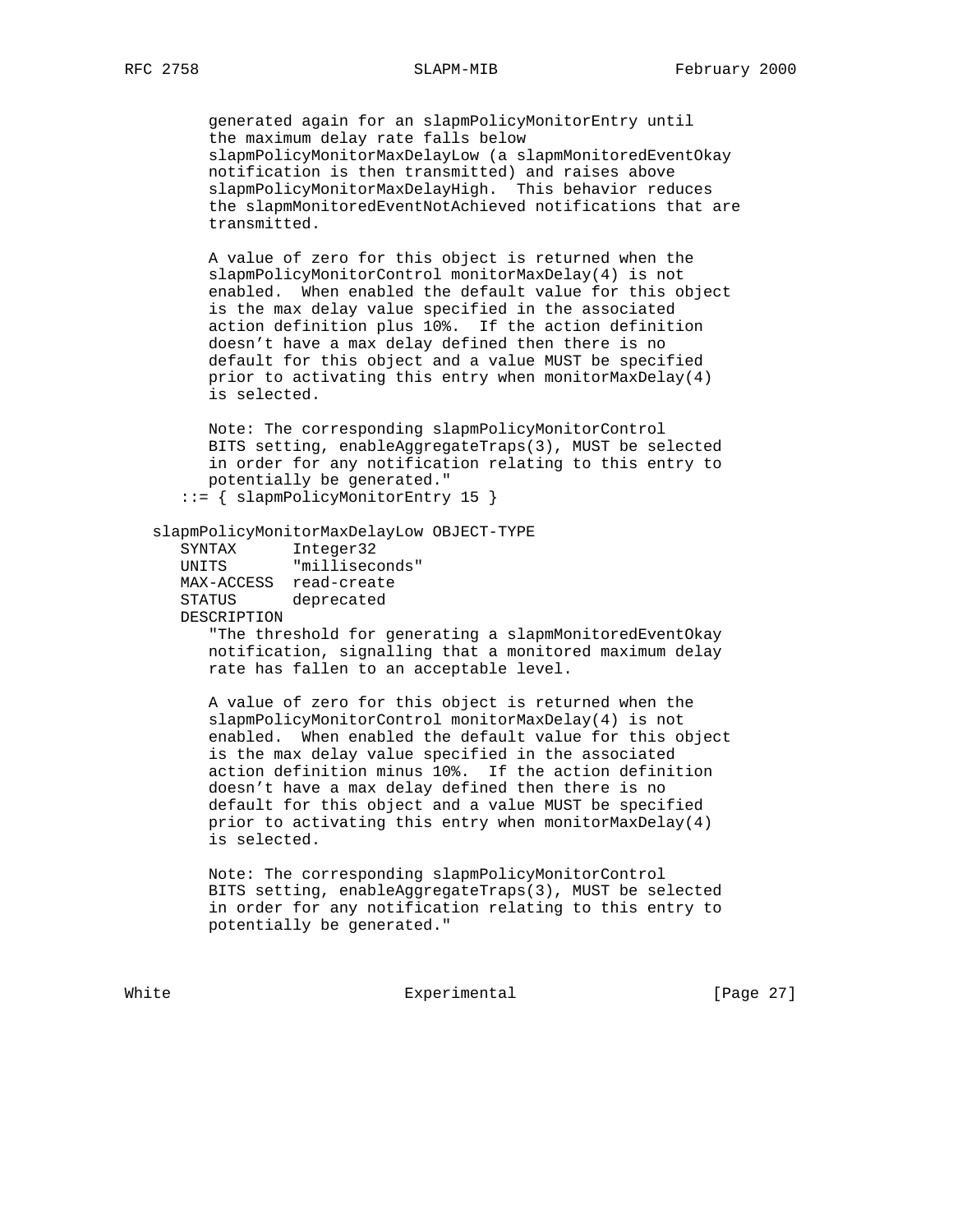```
         generated again for an slapmPolicyMonitorEntry until
         the maximum delay rate falls below
         slapmPolicyMonitorMaxDelayLow (a slapmMonitoredEventOkay
         notification is then transmitted) and raises above
         slapmPolicyMonitorMaxDelayHigh.  This behavior reduces
         the slapmMonitoredEventNotAchieved notifications that are
         transmitted.

         A value of zero for this object is returned when the
         slapmPolicyMonitorControl monitorMaxDelay(4) is not
         enabled.  When enabled the default value for this object
         is the max delay value specified in the associated
         action definition plus 10%.  If the action definition
         doesn't have a max delay defined then there is no
         default for this object and a value MUST be specified
         prior to activating this entry when monitorMaxDelay(4)
         is selected.

         Note: The corresponding slapmPolicyMonitorControl
         BITS setting, enableAggregateTraps(3), MUST be selected
         in order for any notification relating to this entry to
         potentially be generated."
       ::= { slapmPolicyMonitorEntry 15 }

   slapmPolicyMonitorMaxDelayLow OBJECT-TYPE
       SYNTAX      Integer32
       UNITS       "milliseconds"
       MAX-ACCESS  read-create
       STATUS      deprecated
       DESCRIPTION
         "The threshold for generating a slapmMonitoredEventOkay
         notification, signalling that a monitored maximum delay
         rate has fallen to an acceptable level.

         A value of zero for this object is returned when the
         slapmPolicyMonitorControl monitorMaxDelay(4) is not
         enabled.  When enabled the default value for this object
         is the max delay value specified in the associated
         action definition minus 10%.  If the action definition
         doesn't have a max delay defined then there is no
         default for this object and a value MUST be specified
         prior to activating this entry when monitorMaxDelay(4)
         is selected.

         Note: The corresponding slapmPolicyMonitorControl
         BITS setting, enableAggregateTraps(3), MUST be selected
         in order for any notification relating to this entry to
         potentially be generated."
```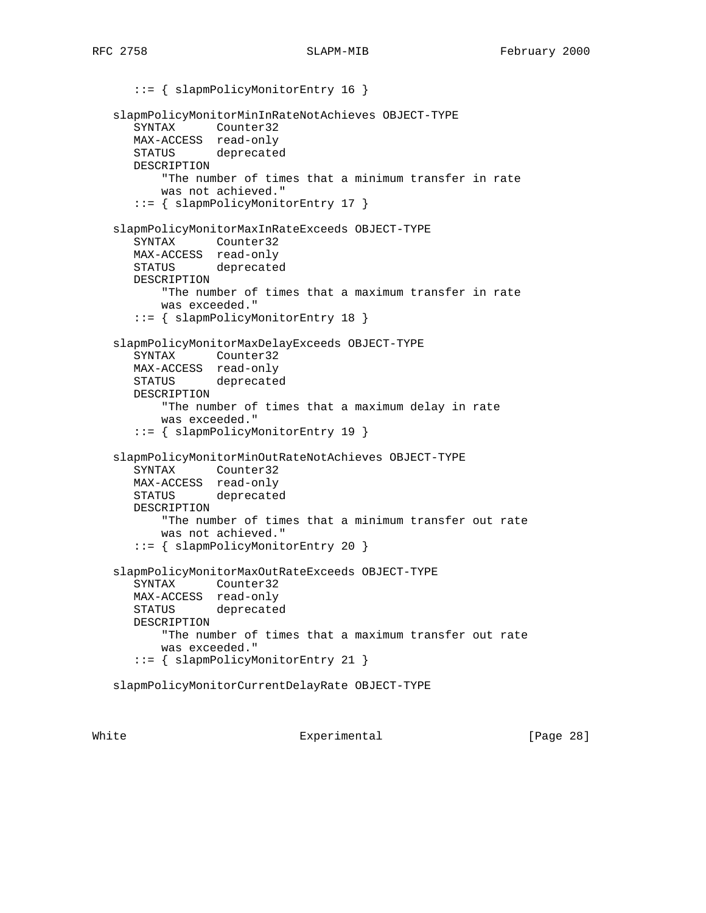```
      ::= { slapmPolicyMonitorEntry 16 }

   slapmPolicyMonitorMinInRateNotAchieves OBJECT-TYPE
      SYNTAX      Counter32
      MAX-ACCESS  read-only
      STATUS      deprecated
      DESCRIPTION
          "The number of times that a minimum transfer in rate
          was not achieved."
      ::= { slapmPolicyMonitorEntry 17 }

   slapmPolicyMonitorMaxInRateExceeds OBJECT-TYPE
      SYNTAX      Counter32
      MAX-ACCESS  read-only
      STATUS      deprecated
      DESCRIPTION
          "The number of times that a maximum transfer in rate
          was exceeded."
      ::= { slapmPolicyMonitorEntry 18 }

   slapmPolicyMonitorMaxDelayExceeds OBJECT-TYPE
      SYNTAX      Counter32
      MAX-ACCESS  read-only
      STATUS      deprecated
      DESCRIPTION
          "The number of times that a maximum delay in rate
          was exceeded."
      ::= { slapmPolicyMonitorEntry 19 }

   slapmPolicyMonitorMinOutRateNotAchieves OBJECT-TYPE
      SYNTAX      Counter32
      MAX-ACCESS  read-only
      STATUS      deprecated
      DESCRIPTION
          "The number of times that a minimum transfer out rate
          was not achieved."
      ::= { slapmPolicyMonitorEntry 20 }

   slapmPolicyMonitorMaxOutRateExceeds OBJECT-TYPE
      SYNTAX      Counter32
      MAX-ACCESS  read-only
      STATUS      deprecated
      DESCRIPTION
          "The number of times that a maximum transfer out rate
          was exceeded."
      ::= { slapmPolicyMonitorEntry 21 }

   slapmPolicyMonitorCurrentDelayRate OBJECT-TYPE
```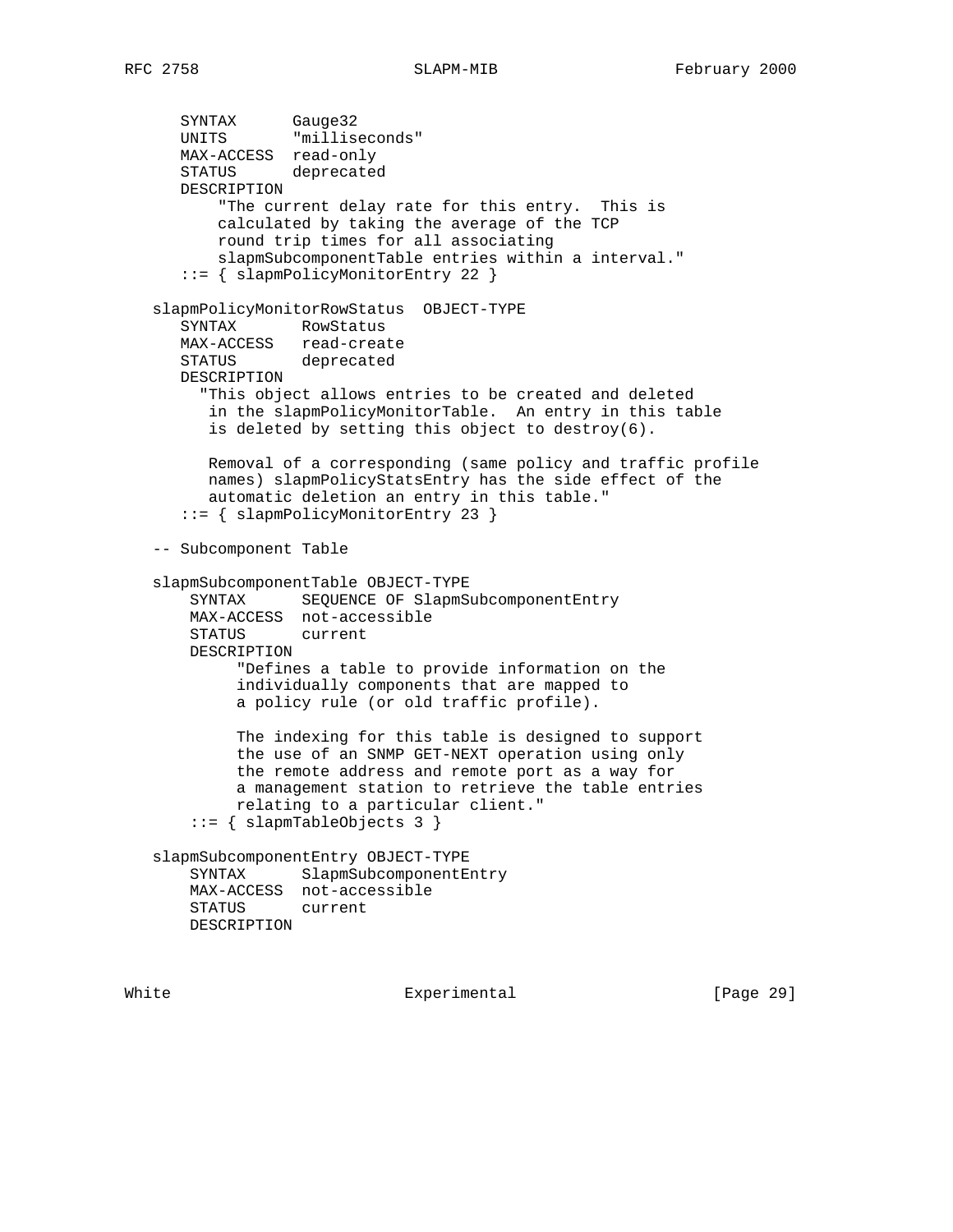```
      SYNTAX      Gauge32
      UNITS       "milliseconds"
      MAX-ACCESS  read-only
      STATUS      deprecated
      DESCRIPTION
          "The current delay rate for this entry.  This is
          calculated by taking the average of the TCP
          round trip times for all associating
          slapmSubcomponentTable entries within a interval."
      ::= { slapmPolicyMonitorEntry 22 }

   slapmPolicyMonitorRowStatus  OBJECT-TYPE
      SYNTAX       RowStatus
      MAX-ACCESS   read-create
      STATUS       deprecated
      DESCRIPTION
        "This object allows entries to be created and deleted
         in the slapmPolicyMonitorTable.  An entry in this table
         is deleted by setting this object to destroy(6).

         Removal of a corresponding (same policy and traffic profile
         names) slapmPolicyStatsEntry has the side effect of the
         automatic deletion an entry in this table."
      ::= { slapmPolicyMonitorEntry 23 }

   -- Subcomponent Table

   slapmSubcomponentTable OBJECT-TYPE
       SYNTAX      SEQUENCE OF SlapmSubcomponentEntry
       MAX-ACCESS  not-accessible
       STATUS      current
       DESCRIPTION
            "Defines a table to provide information on the
            individually components that are mapped to
            a policy rule (or old traffic profile).

            The indexing for this table is designed to support
            the use of an SNMP GET-NEXT operation using only
            the remote address and remote port as a way for
            a management station to retrieve the table entries
            relating to a particular client."
       ::= { slapmTableObjects 3 }

   slapmSubcomponentEntry OBJECT-TYPE
       SYNTAX      SlapmSubcomponentEntry
       MAX-ACCESS  not-accessible
       STATUS      current
       DESCRIPTION
```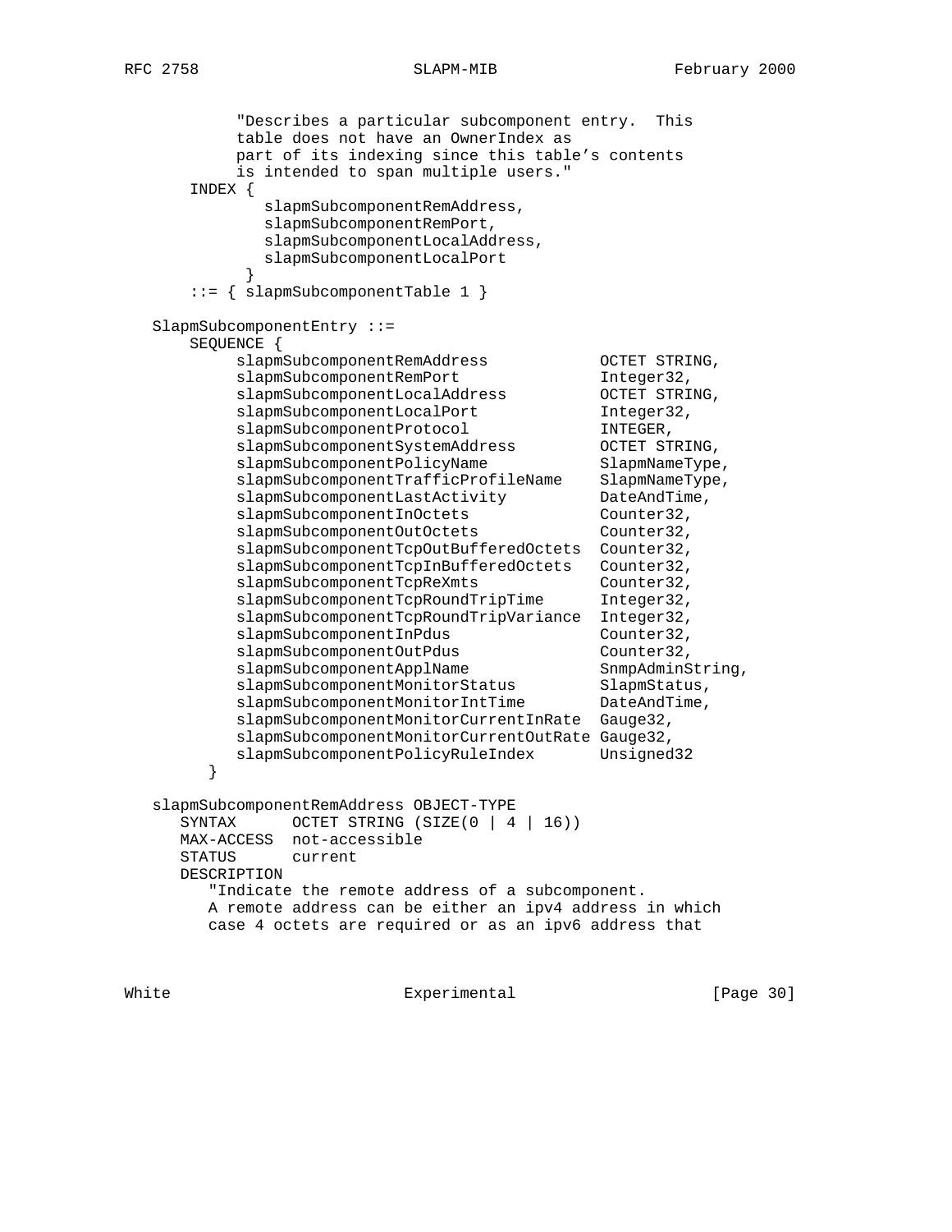```
            "Describes a particular subcomponent entry.  This
            table does not have an OwnerIndex as
            part of its indexing since this table's contents
            is intended to span multiple users."
       INDEX {
               slapmSubcomponentRemAddress,
               slapmSubcomponentRemPort,
               slapmSubcomponentLocalAddress,
               slapmSubcomponentLocalPort
             }
       ::= { slapmSubcomponentTable 1 }

   SlapmSubcomponentEntry ::=
       SEQUENCE {
            slapmSubcomponentRemAddress            OCTET STRING,
            slapmSubcomponentRemPort               Integer32,
            slapmSubcomponentLocalAddress          OCTET STRING,
            slapmSubcomponentLocalPort             Integer32,
            slapmSubcomponentProtocol              INTEGER,
            slapmSubcomponentSystemAddress         OCTET STRING,
            slapmSubcomponentPolicyName            SlapmNameType,
            slapmSubcomponentTrafficProfileName    SlapmNameType,
            slapmSubcomponentLastActivity          DateAndTime,
            slapmSubcomponentInOctets              Counter32,
            slapmSubcomponentOutOctets             Counter32,
            slapmSubcomponentTcpOutBufferedOctets  Counter32,
            slapmSubcomponentTcpInBufferedOctets   Counter32,
            slapmSubcomponentTcpReXmts             Counter32,
            slapmSubcomponentTcpRoundTripTime      Integer32,
            slapmSubcomponentTcpRoundTripVariance  Integer32,
            slapmSubcomponentInPdus                Counter32,
            slapmSubcomponentOutPdus               Counter32,
            slapmSubcomponentApplName              SnmpAdminString,
            slapmSubcomponentMonitorStatus         SlapmStatus,
            slapmSubcomponentMonitorIntTime        DateAndTime,
            slapmSubcomponentMonitorCurrentInRate  Gauge32,
            slapmSubcomponentMonitorCurrentOutRate Gauge32,
            slapmSubcomponentPolicyRuleIndex       Unsigned32
         }

   slapmSubcomponentRemAddress OBJECT-TYPE
      SYNTAX      OCTET STRING (SIZE(0 | 4 | 16))
      MAX-ACCESS  not-accessible
      STATUS      current
      DESCRIPTION
         "Indicate the remote address of a subcomponent.
         A remote address can be either an ipv4 address in which
         case 4 octets are required or as an ipv6 address that
```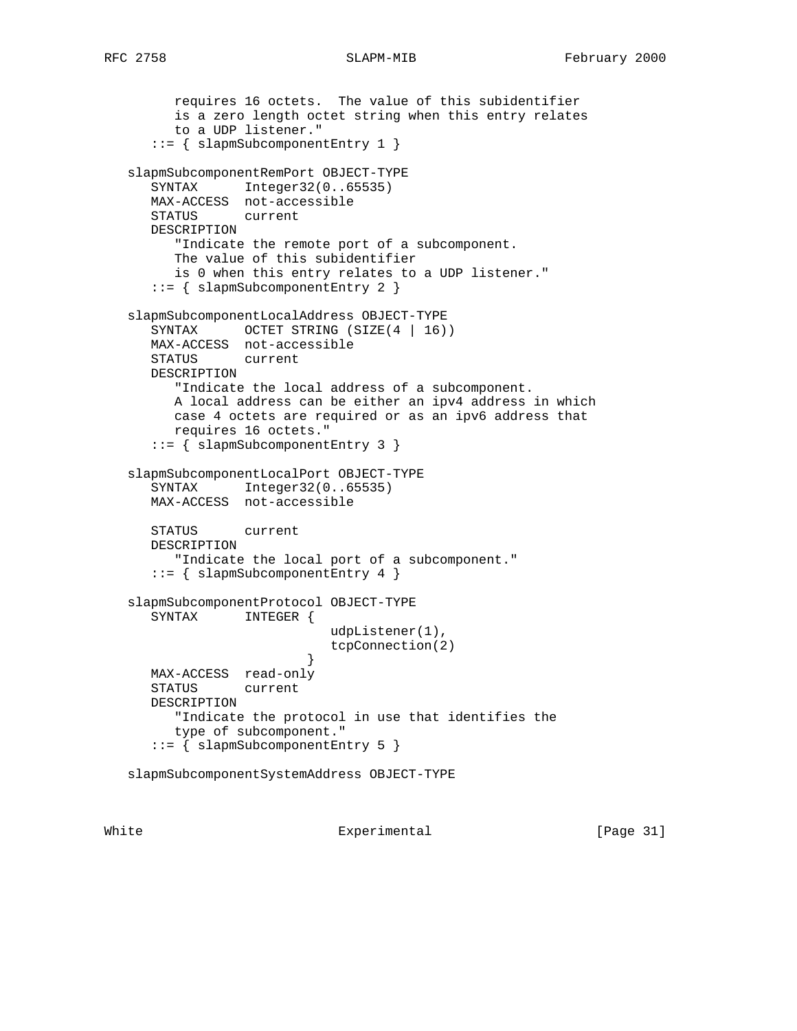```
         requires 16 octets.  The value of this subidentifier
         is a zero length octet string when this entry relates
         to a UDP listener."
      ::= { slapmSubcomponentEntry 1 }

   slapmSubcomponentRemPort OBJECT-TYPE
      SYNTAX      Integer32(0..65535)
      MAX-ACCESS  not-accessible
      STATUS      current
      DESCRIPTION
         "Indicate the remote port of a subcomponent.
         The value of this subidentifier
         is 0 when this entry relates to a UDP listener."
      ::= { slapmSubcomponentEntry 2 }

   slapmSubcomponentLocalAddress OBJECT-TYPE
      SYNTAX      OCTET STRING (SIZE(4 | 16))
      MAX-ACCESS  not-accessible
      STATUS      current
      DESCRIPTION
         "Indicate the local address of a subcomponent.
         A local address can be either an ipv4 address in which
         case 4 octets are required or as an ipv6 address that
         requires 16 octets."
      ::= { slapmSubcomponentEntry 3 }

   slapmSubcomponentLocalPort OBJECT-TYPE
      SYNTAX      Integer32(0..65535)
      MAX-ACCESS  not-accessible

      STATUS      current
      DESCRIPTION
         "Indicate the local port of a subcomponent."
      ::= { slapmSubcomponentEntry 4 }

   slapmSubcomponentProtocol OBJECT-TYPE
      SYNTAX      INTEGER {
                           udpListener(1),
                           tcpConnection(2)
                         }
      MAX-ACCESS  read-only
      STATUS      current
      DESCRIPTION
         "Indicate the protocol in use that identifies the
         type of subcomponent."
      ::= { slapmSubcomponentEntry 5 }

   slapmSubcomponentSystemAddress OBJECT-TYPE
```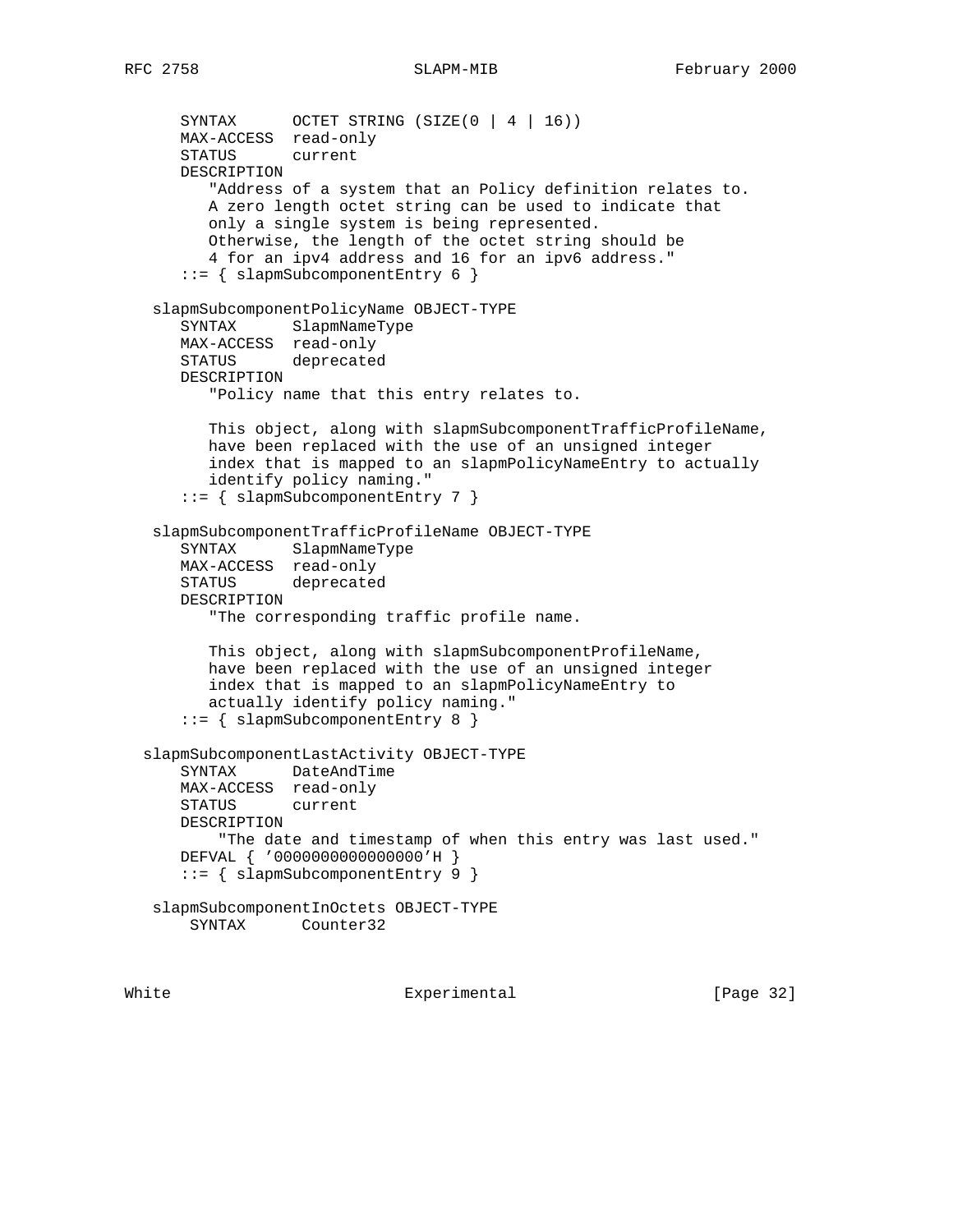```
      SYNTAX      OCTET STRING (SIZE(0 | 4 | 16))
      MAX-ACCESS  read-only
      STATUS      current
      DESCRIPTION
         "Address of a system that an Policy definition relates to.
         A zero length octet string can be used to indicate that
         only a single system is being represented.
         Otherwise, the length of the octet string should be
         4 for an ipv4 address and 16 for an ipv6 address."
      ::= { slapmSubcomponentEntry 6 }

   slapmSubcomponentPolicyName OBJECT-TYPE
      SYNTAX      SlapmNameType
      MAX-ACCESS  read-only
      STATUS      deprecated
      DESCRIPTION
         "Policy name that this entry relates to.

         This object, along with slapmSubcomponentTrafficProfileName,
         have been replaced with the use of an unsigned integer
         index that is mapped to an slapmPolicyNameEntry to actually
         identify policy naming."
      ::= { slapmSubcomponentEntry 7 }

   slapmSubcomponentTrafficProfileName OBJECT-TYPE
      SYNTAX      SlapmNameType
      MAX-ACCESS  read-only
      STATUS      deprecated
      DESCRIPTION
         "The corresponding traffic profile name.

         This object, along with slapmSubcomponentProfileName,
         have been replaced with the use of an unsigned integer
         index that is mapped to an slapmPolicyNameEntry to
         actually identify policy naming."
      ::= { slapmSubcomponentEntry 8 }

  slapmSubcomponentLastActivity OBJECT-TYPE
      SYNTAX      DateAndTime
      MAX-ACCESS  read-only
      STATUS      current
      DESCRIPTION
          "The date and timestamp of when this entry was last used."
      DEFVAL { '0000000000000000'H }
      ::= { slapmSubcomponentEntry 9 }

   slapmSubcomponentInOctets OBJECT-TYPE
       SYNTAX      Counter32
```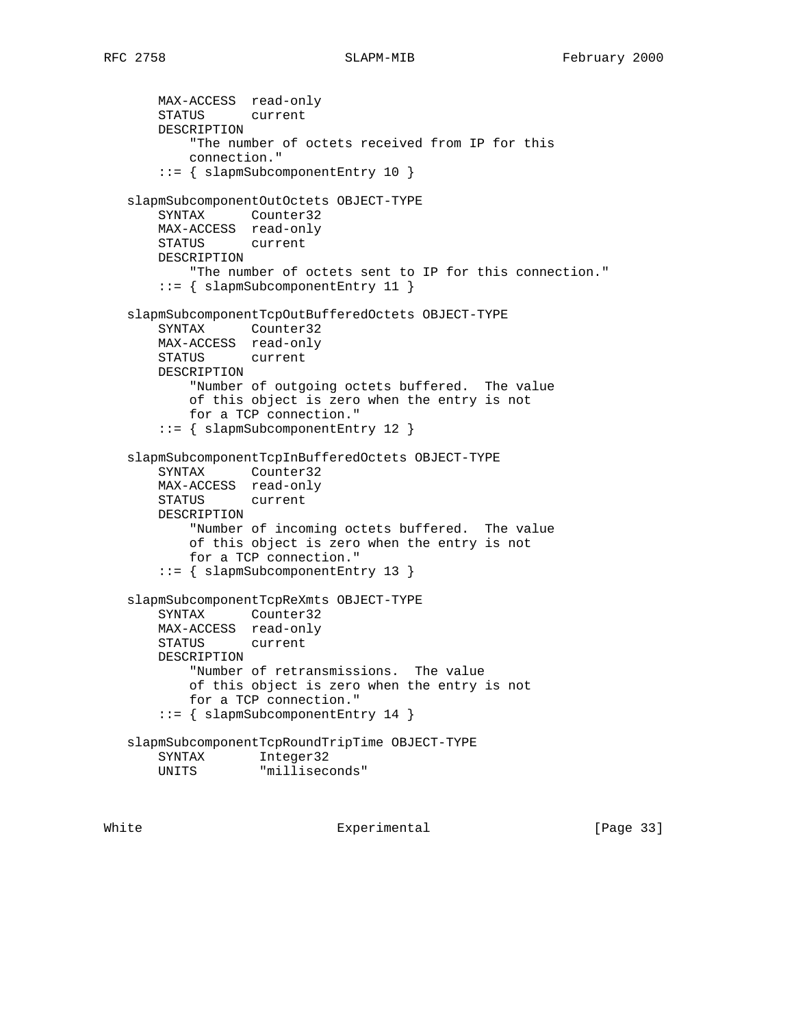```
       MAX-ACCESS  read-only
       STATUS      current
       DESCRIPTION
           "The number of octets received from IP for this
           connection."
       ::= { slapmSubcomponentEntry 10 }

   slapmSubcomponentOutOctets OBJECT-TYPE
       SYNTAX      Counter32
       MAX-ACCESS  read-only
       STATUS      current
       DESCRIPTION
           "The number of octets sent to IP for this connection."
       ::= { slapmSubcomponentEntry 11 }

   slapmSubcomponentTcpOutBufferedOctets OBJECT-TYPE
       SYNTAX      Counter32
       MAX-ACCESS  read-only
       STATUS      current
       DESCRIPTION
           "Number of outgoing octets buffered.  The value
           of this object is zero when the entry is not
           for a TCP connection."
       ::= { slapmSubcomponentEntry 12 }

   slapmSubcomponentTcpInBufferedOctets OBJECT-TYPE
       SYNTAX      Counter32
       MAX-ACCESS  read-only
       STATUS      current
       DESCRIPTION
           "Number of incoming octets buffered.  The value
           of this object is zero when the entry is not
           for a TCP connection."
       ::= { slapmSubcomponentEntry 13 }

   slapmSubcomponentTcpReXmts OBJECT-TYPE
       SYNTAX      Counter32
       MAX-ACCESS  read-only
       STATUS      current
       DESCRIPTION
           "Number of retransmissions.  The value
           of this object is zero when the entry is not
           for a TCP connection."
       ::= { slapmSubcomponentEntry 14 }

   slapmSubcomponentTcpRoundTripTime OBJECT-TYPE
       SYNTAX       Integer32
       UNITS        "milliseconds"
```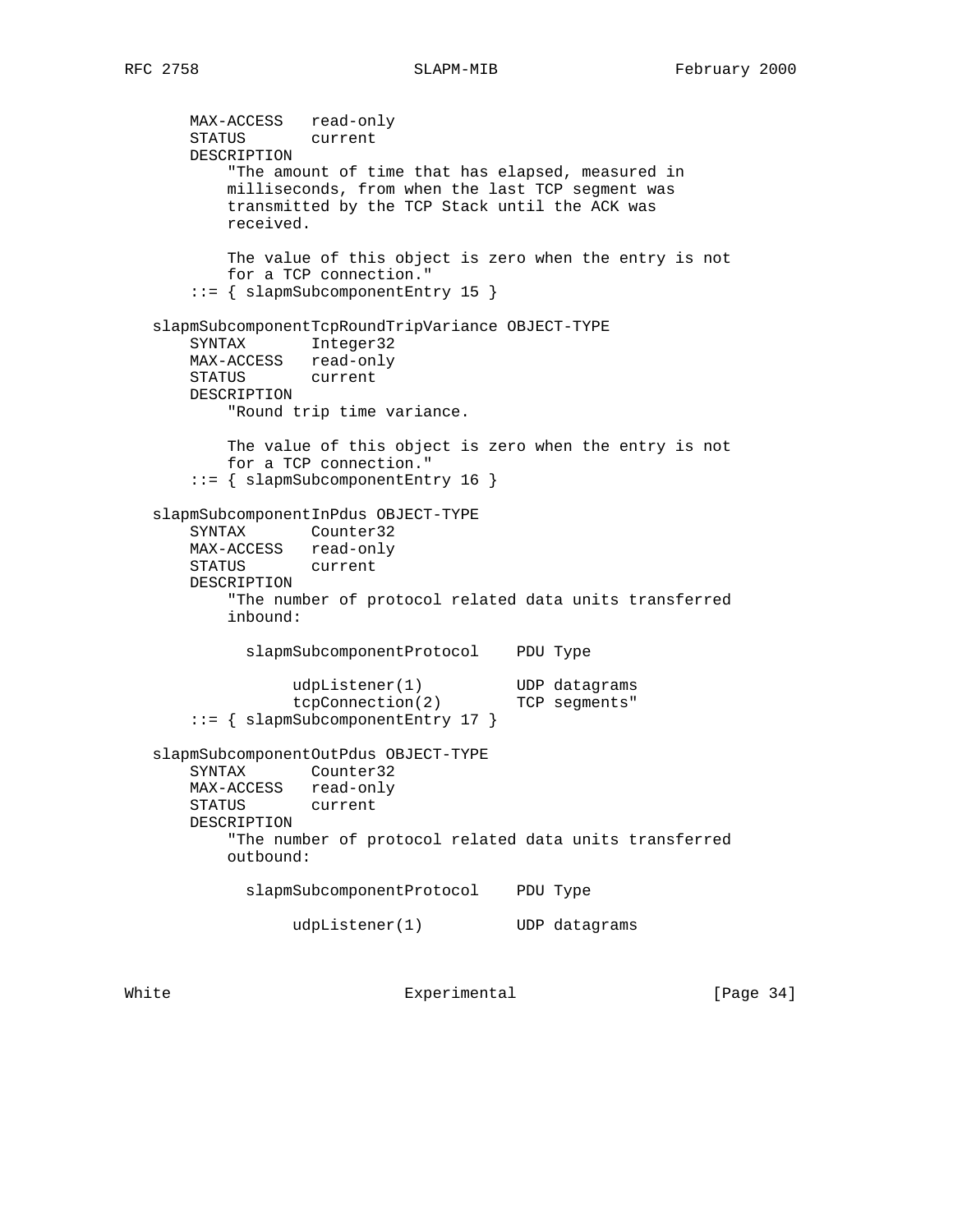```
       MAX-ACCESS   read-only
       STATUS       current
       DESCRIPTION
           "The amount of time that has elapsed, measured in
           milliseconds, from when the last TCP segment was
           transmitted by the TCP Stack until the ACK was
           received.

           The value of this object is zero when the entry is not
           for a TCP connection."
       ::= { slapmSubcomponentEntry 15 }

   slapmSubcomponentTcpRoundTripVariance OBJECT-TYPE
       SYNTAX       Integer32
       MAX-ACCESS   read-only
       STATUS       current
       DESCRIPTION
           "Round trip time variance.

           The value of this object is zero when the entry is not
           for a TCP connection."
       ::= { slapmSubcomponentEntry 16 }

   slapmSubcomponentInPdus OBJECT-TYPE
       SYNTAX       Counter32
       MAX-ACCESS   read-only
       STATUS       current
       DESCRIPTION
           "The number of protocol related data units transferred
           inbound:

             slapmSubcomponentProtocol    PDU Type

                  udpListener(1)          UDP datagrams
                  tcpConnection(2)        TCP segments"
       ::= { slapmSubcomponentEntry 17 }

   slapmSubcomponentOutPdus OBJECT-TYPE
       SYNTAX       Counter32
       MAX-ACCESS   read-only
       STATUS       current
       DESCRIPTION
           "The number of protocol related data units transferred
           outbound:

             slapmSubcomponentProtocol    PDU Type

                  udpListener(1)          UDP datagrams
```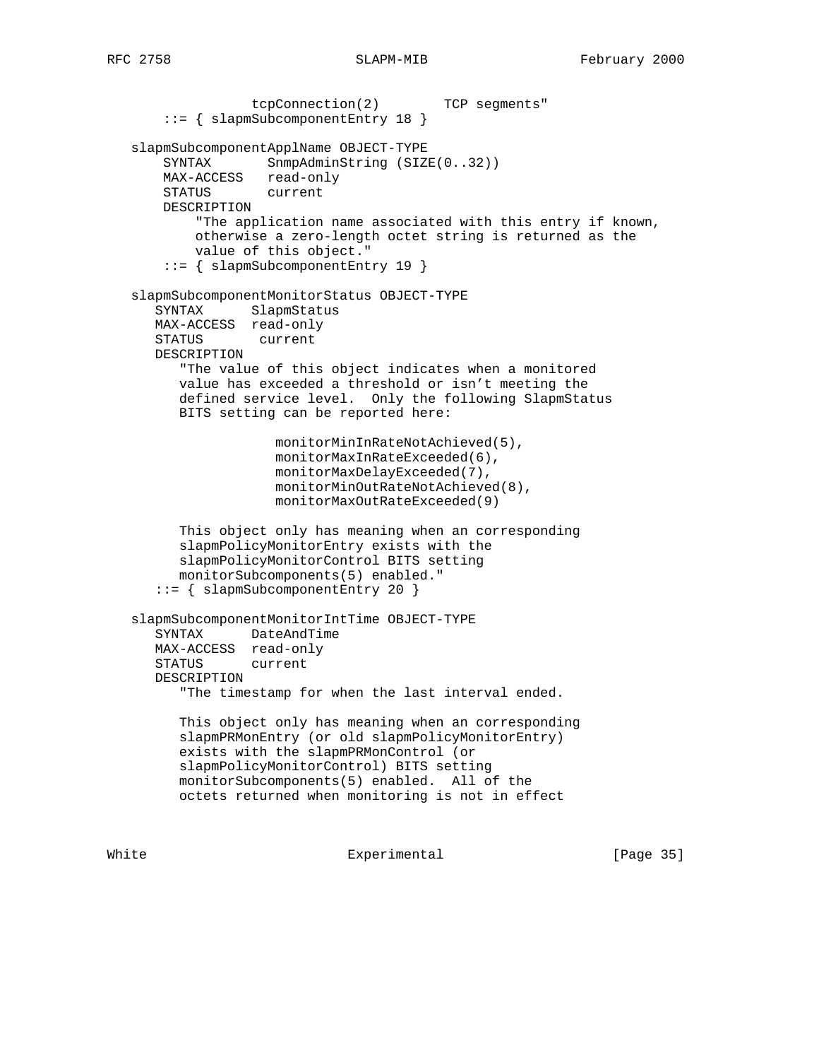```
                tcpConnection(2)        TCP segments"
       ::= { slapmSubcomponentEntry 18 }

   slapmSubcomponentApplName OBJECT-TYPE
       SYNTAX       SnmpAdminString (SIZE(0..32))
       MAX-ACCESS   read-only
       STATUS       current
       DESCRIPTION
           "The application name associated with this entry if known,
           otherwise a zero-length octet string is returned as the
           value of this object."
       ::= { slapmSubcomponentEntry 19 }

   slapmSubcomponentMonitorStatus OBJECT-TYPE
      SYNTAX      SlapmStatus
      MAX-ACCESS  read-only
      STATUS       current
      DESCRIPTION
         "The value of this object indicates when a monitored
         value has exceeded a threshold or isn't meeting the
         defined service level.  Only the following SlapmStatus
         BITS setting can be reported here:

                   monitorMinInRateNotAchieved(5),
                   monitorMaxInRateExceeded(6),
                   monitorMaxDelayExceeded(7),
                   monitorMinOutRateNotAchieved(8),
                   monitorMaxOutRateExceeded(9)

         This object only has meaning when an corresponding
         slapmPolicyMonitorEntry exists with the
         slapmPolicyMonitorControl BITS setting
         monitorSubcomponents(5) enabled."
      ::= { slapmSubcomponentEntry 20 }

   slapmSubcomponentMonitorIntTime OBJECT-TYPE
      SYNTAX      DateAndTime
      MAX-ACCESS  read-only
      STATUS      current
      DESCRIPTION
         "The timestamp for when the last interval ended.

         This object only has meaning when an corresponding
         slapmPRMonEntry (or old slapmPolicyMonitorEntry)
         exists with the slapmPRMonControl (or
         slapmPolicyMonitorControl) BITS setting
         monitorSubcomponents(5) enabled.  All of the
         octets returned when monitoring is not in effect
```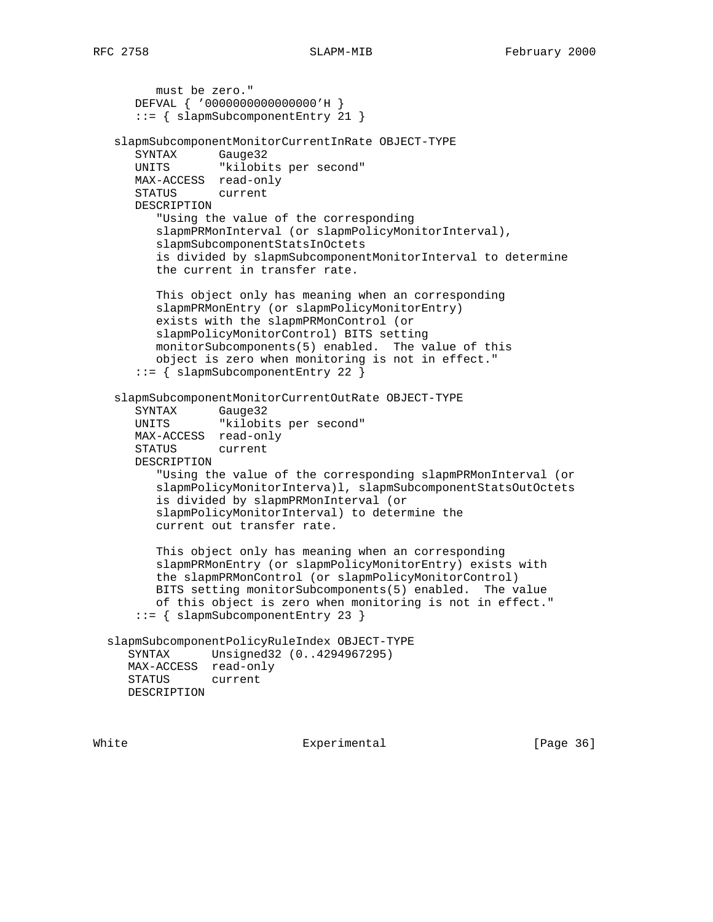```
         must be zero."
      DEFVAL { '0000000000000000'H }
      ::= { slapmSubcomponentEntry 21 }

   slapmSubcomponentMonitorCurrentInRate OBJECT-TYPE
      SYNTAX      Gauge32
      UNITS       "kilobits per second"
      MAX-ACCESS  read-only
      STATUS      current
      DESCRIPTION
         "Using the value of the corresponding
         slapmPRMonInterval (or slapmPolicyMonitorInterval),
         slapmSubcomponentStatsInOctets
         is divided by slapmSubcomponentMonitorInterval to determine
         the current in transfer rate.

         This object only has meaning when an corresponding
         slapmPRMonEntry (or slapmPolicyMonitorEntry)
         exists with the slapmPRMonControl (or
         slapmPolicyMonitorControl) BITS setting
         monitorSubcomponents(5) enabled.  The value of this
         object is zero when monitoring is not in effect."
      ::= { slapmSubcomponentEntry 22 }

   slapmSubcomponentMonitorCurrentOutRate OBJECT-TYPE
      SYNTAX      Gauge32
      UNITS       "kilobits per second"
      MAX-ACCESS  read-only
      STATUS      current
      DESCRIPTION
         "Using the value of the corresponding slapmPRMonInterval (or
         slapmPolicyMonitorInterva)l, slapmSubcomponentStatsOutOctets
         is divided by slapmPRMonInterval (or
         slapmPolicyMonitorInterval) to determine the
         current out transfer rate.

         This object only has meaning when an corresponding
         slapmPRMonEntry (or slapmPolicyMonitorEntry) exists with
         the slapmPRMonControl (or slapmPolicyMonitorControl)
         BITS setting monitorSubcomponents(5) enabled.  The value
         of this object is zero when monitoring is not in effect."
      ::= { slapmSubcomponentEntry 23 }

  slapmSubcomponentPolicyRuleIndex OBJECT-TYPE
     SYNTAX      Unsigned32 (0..4294967295)
     MAX-ACCESS  read-only
     STATUS      current
     DESCRIPTION
```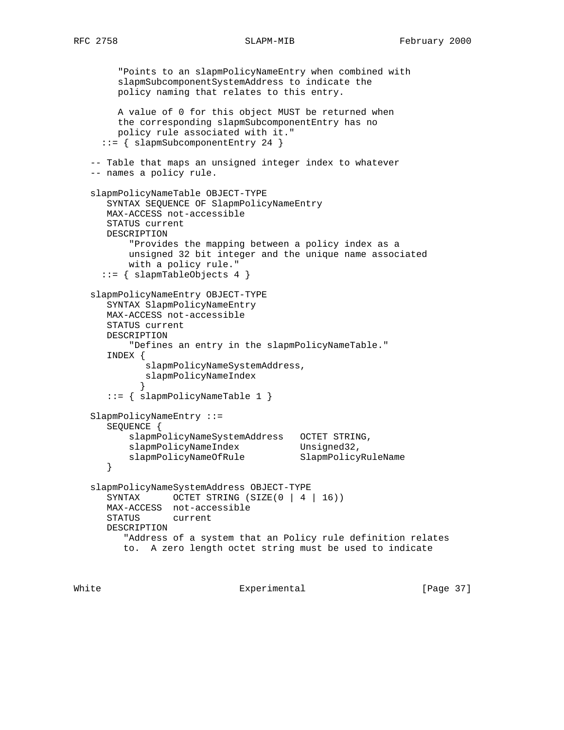```
        "Points to an slapmPolicyNameEntry when combined with
        slapmSubcomponentSystemAddress to indicate the
        policy naming that relates to this entry.

        A value of 0 for this object MUST be returned when
        the corresponding slapmSubcomponentEntry has no
        policy rule associated with it."
     ::= { slapmSubcomponentEntry 24 }

   -- Table that maps an unsigned integer index to whatever
   -- names a policy rule.

   slapmPolicyNameTable OBJECT-TYPE
      SYNTAX SEQUENCE OF SlapmPolicyNameEntry
      MAX-ACCESS not-accessible
      STATUS current
      DESCRIPTION
          "Provides the mapping between a policy index as a
          unsigned 32 bit integer and the unique name associated
          with a policy rule."
     ::= { slapmTableObjects 4 }

   slapmPolicyNameEntry OBJECT-TYPE
      SYNTAX SlapmPolicyNameEntry
      MAX-ACCESS not-accessible
      STATUS current
      DESCRIPTION
          "Defines an entry in the slapmPolicyNameTable."
      INDEX {
             slapmPolicyNameSystemAddress,
             slapmPolicyNameIndex
            }
      ::= { slapmPolicyNameTable 1 }

   SlapmPolicyNameEntry ::=
      SEQUENCE {
          slapmPolicyNameSystemAddress   OCTET STRING,
          slapmPolicyNameIndex           Unsigned32,
          slapmPolicyNameOfRule          SlapmPolicyRuleName
      }

   slapmPolicyNameSystemAddress OBJECT-TYPE
      SYNTAX      OCTET STRING (SIZE(0 | 4 | 16))
      MAX-ACCESS  not-accessible
      STATUS      current
      DESCRIPTION
         "Address of a system that an Policy rule definition relates
         to.  A zero length octet string must be used to indicate
```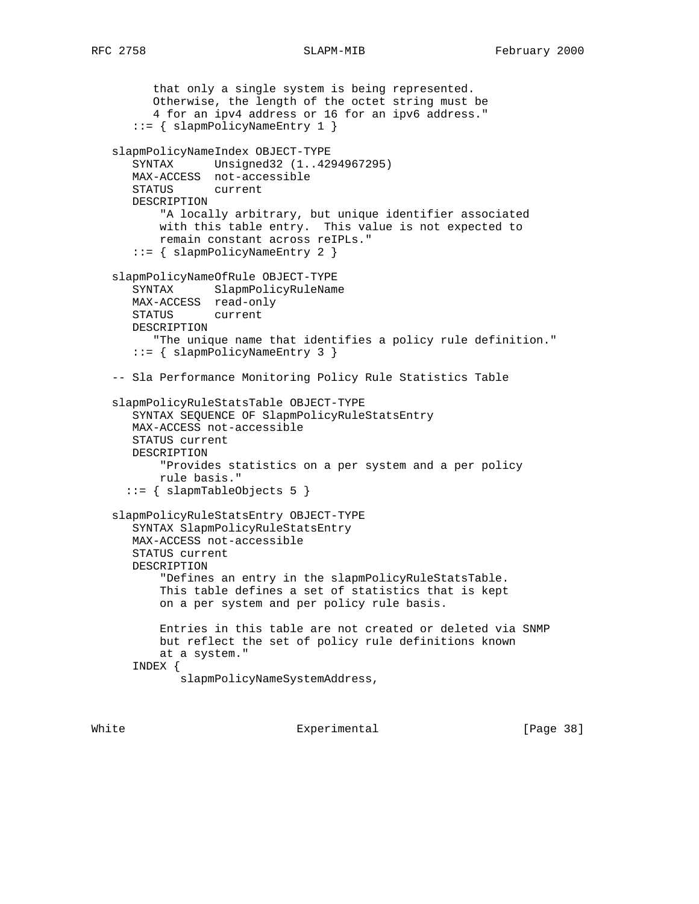```
          that only a single system is being represented.
          Otherwise, the length of the octet string must be
          4 for an ipv4 address or 16 for an ipv6 address."
       ::= { slapmPolicyNameEntry 1 }

   slapmPolicyNameIndex OBJECT-TYPE
       SYNTAX      Unsigned32 (1..4294967295)
       MAX-ACCESS  not-accessible
       STATUS      current
       DESCRIPTION
           "A locally arbitrary, but unique identifier associated
           with this table entry.  This value is not expected to
           remain constant across reIPLs."
       ::= { slapmPolicyNameEntry 2 }

   slapmPolicyNameOfRule OBJECT-TYPE
       SYNTAX      SlapmPolicyRuleName
       MAX-ACCESS  read-only
       STATUS      current
       DESCRIPTION
          "The unique name that identifies a policy rule definition."
       ::= { slapmPolicyNameEntry 3 }

   -- Sla Performance Monitoring Policy Rule Statistics Table

   slapmPolicyRuleStatsTable OBJECT-TYPE
       SYNTAX SEQUENCE OF SlapmPolicyRuleStatsEntry
       MAX-ACCESS not-accessible
       STATUS current
       DESCRIPTION
           "Provides statistics on a per system and a per policy
           rule basis."
     ::= { slapmTableObjects 5 }

   slapmPolicyRuleStatsEntry OBJECT-TYPE
       SYNTAX SlapmPolicyRuleStatsEntry
       MAX-ACCESS not-accessible
       STATUS current
       DESCRIPTION
           "Defines an entry in the slapmPolicyRuleStatsTable.
           This table defines a set of statistics that is kept
           on a per system and per policy rule basis.

           Entries in this table are not created or deleted via SNMP
           but reflect the set of policy rule definitions known
           at a system."
       INDEX {
              slapmPolicyNameSystemAddress,
```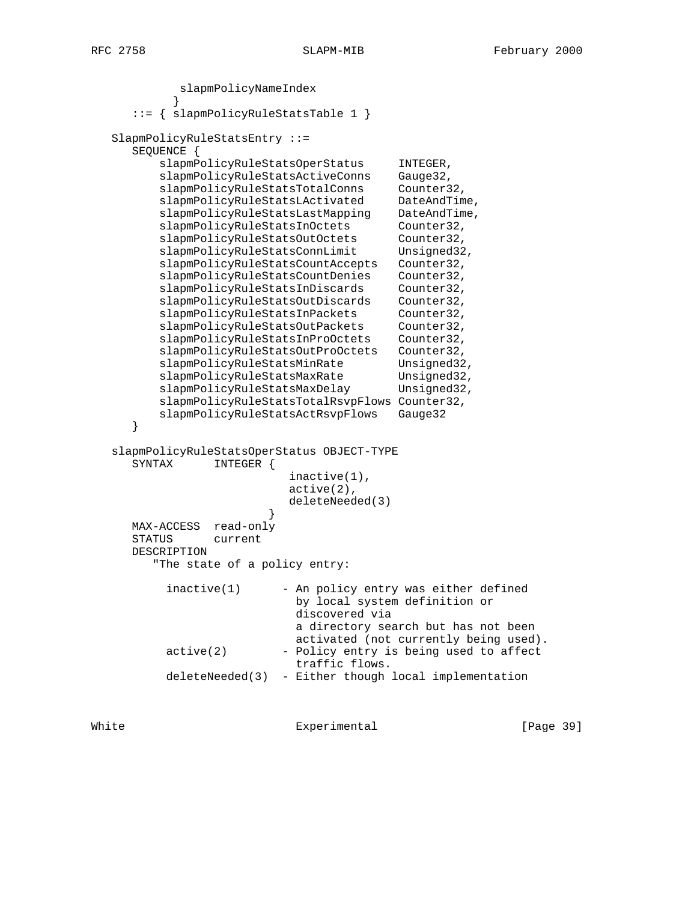```
             slapmPolicyNameIndex
            }
      ::= { slapmPolicyRuleStatsTable 1 }

   SlapmPolicyRuleStatsEntry ::=
      SEQUENCE {
          slapmPolicyRuleStatsOperStatus      INTEGER,
          slapmPolicyRuleStatsActiveConns     Gauge32,
          slapmPolicyRuleStatsTotalConns      Counter32,
          slapmPolicyRuleStatsLActivated      DateAndTime,
          slapmPolicyRuleStatsLastMapping     DateAndTime,
          slapmPolicyRuleStatsInOctets        Counter32,
          slapmPolicyRuleStatsOutOctets       Counter32,
          slapmPolicyRuleStatsConnLimit       Unsigned32,
          slapmPolicyRuleStatsCountAccepts    Counter32,
          slapmPolicyRuleStatsCountDenies     Counter32,
          slapmPolicyRuleStatsInDiscards      Counter32,
          slapmPolicyRuleStatsOutDiscards     Counter32,
          slapmPolicyRuleStatsInPackets       Counter32,
          slapmPolicyRuleStatsOutPackets      Counter32,
          slapmPolicyRuleStatsInProOctets     Counter32,
          slapmPolicyRuleStatsOutProOctets    Counter32,
          slapmPolicyRuleStatsMinRate         Unsigned32,
          slapmPolicyRuleStatsMaxRate         Unsigned32,
          slapmPolicyRuleStatsMaxDelay        Unsigned32,
          slapmPolicyRuleStatsTotalRsvpFlows Counter32,
          slapmPolicyRuleStatsActRsvpFlows    Gauge32
      }

   slapmPolicyRuleStatsOperStatus OBJECT-TYPE
      SYNTAX      INTEGER {
                             inactive(1),
                             active(2),
                             deleteNeeded(3)
                         }
      MAX-ACCESS  read-only
      STATUS      current
      DESCRIPTION
         "The state of a policy entry:

           inactive(1)      - An policy entry was either defined
                              by local system definition or
                              discovered via
                              a directory search but has not been
                              activated (not currently being used).
           active(2)        - Policy entry is being used to affect
                              traffic flows.
           deleteNeeded(3)  - Either though local implementation
```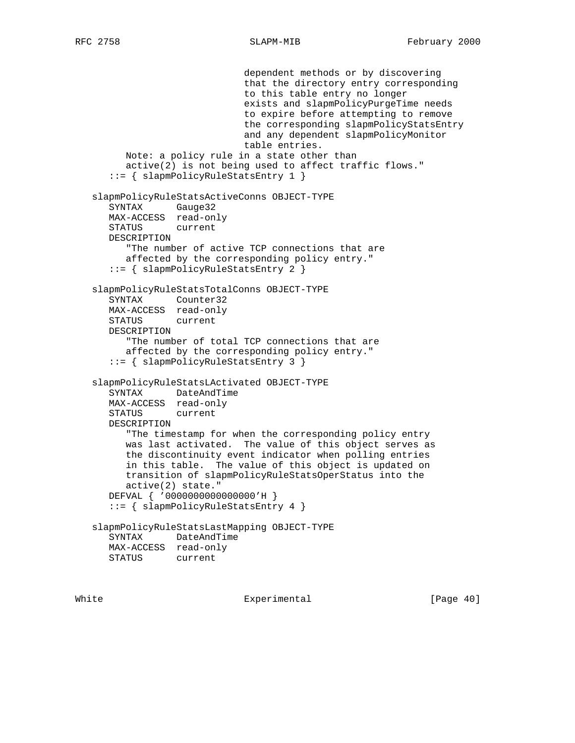```
                              dependent methods or by discovering
                              that the directory entry corresponding
                              to this table entry no longer
                              exists and slapmPolicyPurgeTime needs
                              to expire before attempting to remove
                              the corresponding slapmPolicyStatsEntry
                              and any dependent slapmPolicyMonitor
                              table entries.
         Note: a policy rule in a state other than
         active(2) is not being used to affect traffic flows."
      ::= { slapmPolicyRuleStatsEntry 1 }

   slapmPolicyRuleStatsActiveConns OBJECT-TYPE
      SYNTAX      Gauge32
      MAX-ACCESS  read-only
      STATUS      current
      DESCRIPTION
         "The number of active TCP connections that are
         affected by the corresponding policy entry."
      ::= { slapmPolicyRuleStatsEntry 2 }

   slapmPolicyRuleStatsTotalConns OBJECT-TYPE
      SYNTAX      Counter32
      MAX-ACCESS  read-only
      STATUS      current
      DESCRIPTION
         "The number of total TCP connections that are
         affected by the corresponding policy entry."
      ::= { slapmPolicyRuleStatsEntry 3 }

   slapmPolicyRuleStatsLActivated OBJECT-TYPE
      SYNTAX      DateAndTime
      MAX-ACCESS  read-only
      STATUS      current
      DESCRIPTION
         "The timestamp for when the corresponding policy entry
         was last activated.  The value of this object serves as
         the discontinuity event indicator when polling entries
         in this table.  The value of this object is updated on
         transition of slapmPolicyRuleStatsOperStatus into the
         active(2) state."
      DEFVAL { '0000000000000000'H }
      ::= { slapmPolicyRuleStatsEntry 4 }

   slapmPolicyRuleStatsLastMapping OBJECT-TYPE
      SYNTAX      DateAndTime
      MAX-ACCESS  read-only
      STATUS      current
```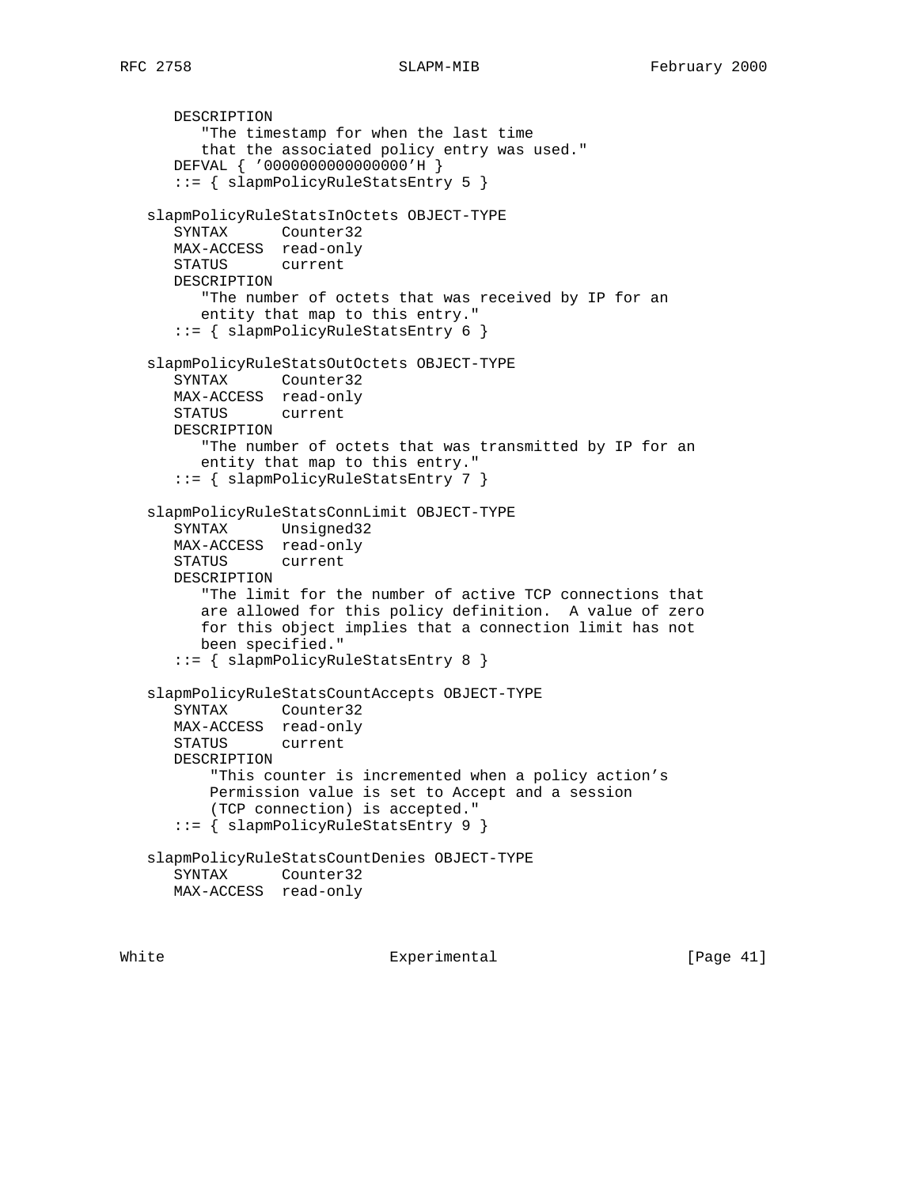```
      DESCRIPTION
         "The timestamp for when the last time
         that the associated policy entry was used."
      DEFVAL { '0000000000000000'H }
      ::= { slapmPolicyRuleStatsEntry 5 }

   slapmPolicyRuleStatsInOctets OBJECT-TYPE
      SYNTAX      Counter32
      MAX-ACCESS  read-only
      STATUS      current
      DESCRIPTION
         "The number of octets that was received by IP for an
         entity that map to this entry."
      ::= { slapmPolicyRuleStatsEntry 6 }

   slapmPolicyRuleStatsOutOctets OBJECT-TYPE
      SYNTAX      Counter32
      MAX-ACCESS  read-only
      STATUS      current
      DESCRIPTION
         "The number of octets that was transmitted by IP for an
         entity that map to this entry."
      ::= { slapmPolicyRuleStatsEntry 7 }

   slapmPolicyRuleStatsConnLimit OBJECT-TYPE
      SYNTAX      Unsigned32
      MAX-ACCESS  read-only
      STATUS      current
      DESCRIPTION
         "The limit for the number of active TCP connections that
         are allowed for this policy definition.  A value of zero
         for this object implies that a connection limit has not
         been specified."
      ::= { slapmPolicyRuleStatsEntry 8 }

   slapmPolicyRuleStatsCountAccepts OBJECT-TYPE
      SYNTAX      Counter32
      MAX-ACCESS  read-only
      STATUS      current
      DESCRIPTION
          "This counter is incremented when a policy action's
          Permission value is set to Accept and a session
          (TCP connection) is accepted."
      ::= { slapmPolicyRuleStatsEntry 9 }

   slapmPolicyRuleStatsCountDenies OBJECT-TYPE
      SYNTAX      Counter32
      MAX-ACCESS  read-only
```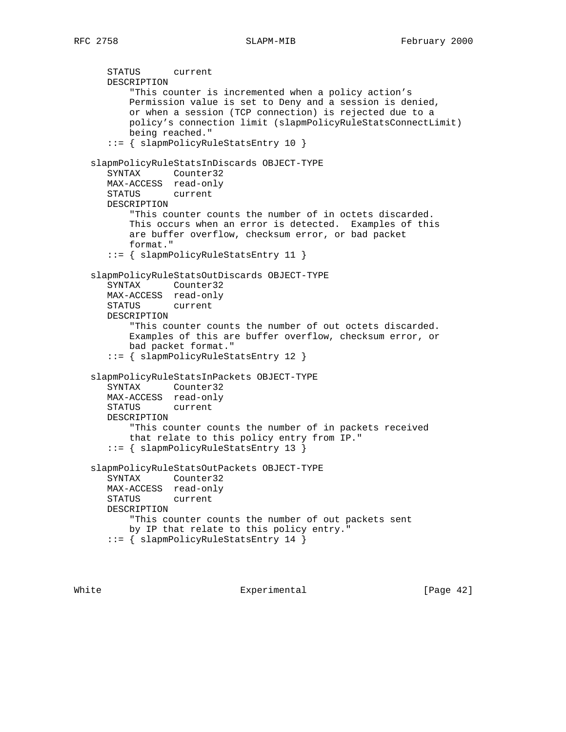```
      STATUS      current
      DESCRIPTION
          "This counter is incremented when a policy action's
          Permission value is set to Deny and a session is denied,
          or when a session (TCP connection) is rejected due to a
          policy's connection limit (slapmPolicyRuleStatsConnectLimit)
          being reached."
      ::= { slapmPolicyRuleStatsEntry 10 }

   slapmPolicyRuleStatsInDiscards OBJECT-TYPE
      SYNTAX      Counter32
      MAX-ACCESS  read-only
      STATUS      current
      DESCRIPTION
          "This counter counts the number of in octets discarded.
          This occurs when an error is detected.  Examples of this
          are buffer overflow, checksum error, or bad packet
          format."
      ::= { slapmPolicyRuleStatsEntry 11 }

   slapmPolicyRuleStatsOutDiscards OBJECT-TYPE
      SYNTAX      Counter32
      MAX-ACCESS  read-only
      STATUS      current
      DESCRIPTION
          "This counter counts the number of out octets discarded.
          Examples of this are buffer overflow, checksum error, or
          bad packet format."
      ::= { slapmPolicyRuleStatsEntry 12 }

   slapmPolicyRuleStatsInPackets OBJECT-TYPE
      SYNTAX      Counter32
      MAX-ACCESS  read-only
      STATUS      current
      DESCRIPTION
          "This counter counts the number of in packets received
          that relate to this policy entry from IP."
      ::= { slapmPolicyRuleStatsEntry 13 }

   slapmPolicyRuleStatsOutPackets OBJECT-TYPE
      SYNTAX      Counter32
      MAX-ACCESS  read-only
      STATUS      current
      DESCRIPTION
          "This counter counts the number of out packets sent
          by IP that relate to this policy entry."
      ::= { slapmPolicyRuleStatsEntry 14 }
```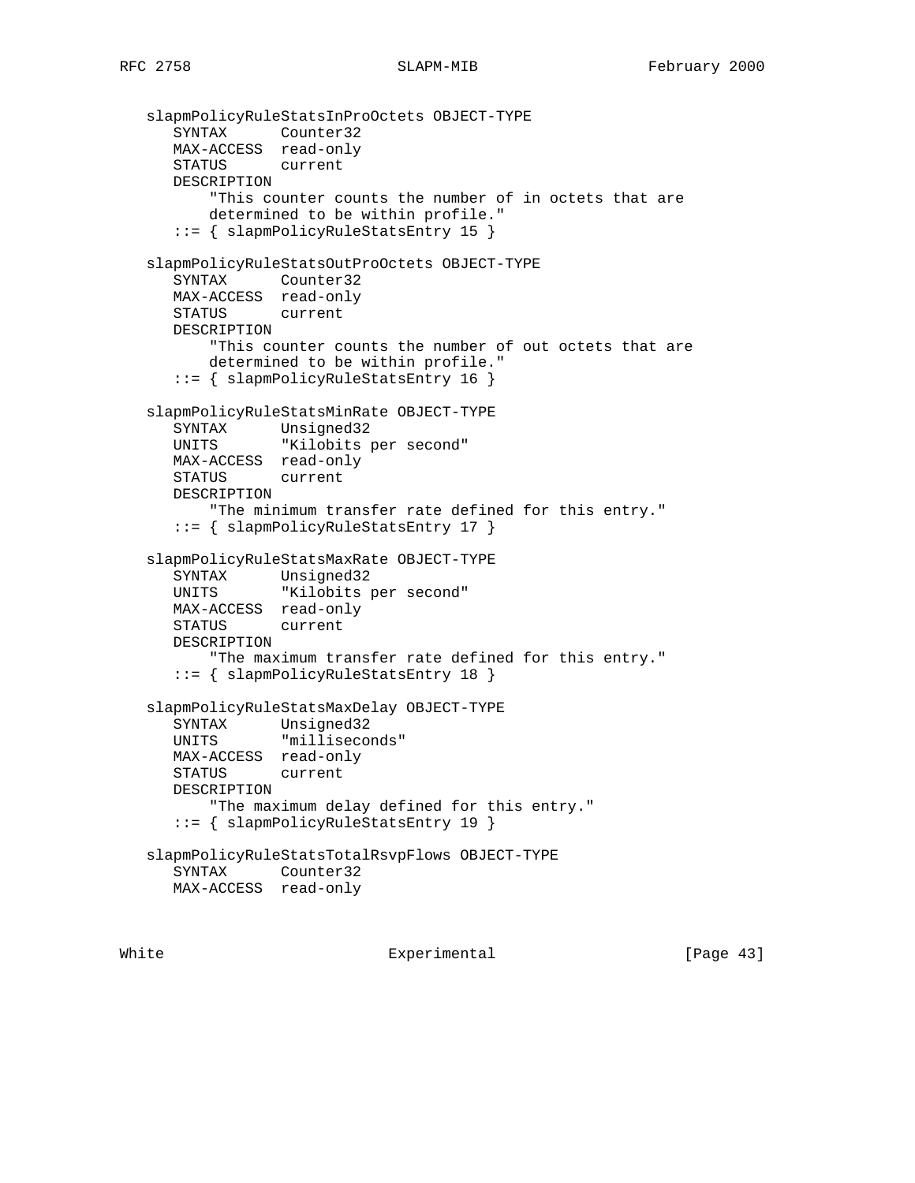```
   slapmPolicyRuleStatsInProOctets OBJECT-TYPE
      SYNTAX      Counter32
      MAX-ACCESS  read-only
      STATUS      current
      DESCRIPTION
          "This counter counts the number of in octets that are
          determined to be within profile."
      ::= { slapmPolicyRuleStatsEntry 15 }

   slapmPolicyRuleStatsOutProOctets OBJECT-TYPE
      SYNTAX      Counter32
      MAX-ACCESS  read-only
      STATUS      current
      DESCRIPTION
          "This counter counts the number of out octets that are
          determined to be within profile."
      ::= { slapmPolicyRuleStatsEntry 16 }

   slapmPolicyRuleStatsMinRate OBJECT-TYPE
      SYNTAX      Unsigned32
      UNITS       "Kilobits per second"
      MAX-ACCESS  read-only
      STATUS      current
      DESCRIPTION
          "The minimum transfer rate defined for this entry."
      ::= { slapmPolicyRuleStatsEntry 17 }

   slapmPolicyRuleStatsMaxRate OBJECT-TYPE
      SYNTAX      Unsigned32
      UNITS       "Kilobits per second"
      MAX-ACCESS  read-only
      STATUS      current
      DESCRIPTION
          "The maximum transfer rate defined for this entry."
      ::= { slapmPolicyRuleStatsEntry 18 }

   slapmPolicyRuleStatsMaxDelay OBJECT-TYPE
      SYNTAX      Unsigned32
      UNITS       "milliseconds"
      MAX-ACCESS  read-only
      STATUS      current
      DESCRIPTION
          "The maximum delay defined for this entry."
      ::= { slapmPolicyRuleStatsEntry 19 }

   slapmPolicyRuleStatsTotalRsvpFlows OBJECT-TYPE
      SYNTAX      Counter32
      MAX-ACCESS  read-only
```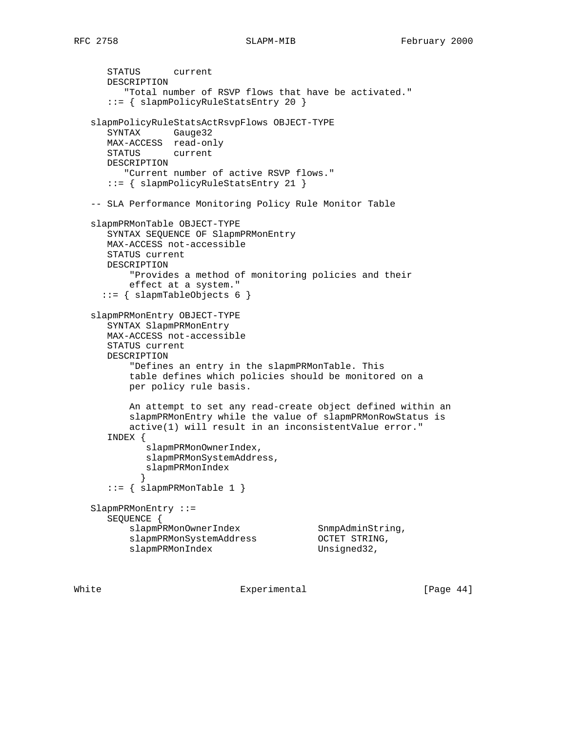```
      STATUS      current
      DESCRIPTION
         "Total number of RSVP flows that have be activated."
      ::= { slapmPolicyRuleStatsEntry 20 }

   slapmPolicyRuleStatsActRsvpFlows OBJECT-TYPE
      SYNTAX      Gauge32
      MAX-ACCESS  read-only
      STATUS      current
      DESCRIPTION
         "Current number of active RSVP flows."
      ::= { slapmPolicyRuleStatsEntry 21 }

   -- SLA Performance Monitoring Policy Rule Monitor Table

   slapmPRMonTable OBJECT-TYPE
      SYNTAX SEQUENCE OF SlapmPRMonEntry
      MAX-ACCESS not-accessible
      STATUS current
      DESCRIPTION
          "Provides a method of monitoring policies and their
          effect at a system."
     ::= { slapmTableObjects 6 }

   slapmPRMonEntry OBJECT-TYPE
      SYNTAX SlapmPRMonEntry
      MAX-ACCESS not-accessible
      STATUS current
      DESCRIPTION
          "Defines an entry in the slapmPRMonTable. This
          table defines which policies should be monitored on a
          per policy rule basis.

          An attempt to set any read-create object defined within an
          slapmPRMonEntry while the value of slapmPRMonRowStatus is
          active(1) will result in an inconsistentValue error."
      INDEX {
             slapmPRMonOwnerIndex,
             slapmPRMonSystemAddress,
             slapmPRMonIndex
            }
      ::= { slapmPRMonTable 1 }

   SlapmPRMonEntry ::=
      SEQUENCE {
          slapmPRMonOwnerIndex              SnmpAdminString,
          slapmPRMonSystemAddress           OCTET STRING,
          slapmPRMonIndex                   Unsigned32,
```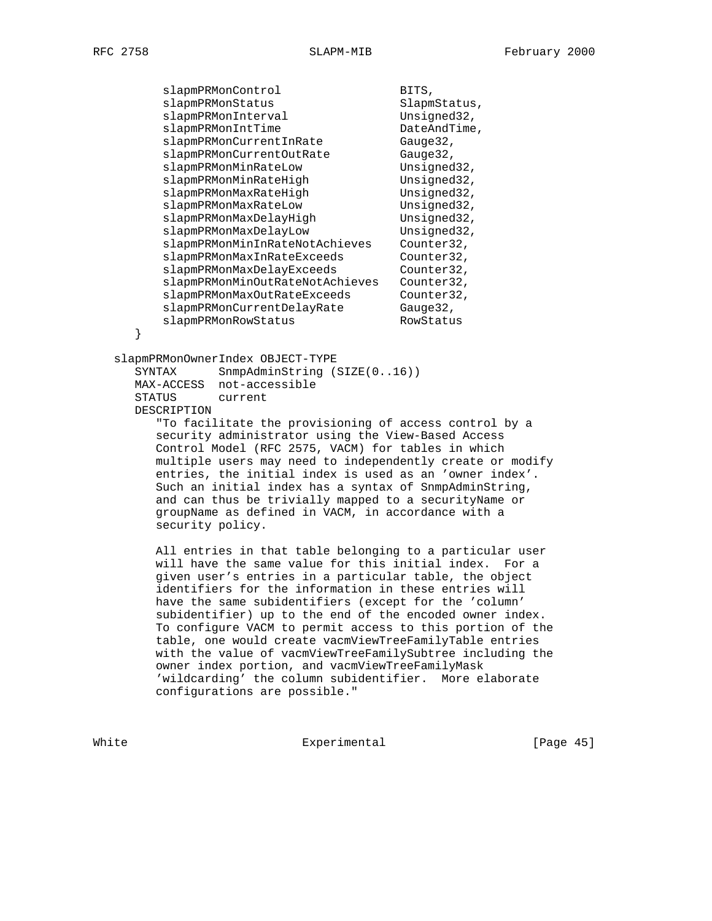```
           slapmPRMonControl                BITS,
           slapmPRMonStatus                 SlapmStatus,
           slapmPRMonInterval               Unsigned32,
           slapmPRMonIntTime                DateAndTime,
           slapmPRMonCurrentInRate          Gauge32,
           slapmPRMonCurrentOutRate         Gauge32,
           slapmPRMonMinRateLow             Unsigned32,
           slapmPRMonMinRateHigh            Unsigned32,
           slapmPRMonMaxRateHigh            Unsigned32,
           slapmPRMonMaxRateLow             Unsigned32,
           slapmPRMonMaxDelayHigh           Unsigned32,
           slapmPRMonMaxDelayLow            Unsigned32,
           slapmPRMonMinInRateNotAchieves   Counter32,
           slapmPRMonMaxInRateExceeds       Counter32,
           slapmPRMonMaxDelayExceeds        Counter32,
           slapmPRMonMinOutRateNotAchieves  Counter32,
           slapmPRMonMaxOutRateExceeds      Counter32,
           slapmPRMonCurrentDelayRate       Gauge32,
           slapmPRMonRowStatus              RowStatus
       }

   slapmPRMonOwnerIndex OBJECT-TYPE
       SYNTAX      SnmpAdminString (SIZE(0..16))
       MAX-ACCESS  not-accessible
       STATUS      current
       DESCRIPTION
          "To facilitate the provisioning of access control by a
          security administrator using the View-Based Access
          Control Model (RFC 2575, VACM) for tables in which
          multiple users may need to independently create or modify
          entries, the initial index is used as an 'owner index'.
          Such an initial index has a syntax of SnmpAdminString,
          and can thus be trivially mapped to a securityName or
          groupName as defined in VACM, in accordance with a
          security policy.

          All entries in that table belonging to a particular user
          will have the same value for this initial index.  For a
          given user's entries in a particular table, the object
          identifiers for the information in these entries will
          have the same subidentifiers (except for the 'column'
          subidentifier) up to the end of the encoded owner index.
          To configure VACM to permit access to this portion of the
          table, one would create vacmViewTreeFamilyTable entries
          with the value of vacmViewTreeFamilySubtree including the
          owner index portion, and vacmViewTreeFamilyMask
          'wildcarding' the column subidentifier.  More elaborate
          configurations are possible."
```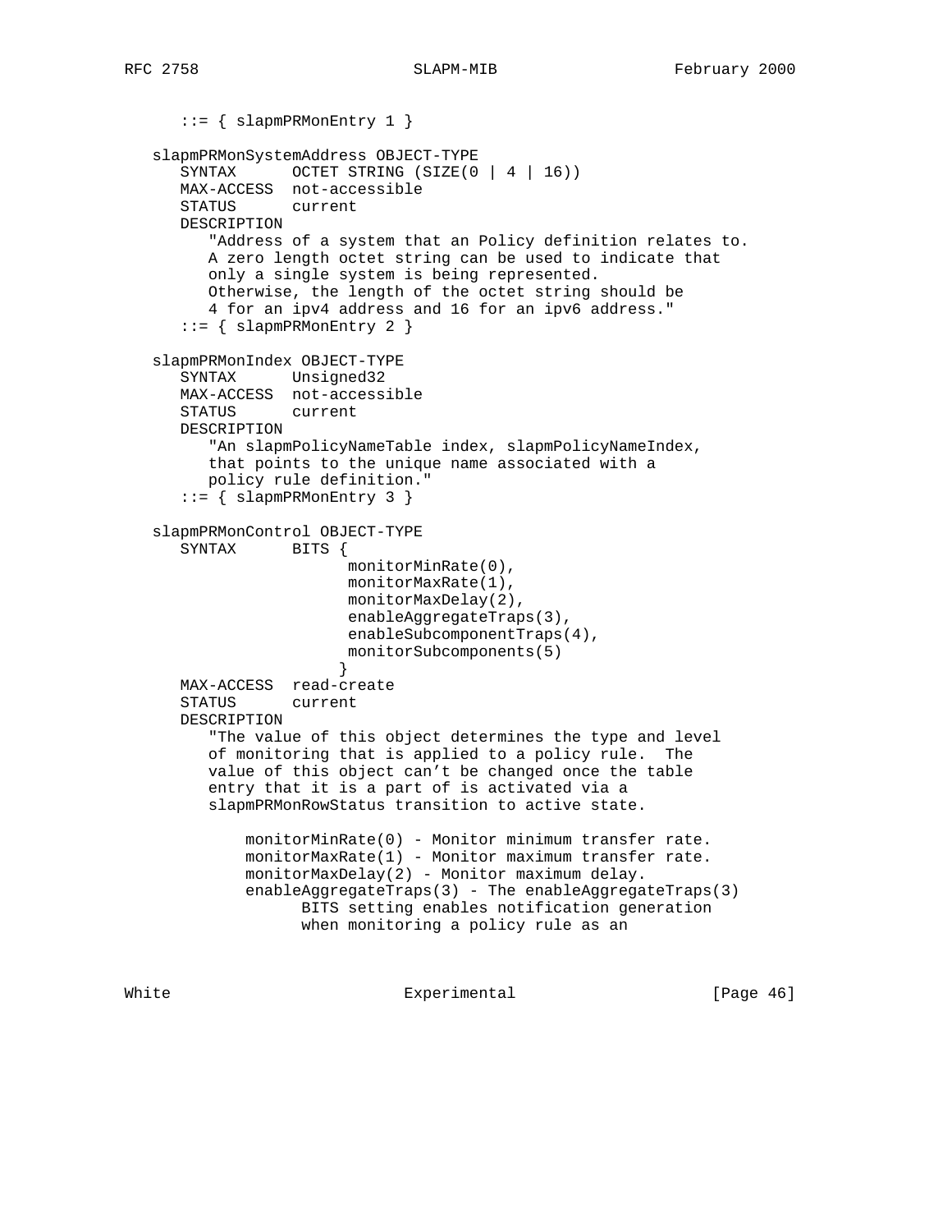```
      ::= { slapmPRMonEntry 1 }

   slapmPRMonSystemAddress OBJECT-TYPE
      SYNTAX      OCTET STRING (SIZE(0 | 4 | 16))
      MAX-ACCESS  not-accessible
      STATUS      current
      DESCRIPTION
         "Address of a system that an Policy definition relates to.
         A zero length octet string can be used to indicate that
         only a single system is being represented.
         Otherwise, the length of the octet string should be
         4 for an ipv4 address and 16 for an ipv6 address."
      ::= { slapmPRMonEntry 2 }

   slapmPRMonIndex OBJECT-TYPE
      SYNTAX      Unsigned32
      MAX-ACCESS  not-accessible
      STATUS      current
      DESCRIPTION
         "An slapmPolicyNameTable index, slapmPolicyNameIndex,
         that points to the unique name associated with a
         policy rule definition."
      ::= { slapmPRMonEntry 3 }

   slapmPRMonControl OBJECT-TYPE
      SYNTAX      BITS {
                      monitorMinRate(0),
                      monitorMaxRate(1),
                      monitorMaxDelay(2),
                      enableAggregateTraps(3),
                      enableSubcomponentTraps(4),
                      monitorSubcomponents(5)
                     }
      MAX-ACCESS  read-create
      STATUS      current
      DESCRIPTION
         "The value of this object determines the type and level
         of monitoring that is applied to a policy rule.  The
         value of this object can't be changed once the table
         entry that it is a part of is activated via a
         slapmPRMonRowStatus transition to active state.

             monitorMinRate(0) - Monitor minimum transfer rate.
             monitorMaxRate(1) - Monitor maximum transfer rate.
             monitorMaxDelay(2) - Monitor maximum delay.
             enableAggregateTraps(3) - The enableAggregateTraps(3)
                   BITS setting enables notification generation
                   when monitoring a policy rule as an
```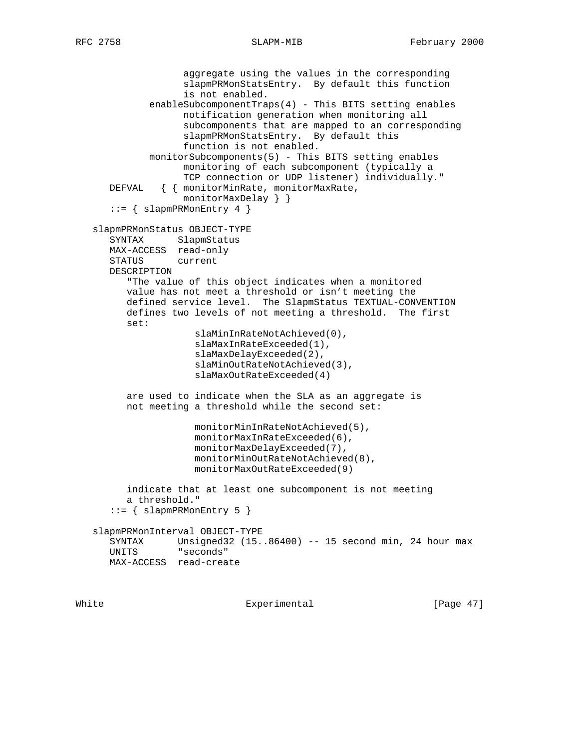```
                  aggregate using the values in the corresponding
                  slapmPRMonStatsEntry.  By default this function
                  is not enabled.
            enableSubcomponentTraps(4) - This BITS setting enables
                  notification generation when monitoring all
                  subcomponents that are mapped to an corresponding
                  slapmPRMonStatsEntry.  By default this
                  function is not enabled.
            monitorSubcomponents(5) - This BITS setting enables
                  monitoring of each subcomponent (typically a
                  TCP connection or UDP listener) individually."
       DEFVAL   { { monitorMinRate, monitorMaxRate,
                  monitorMaxDelay } }
       ::= { slapmPRMonEntry 4 }

   slapmPRMonStatus OBJECT-TYPE
       SYNTAX      SlapmStatus
       MAX-ACCESS  read-only
       STATUS      current
       DESCRIPTION
          "The value of this object indicates when a monitored
          value has not meet a threshold or isn't meeting the
          defined service level.  The SlapmStatus TEXTUAL-CONVENTION
          defines two levels of not meeting a threshold.  The first
          set:
                     slaMinInRateNotAchieved(0),
                     slaMaxInRateExceeded(1),
                     slaMaxDelayExceeded(2),
                     slaMinOutRateNotAchieved(3),
                     slaMaxOutRateExceeded(4)

            are used to indicate when the SLA as an aggregate is
          not meeting a threshold while the second set:

                     monitorMinInRateNotAchieved(5),
                     monitorMaxInRateExceeded(6),
                     monitorMaxDelayExceeded(7),
                     monitorMinOutRateNotAchieved(8),
                     monitorMaxOutRateExceeded(9)

          indicate that at least one subcomponent is not meeting
          a threshold."
       ::= { slapmPRMonEntry 5 }

   slapmPRMonInterval OBJECT-TYPE
       SYNTAX      Unsigned32 (15..86400) -- 15 second min, 24 hour max
       UNITS       "seconds"
       MAX-ACCESS  read-create
```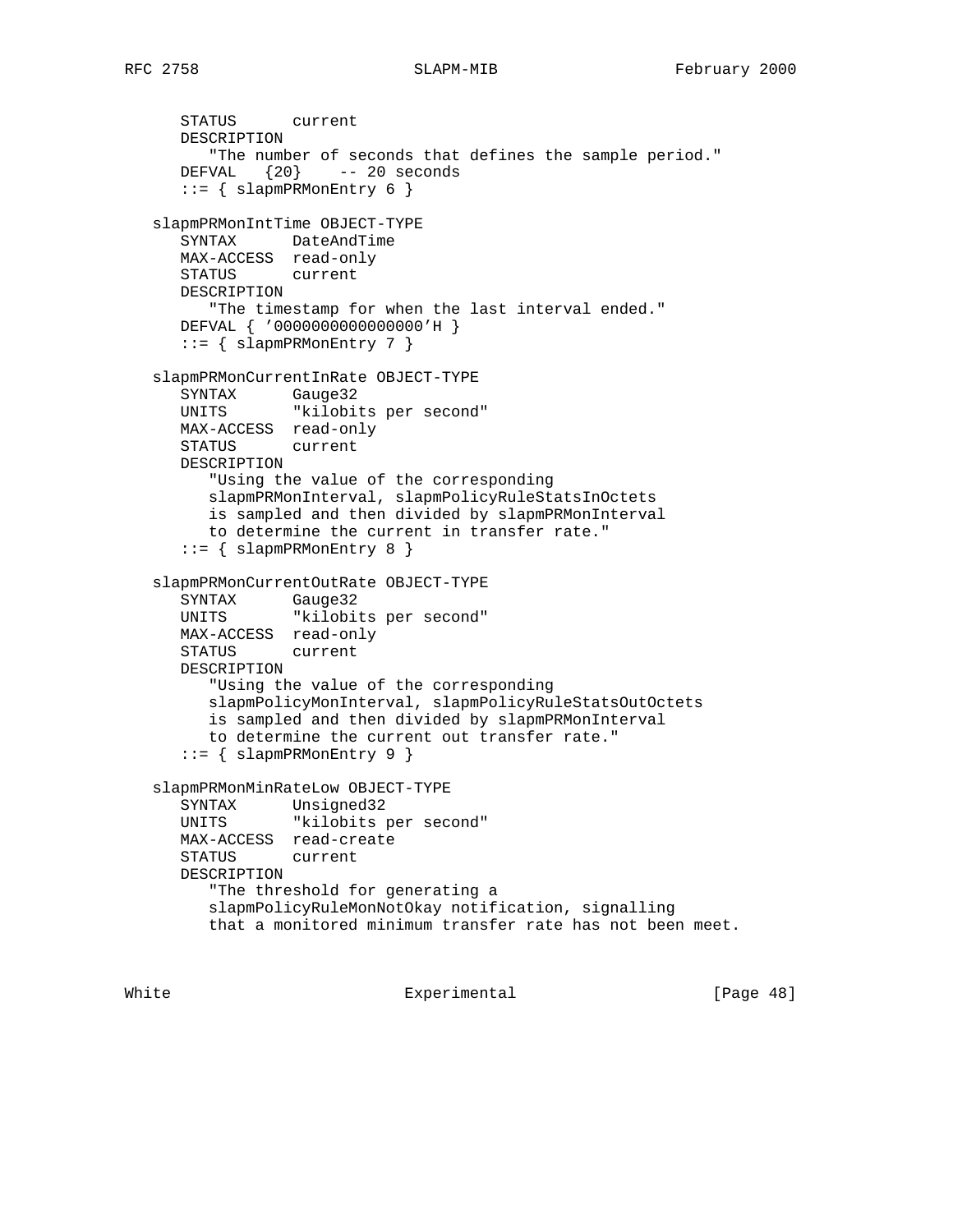```
      STATUS      current
      DESCRIPTION
         "The number of seconds that defines the sample period."
      DEFVAL   {20}    -- 20 seconds
      ::= { slapmPRMonEntry 6 }

   slapmPRMonIntTime OBJECT-TYPE
      SYNTAX      DateAndTime
      MAX-ACCESS  read-only
      STATUS      current
      DESCRIPTION
         "The timestamp for when the last interval ended."
      DEFVAL { '0000000000000000'H }
      ::= { slapmPRMonEntry 7 }

   slapmPRMonCurrentInRate OBJECT-TYPE
      SYNTAX      Gauge32
      UNITS       "kilobits per second"
      MAX-ACCESS  read-only
      STATUS      current
      DESCRIPTION
         "Using the value of the corresponding
         slapmPRMonInterval, slapmPolicyRuleStatsInOctets
         is sampled and then divided by slapmPRMonInterval
         to determine the current in transfer rate."
      ::= { slapmPRMonEntry 8 }

   slapmPRMonCurrentOutRate OBJECT-TYPE
      SYNTAX      Gauge32
      UNITS       "kilobits per second"
      MAX-ACCESS  read-only
      STATUS      current
      DESCRIPTION
         "Using the value of the corresponding
         slapmPolicyMonInterval, slapmPolicyRuleStatsOutOctets
         is sampled and then divided by slapmPRMonInterval
         to determine the current out transfer rate."
      ::= { slapmPRMonEntry 9 }

   slapmPRMonMinRateLow OBJECT-TYPE
      SYNTAX      Unsigned32
      UNITS       "kilobits per second"
      MAX-ACCESS  read-create
      STATUS      current
      DESCRIPTION
         "The threshold for generating a
         slapmPolicyRuleMonNotOkay notification, signalling
         that a monitored minimum transfer rate has not been meet.
```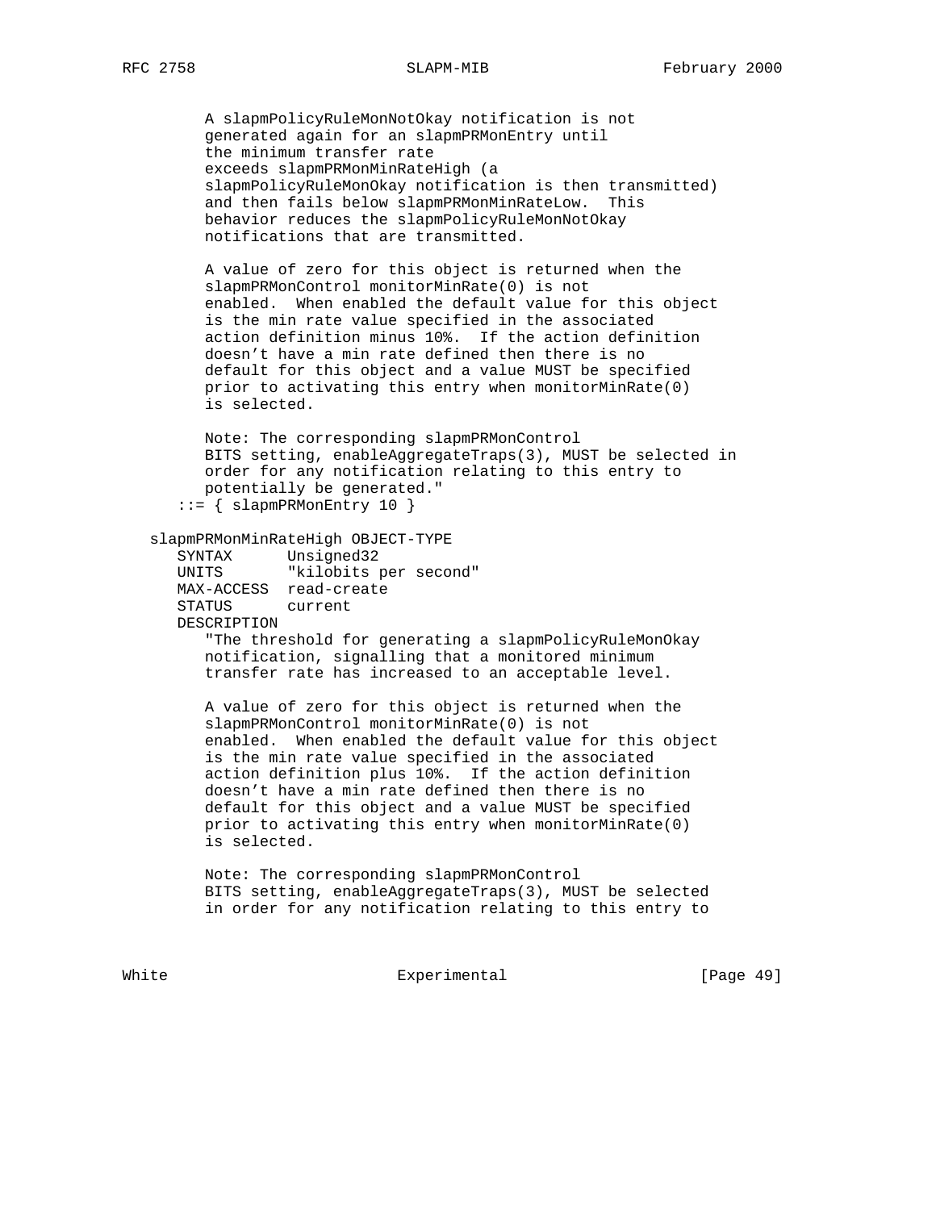```
         A slapmPolicyRuleMonNotOkay notification is not
         generated again for an slapmPRMonEntry until
         the minimum transfer rate
         exceeds slapmPRMonMinRateHigh (a
         slapmPolicyRuleMonOkay notification is then transmitted)
         and then fails below slapmPRMonMinRateLow.  This
         behavior reduces the slapmPolicyRuleMonNotOkay
         notifications that are transmitted.

         A value of zero for this object is returned when the
         slapmPRMonControl monitorMinRate(0) is not
         enabled.  When enabled the default value for this object
         is the min rate value specified in the associated
         action definition minus 10%.  If the action definition
         doesn't have a min rate defined then there is no
         default for this object and a value MUST be specified
         prior to activating this entry when monitorMinRate(0)
         is selected.

         Note: The corresponding slapmPRMonControl
         BITS setting, enableAggregateTraps(3), MUST be selected in
         order for any notification relating to this entry to
         potentially be generated."
      ::= { slapmPRMonEntry 10 }

   slapmPRMonMinRateHigh OBJECT-TYPE
      SYNTAX      Unsigned32
      UNITS       "kilobits per second"
      MAX-ACCESS  read-create
      STATUS      current
      DESCRIPTION
         "The threshold for generating a slapmPolicyRuleMonOkay
         notification, signalling that a monitored minimum
         transfer rate has increased to an acceptable level.

         A value of zero for this object is returned when the
         slapmPRMonControl monitorMinRate(0) is not
         enabled.  When enabled the default value for this object
         is the min rate value specified in the associated
         action definition plus 10%.  If the action definition
         doesn't have a min rate defined then there is no
         default for this object and a value MUST be specified
         prior to activating this entry when monitorMinRate(0)
         is selected.

         Note: The corresponding slapmPRMonControl
         BITS setting, enableAggregateTraps(3), MUST be selected
         in order for any notification relating to this entry to
```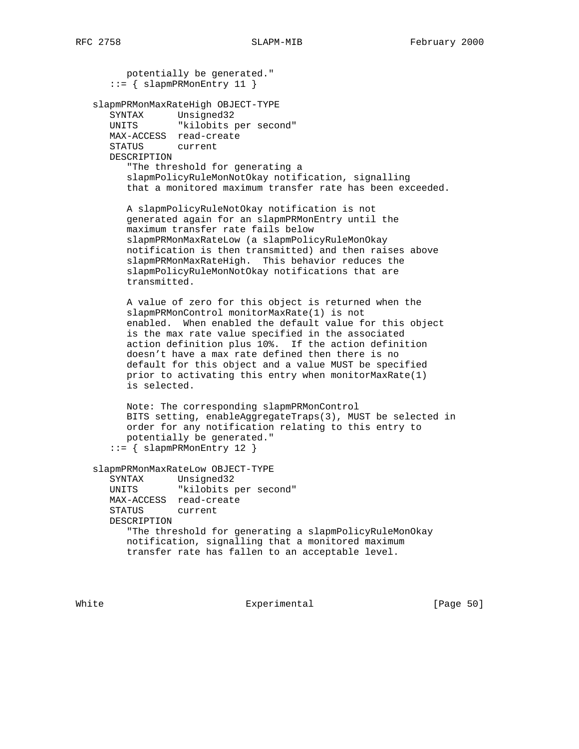```
         potentially be generated."
      ::= { slapmPRMonEntry 11 }

   slapmPRMonMaxRateHigh OBJECT-TYPE
      SYNTAX      Unsigned32
      UNITS       "kilobits per second"
      MAX-ACCESS  read-create
      STATUS      current
      DESCRIPTION
         "The threshold for generating a
         slapmPolicyRuleMonNotOkay notification, signalling
         that a monitored maximum transfer rate has been exceeded.

         A slapmPolicyRuleNotOkay notification is not
         generated again for an slapmPRMonEntry until the
         maximum transfer rate fails below
         slapmPRMonMaxRateLow (a slapmPolicyRuleMonOkay
         notification is then transmitted) and then raises above
         slapmPRMonMaxRateHigh.  This behavior reduces the
         slapmPolicyRuleMonNotOkay notifications that are
         transmitted.

         A value of zero for this object is returned when the
         slapmPRMonControl monitorMaxRate(1) is not
         enabled.  When enabled the default value for this object
         is the max rate value specified in the associated
         action definition plus 10%.  If the action definition
         doesn't have a max rate defined then there is no
         default for this object and a value MUST be specified
         prior to activating this entry when monitorMaxRate(1)
         is selected.

         Note: The corresponding slapmPRMonControl
         BITS setting, enableAggregateTraps(3), MUST be selected in
         order for any notification relating to this entry to
         potentially be generated."
      ::= { slapmPRMonEntry 12 }

   slapmPRMonMaxRateLow OBJECT-TYPE
      SYNTAX      Unsigned32
      UNITS       "kilobits per second"
      MAX-ACCESS  read-create
      STATUS      current
      DESCRIPTION
         "The threshold for generating a slapmPolicyRuleMonOkay
         notification, signalling that a monitored maximum
         transfer rate has fallen to an acceptable level.
```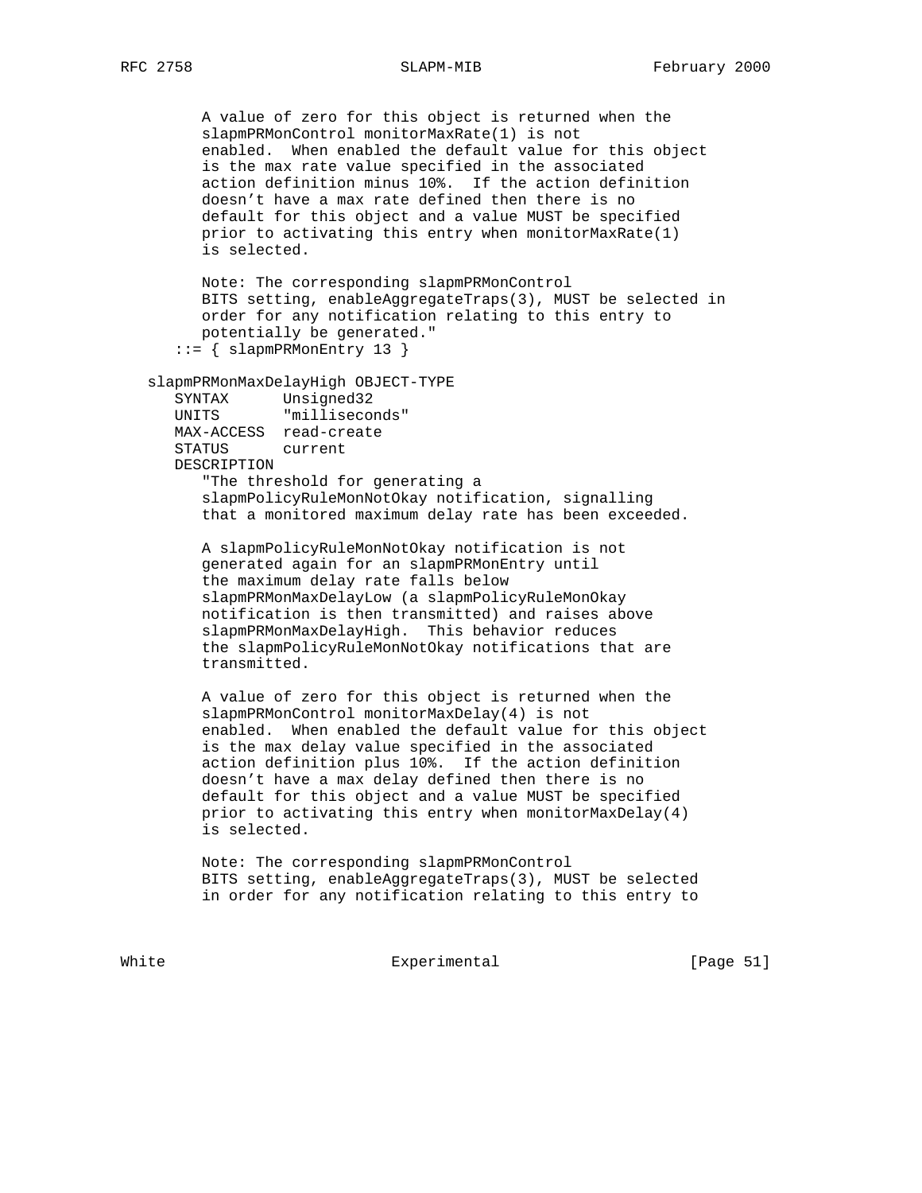```
         A value of zero for this object is returned when the
         slapmPRMonControl monitorMaxRate(1) is not
         enabled.  When enabled the default value for this object
         is the max rate value specified in the associated
         action definition minus 10%.  If the action definition
         doesn't have a max rate defined then there is no
         default for this object and a value MUST be specified
         prior to activating this entry when monitorMaxRate(1)
         is selected.

         Note: The corresponding slapmPRMonControl
         BITS setting, enableAggregateTraps(3), MUST be selected in
         order for any notification relating to this entry to
         potentially be generated."
       ::= { slapmPRMonEntry 13 }

   slapmPRMonMaxDelayHigh OBJECT-TYPE
       SYNTAX      Unsigned32
       UNITS       "milliseconds"
       MAX-ACCESS  read-create
       STATUS      current
       DESCRIPTION
         "The threshold for generating a
         slapmPolicyRuleMonNotOkay notification, signalling
         that a monitored maximum delay rate has been exceeded.

         A slapmPolicyRuleMonNotOkay notification is not
         generated again for an slapmPRMonEntry until
         the maximum delay rate falls below
         slapmPRMonMaxDelayLow (a slapmPolicyRuleMonOkay
         notification is then transmitted) and raises above
         slapmPRMonMaxDelayHigh.  This behavior reduces
         the slapmPolicyRuleMonNotOkay notifications that are
         transmitted.

         A value of zero for this object is returned when the
         slapmPRMonControl monitorMaxDelay(4) is not
         enabled.  When enabled the default value for this object
         is the max delay value specified in the associated
         action definition plus 10%.  If the action definition
         doesn't have a max delay defined then there is no
         default for this object and a value MUST be specified
         prior to activating this entry when monitorMaxDelay(4)
         is selected.

         Note: The corresponding slapmPRMonControl
         BITS setting, enableAggregateTraps(3), MUST be selected
         in order for any notification relating to this entry to
```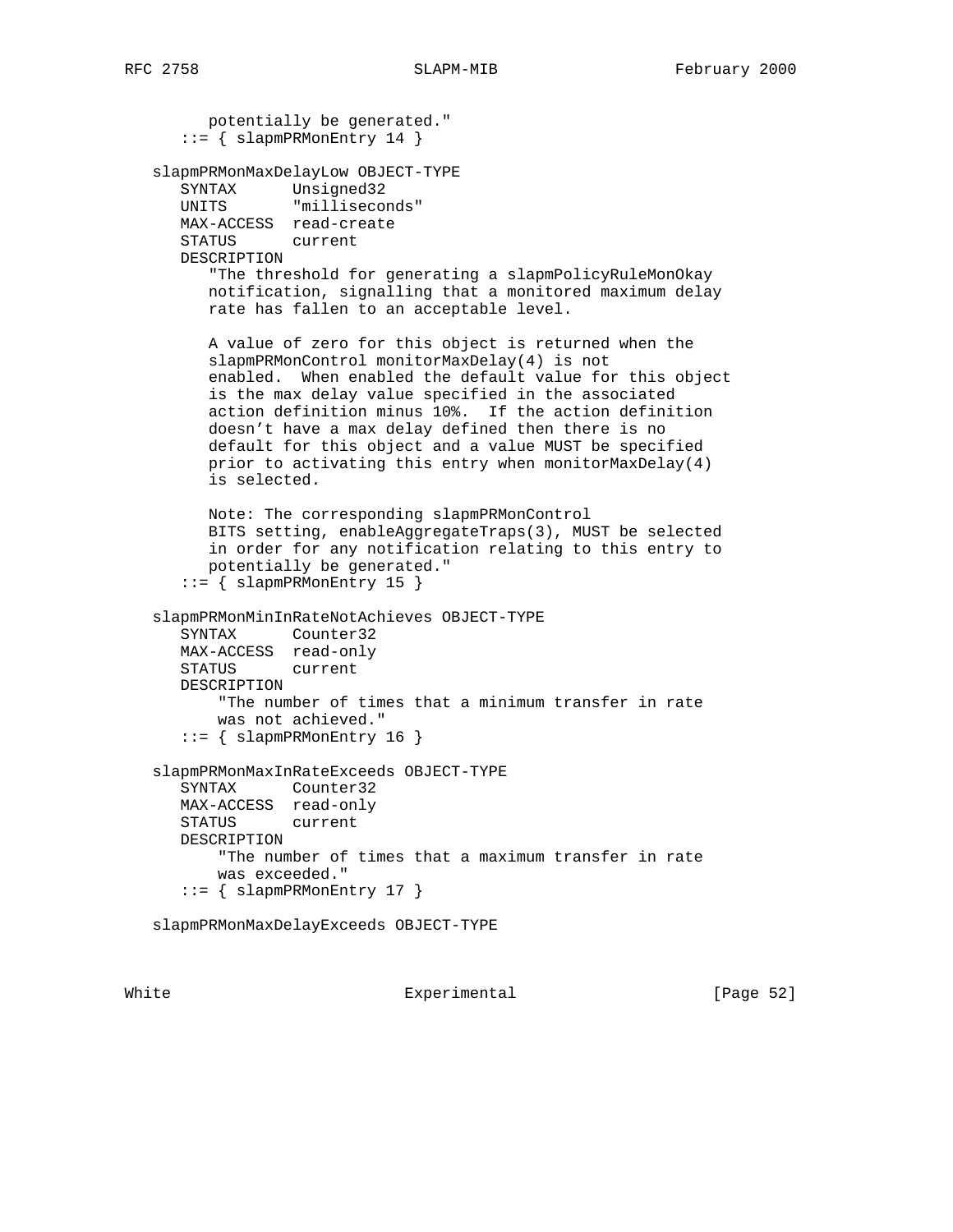```
         potentially be generated."
      ::= { slapmPRMonEntry 14 }

   slapmPRMonMaxDelayLow OBJECT-TYPE
      SYNTAX      Unsigned32
      UNITS       "milliseconds"
      MAX-ACCESS  read-create
      STATUS      current
      DESCRIPTION
         "The threshold for generating a slapmPolicyRuleMonOkay
         notification, signalling that a monitored maximum delay
         rate has fallen to an acceptable level.

         A value of zero for this object is returned when the
         slapmPRMonControl monitorMaxDelay(4) is not
         enabled.  When enabled the default value for this object
         is the max delay value specified in the associated
         action definition minus 10%.  If the action definition
         doesn't have a max delay defined then there is no
         default for this object and a value MUST be specified
         prior to activating this entry when monitorMaxDelay(4)
         is selected.

         Note: The corresponding slapmPRMonControl
         BITS setting, enableAggregateTraps(3), MUST be selected
         in order for any notification relating to this entry to
         potentially be generated."
      ::= { slapmPRMonEntry 15 }

   slapmPRMonMinInRateNotAchieves OBJECT-TYPE
      SYNTAX      Counter32
      MAX-ACCESS  read-only
      STATUS      current
      DESCRIPTION
          "The number of times that a minimum transfer in rate
          was not achieved."
      ::= { slapmPRMonEntry 16 }

   slapmPRMonMaxInRateExceeds OBJECT-TYPE
      SYNTAX      Counter32
      MAX-ACCESS  read-only
      STATUS      current
      DESCRIPTION
          "The number of times that a maximum transfer in rate
          was exceeded."
      ::= { slapmPRMonEntry 17 }

   slapmPRMonMaxDelayExceeds OBJECT-TYPE
```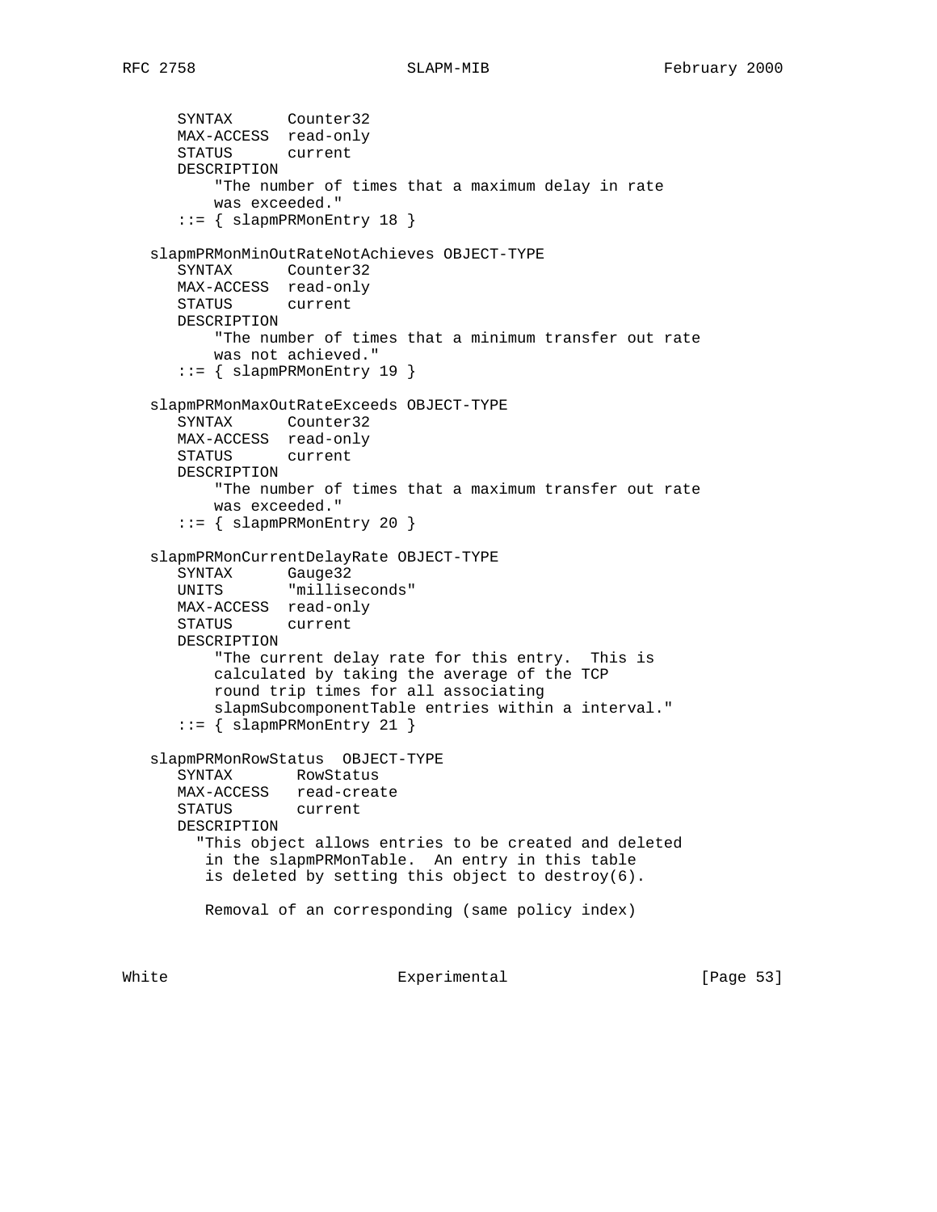```
      SYNTAX      Counter32
      MAX-ACCESS  read-only
      STATUS      current
      DESCRIPTION
          "The number of times that a maximum delay in rate
          was exceeded."
      ::= { slapmPRMonEntry 18 }

   slapmPRMonMinOutRateNotAchieves OBJECT-TYPE
      SYNTAX      Counter32
      MAX-ACCESS  read-only
      STATUS      current
      DESCRIPTION
          "The number of times that a minimum transfer out rate
          was not achieved."
      ::= { slapmPRMonEntry 19 }

   slapmPRMonMaxOutRateExceeds OBJECT-TYPE
      SYNTAX      Counter32
      MAX-ACCESS  read-only
      STATUS      current
      DESCRIPTION
          "The number of times that a maximum transfer out rate
          was exceeded."
      ::= { slapmPRMonEntry 20 }

   slapmPRMonCurrentDelayRate OBJECT-TYPE
      SYNTAX      Gauge32
      UNITS       "milliseconds"
      MAX-ACCESS  read-only
      STATUS      current
      DESCRIPTION
          "The current delay rate for this entry.  This is
          calculated by taking the average of the TCP
          round trip times for all associating
          slapmSubcomponentTable entries within a interval."
      ::= { slapmPRMonEntry 21 }

   slapmPRMonRowStatus  OBJECT-TYPE
      SYNTAX       RowStatus
      MAX-ACCESS   read-create
      STATUS       current
      DESCRIPTION
        "This object allows entries to be created and deleted
         in the slapmPRMonTable.  An entry in this table
         is deleted by setting this object to destroy(6).

         Removal of an corresponding (same policy index)
```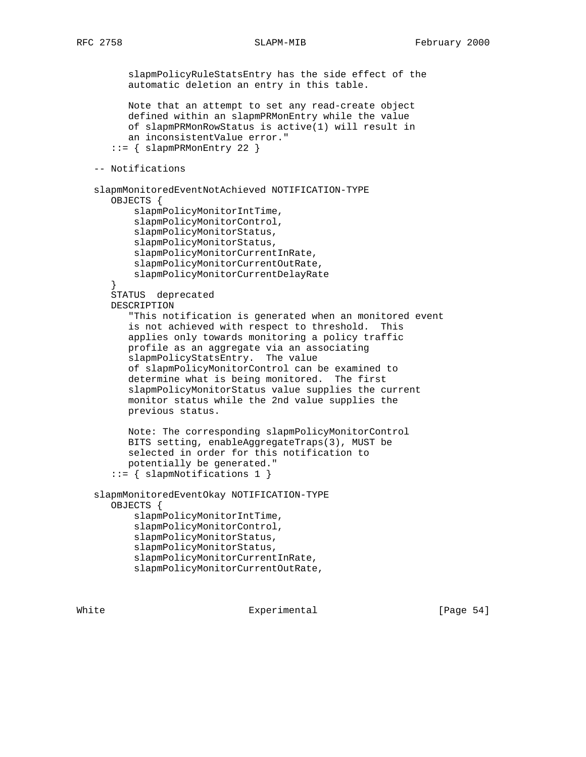```
         slapmPolicyRuleStatsEntry has the side effect of the
         automatic deletion an entry in this table.

         Note that an attempt to set any read-create object
         defined within an slapmPRMonEntry while the value
         of slapmPRMonRowStatus is active(1) will result in
         an inconsistentValue error."
      ::= { slapmPRMonEntry 22 }

   -- Notifications

   slapmMonitoredEventNotAchieved NOTIFICATION-TYPE
      OBJECTS {
          slapmPolicyMonitorIntTime,
          slapmPolicyMonitorControl,
          slapmPolicyMonitorStatus,
          slapmPolicyMonitorStatus,
          slapmPolicyMonitorCurrentInRate,
          slapmPolicyMonitorCurrentOutRate,
          slapmPolicyMonitorCurrentDelayRate
      }
      STATUS  deprecated
      DESCRIPTION
         "This notification is generated when an monitored event
         is not achieved with respect to threshold.  This
         applies only towards monitoring a policy traffic
         profile as an aggregate via an associating
         slapmPolicyStatsEntry.  The value
         of slapmPolicyMonitorControl can be examined to
         determine what is being monitored.  The first
         slapmPolicyMonitorStatus value supplies the current
         monitor status while the 2nd value supplies the
         previous status.

         Note: The corresponding slapmPolicyMonitorControl
         BITS setting, enableAggregateTraps(3), MUST be
         selected in order for this notification to
         potentially be generated."
      ::= { slapmNotifications 1 }

   slapmMonitoredEventOkay NOTIFICATION-TYPE
      OBJECTS {
          slapmPolicyMonitorIntTime,
          slapmPolicyMonitorControl,
          slapmPolicyMonitorStatus,
          slapmPolicyMonitorStatus,
          slapmPolicyMonitorCurrentInRate,
          slapmPolicyMonitorCurrentOutRate,
```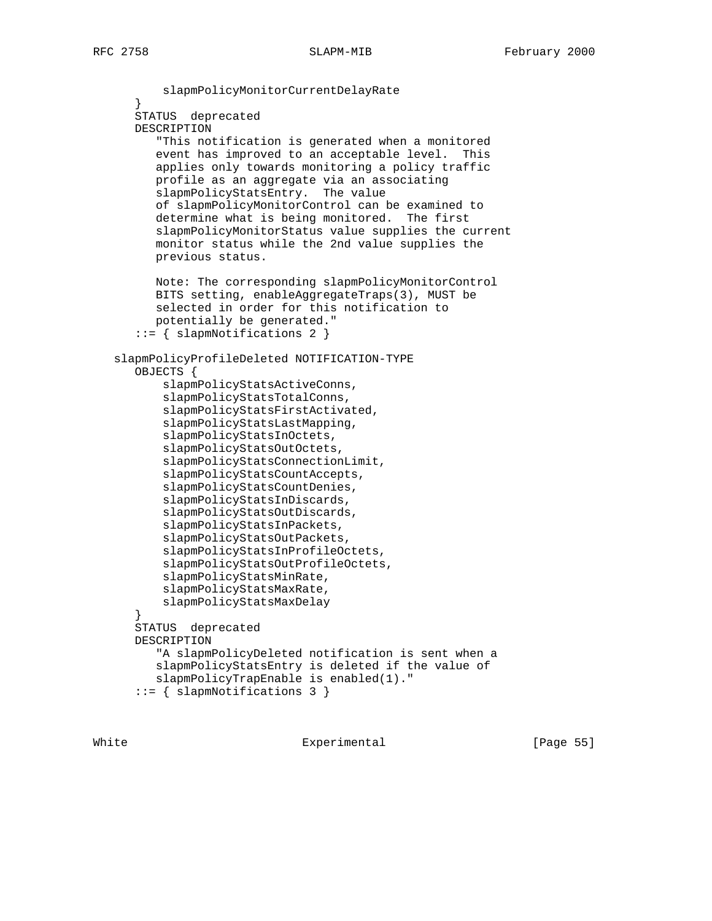```
          slapmPolicyMonitorCurrentDelayRate
      }
      STATUS  deprecated
      DESCRIPTION
         "This notification is generated when a monitored
         event has improved to an acceptable level.  This
         applies only towards monitoring a policy traffic
         profile as an aggregate via an associating
         slapmPolicyStatsEntry.  The value
         of slapmPolicyMonitorControl can be examined to
         determine what is being monitored.  The first
         slapmPolicyMonitorStatus value supplies the current
         monitor status while the 2nd value supplies the
         previous status.

         Note: The corresponding slapmPolicyMonitorControl
         BITS setting, enableAggregateTraps(3), MUST be
         selected in order for this notification to
         potentially be generated."
      ::= { slapmNotifications 2 }

   slapmPolicyProfileDeleted NOTIFICATION-TYPE
      OBJECTS {
          slapmPolicyStatsActiveConns,
          slapmPolicyStatsTotalConns,
          slapmPolicyStatsFirstActivated,
          slapmPolicyStatsLastMapping,
          slapmPolicyStatsInOctets,
          slapmPolicyStatsOutOctets,
          slapmPolicyStatsConnectionLimit,
          slapmPolicyStatsCountAccepts,
          slapmPolicyStatsCountDenies,
          slapmPolicyStatsInDiscards,
          slapmPolicyStatsOutDiscards,
          slapmPolicyStatsInPackets,
          slapmPolicyStatsOutPackets,
          slapmPolicyStatsInProfileOctets,
          slapmPolicyStatsOutProfileOctets,
          slapmPolicyStatsMinRate,
          slapmPolicyStatsMaxRate,
          slapmPolicyStatsMaxDelay
      }
      STATUS  deprecated
      DESCRIPTION
         "A slapmPolicyDeleted notification is sent when a
         slapmPolicyStatsEntry is deleted if the value of
         slapmPolicyTrapEnable is enabled(1)."
      ::= { slapmNotifications 3 }
```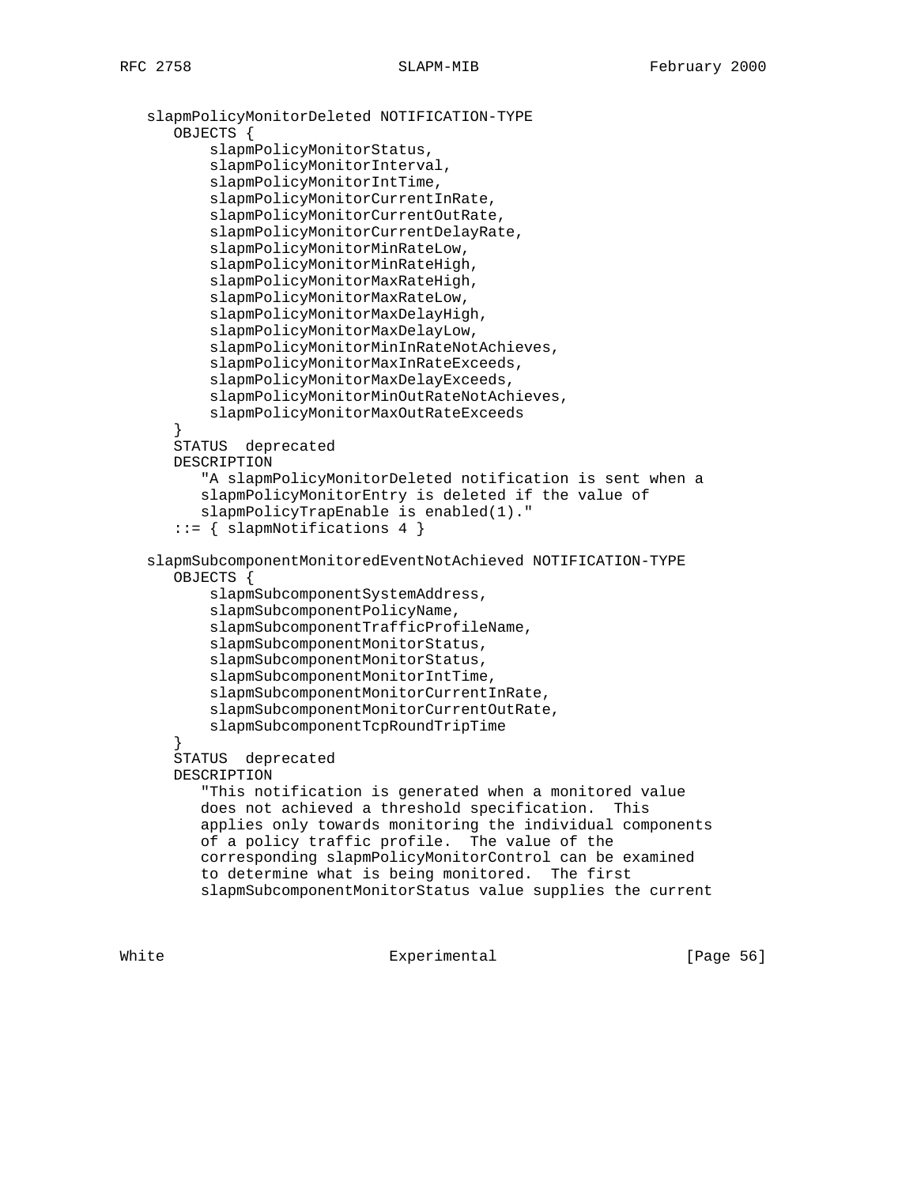```
   slapmPolicyMonitorDeleted NOTIFICATION-TYPE
      OBJECTS {
          slapmPolicyMonitorStatus,
          slapmPolicyMonitorInterval,
          slapmPolicyMonitorIntTime,
          slapmPolicyMonitorCurrentInRate,
          slapmPolicyMonitorCurrentOutRate,
          slapmPolicyMonitorCurrentDelayRate,
          slapmPolicyMonitorMinRateLow,
          slapmPolicyMonitorMinRateHigh,
          slapmPolicyMonitorMaxRateHigh,
          slapmPolicyMonitorMaxRateLow,
          slapmPolicyMonitorMaxDelayHigh,
          slapmPolicyMonitorMaxDelayLow,
          slapmPolicyMonitorMinInRateNotAchieves,
          slapmPolicyMonitorMaxInRateExceeds,
          slapmPolicyMonitorMaxDelayExceeds,
          slapmPolicyMonitorMinOutRateNotAchieves,
          slapmPolicyMonitorMaxOutRateExceeds
      }
      STATUS  deprecated
      DESCRIPTION
         "A slapmPolicyMonitorDeleted notification is sent when a
         slapmPolicyMonitorEntry is deleted if the value of
         slapmPolicyTrapEnable is enabled(1)."
      ::= { slapmNotifications 4 }

   slapmSubcomponentMonitoredEventNotAchieved NOTIFICATION-TYPE
      OBJECTS {
          slapmSubcomponentSystemAddress,
          slapmSubcomponentPolicyName,
          slapmSubcomponentTrafficProfileName,
          slapmSubcomponentMonitorStatus,
          slapmSubcomponentMonitorStatus,
          slapmSubcomponentMonitorIntTime,
          slapmSubcomponentMonitorCurrentInRate,
          slapmSubcomponentMonitorCurrentOutRate,
          slapmSubcomponentTcpRoundTripTime
      }
      STATUS  deprecated
      DESCRIPTION
         "This notification is generated when a monitored value
         does not achieved a threshold specification.  This
         applies only towards monitoring the individual components
         of a policy traffic profile.  The value of the
         corresponding slapmPolicyMonitorControl can be examined
         to determine what is being monitored.  The first
         slapmSubcomponentMonitorStatus value supplies the current
```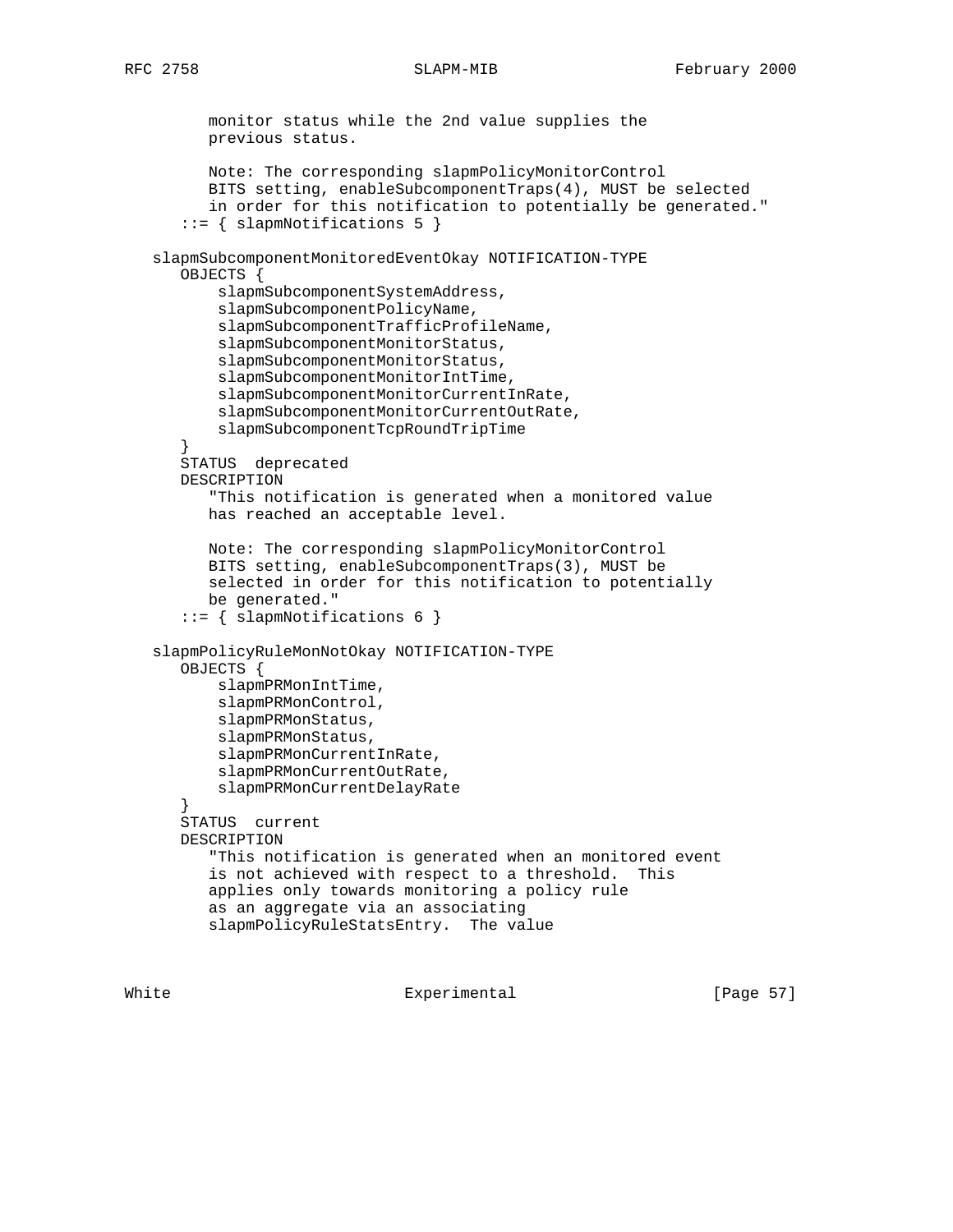```
         monitor status while the 2nd value supplies the
         previous status.

         Note: The corresponding slapmPolicyMonitorControl
         BITS setting, enableSubcomponentTraps(4), MUST be selected
         in order for this notification to potentially be generated."
      ::= { slapmNotifications 5 }

   slapmSubcomponentMonitoredEventOkay NOTIFICATION-TYPE
      OBJECTS {
          slapmSubcomponentSystemAddress,
          slapmSubcomponentPolicyName,
          slapmSubcomponentTrafficProfileName,
          slapmSubcomponentMonitorStatus,
          slapmSubcomponentMonitorStatus,
          slapmSubcomponentMonitorIntTime,
          slapmSubcomponentMonitorCurrentInRate,
          slapmSubcomponentMonitorCurrentOutRate,
          slapmSubcomponentTcpRoundTripTime
      }
      STATUS  deprecated
      DESCRIPTION
         "This notification is generated when a monitored value
         has reached an acceptable level.

         Note: The corresponding slapmPolicyMonitorControl
         BITS setting, enableSubcomponentTraps(3), MUST be
         selected in order for this notification to potentially
         be generated."
      ::= { slapmNotifications 6 }

   slapmPolicyRuleMonNotOkay NOTIFICATION-TYPE
      OBJECTS {
          slapmPRMonIntTime,
          slapmPRMonControl,
          slapmPRMonStatus,
          slapmPRMonStatus,
          slapmPRMonCurrentInRate,
          slapmPRMonCurrentOutRate,
          slapmPRMonCurrentDelayRate
      }
      STATUS  current
      DESCRIPTION
         "This notification is generated when an monitored event
         is not achieved with respect to a threshold.  This
         applies only towards monitoring a policy rule
         as an aggregate via an associating
         slapmPolicyRuleStatsEntry.  The value
```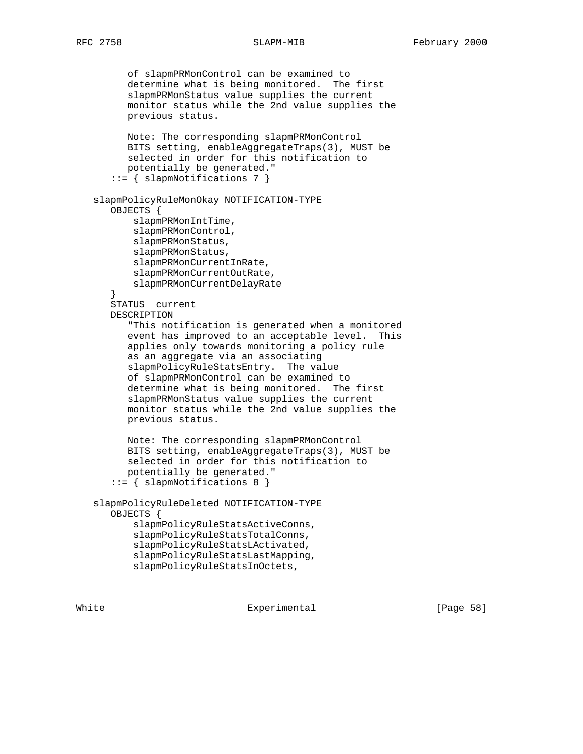```
         of slapmPRMonControl can be examined to
         determine what is being monitored.  The first
         slapmPRMonStatus value supplies the current
         monitor status while the 2nd value supplies the
         previous status.

         Note: The corresponding slapmPRMonControl
         BITS setting, enableAggregateTraps(3), MUST be
         selected in order for this notification to
         potentially be generated."
      ::= { slapmNotifications 7 }

   slapmPolicyRuleMonOkay NOTIFICATION-TYPE
      OBJECTS {
          slapmPRMonIntTime,
          slapmPRMonControl,
          slapmPRMonStatus,
          slapmPRMonStatus,
          slapmPRMonCurrentInRate,
          slapmPRMonCurrentOutRate,
          slapmPRMonCurrentDelayRate
      }
      STATUS  current
      DESCRIPTION
         "This notification is generated when a monitored
         event has improved to an acceptable level.  This
         applies only towards monitoring a policy rule
         as an aggregate via an associating
         slapmPolicyRuleStatsEntry.  The value
         of slapmPRMonControl can be examined to
         determine what is being monitored.  The first
         slapmPRMonStatus value supplies the current
         monitor status while the 2nd value supplies the
         previous status.

         Note: The corresponding slapmPRMonControl
         BITS setting, enableAggregateTraps(3), MUST be
         selected in order for this notification to
         potentially be generated."
      ::= { slapmNotifications 8 }

   slapmPolicyRuleDeleted NOTIFICATION-TYPE
      OBJECTS {
          slapmPolicyRuleStatsActiveConns,
          slapmPolicyRuleStatsTotalConns,
          slapmPolicyRuleStatsLActivated,
          slapmPolicyRuleStatsLastMapping,
          slapmPolicyRuleStatsInOctets,
```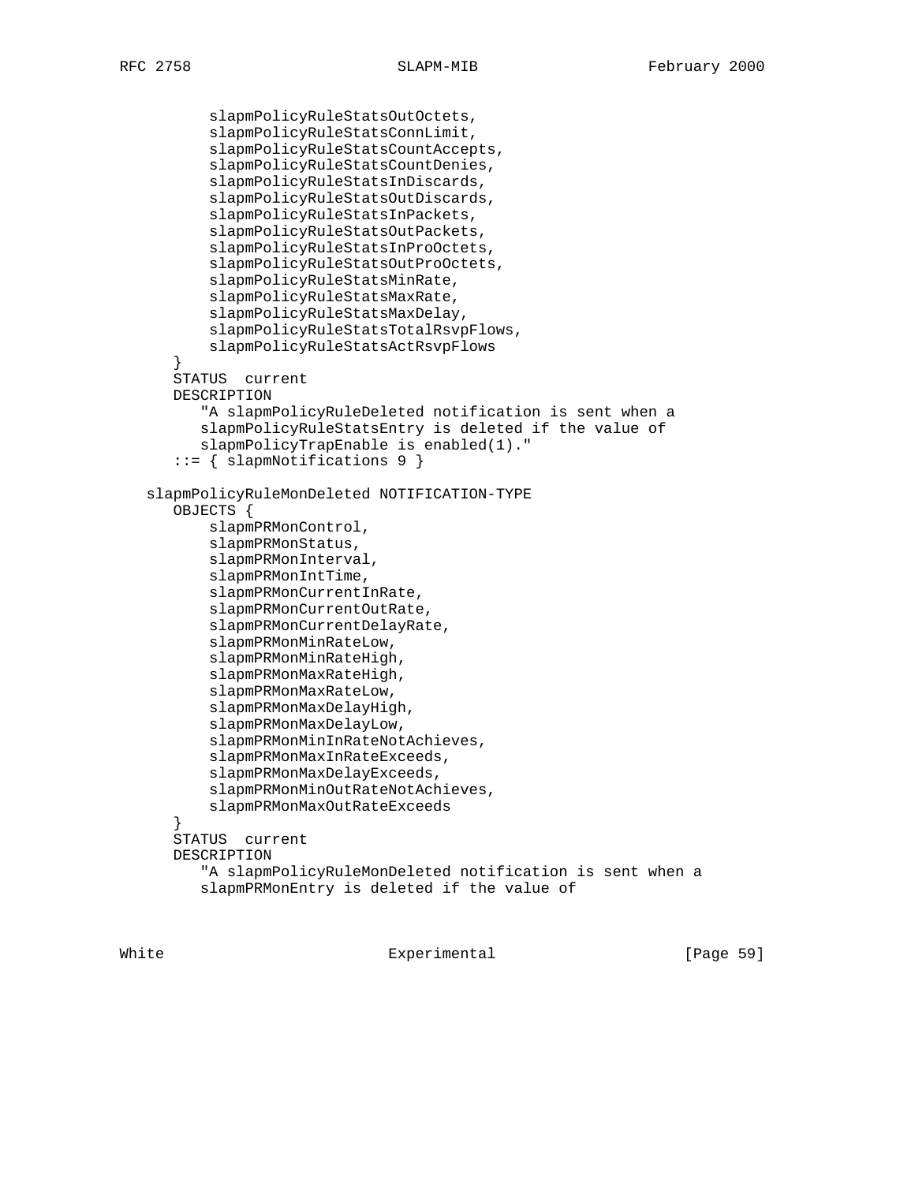```
          slapmPolicyRuleStatsOutOctets,
          slapmPolicyRuleStatsConnLimit,
          slapmPolicyRuleStatsCountAccepts,
          slapmPolicyRuleStatsCountDenies,
          slapmPolicyRuleStatsInDiscards,
          slapmPolicyRuleStatsOutDiscards,
          slapmPolicyRuleStatsInPackets,
          slapmPolicyRuleStatsOutPackets,
          slapmPolicyRuleStatsInProOctets,
          slapmPolicyRuleStatsOutProOctets,
          slapmPolicyRuleStatsMinRate,
          slapmPolicyRuleStatsMaxRate,
          slapmPolicyRuleStatsMaxDelay,
          slapmPolicyRuleStatsTotalRsvpFlows,
          slapmPolicyRuleStatsActRsvpFlows
      }
      STATUS  current
      DESCRIPTION
         "A slapmPolicyRuleDeleted notification is sent when a
         slapmPolicyRuleStatsEntry is deleted if the value of
         slapmPolicyTrapEnable is enabled(1)."
      ::= { slapmNotifications 9 }

   slapmPolicyRuleMonDeleted NOTIFICATION-TYPE
      OBJECTS {
          slapmPRMonControl,
          slapmPRMonStatus,
          slapmPRMonInterval,
          slapmPRMonIntTime,
          slapmPRMonCurrentInRate,
          slapmPRMonCurrentOutRate,
          slapmPRMonCurrentDelayRate,
          slapmPRMonMinRateLow,
          slapmPRMonMinRateHigh,
          slapmPRMonMaxRateHigh,
          slapmPRMonMaxRateLow,
          slapmPRMonMaxDelayHigh,
          slapmPRMonMaxDelayLow,
          slapmPRMonMinInRateNotAchieves,
          slapmPRMonMaxInRateExceeds,
          slapmPRMonMaxDelayExceeds,
          slapmPRMonMinOutRateNotAchieves,
          slapmPRMonMaxOutRateExceeds
      }
      STATUS  current
      DESCRIPTION
         "A slapmPolicyRuleMonDeleted notification is sent when a
         slapmPRMonEntry is deleted if the value of
```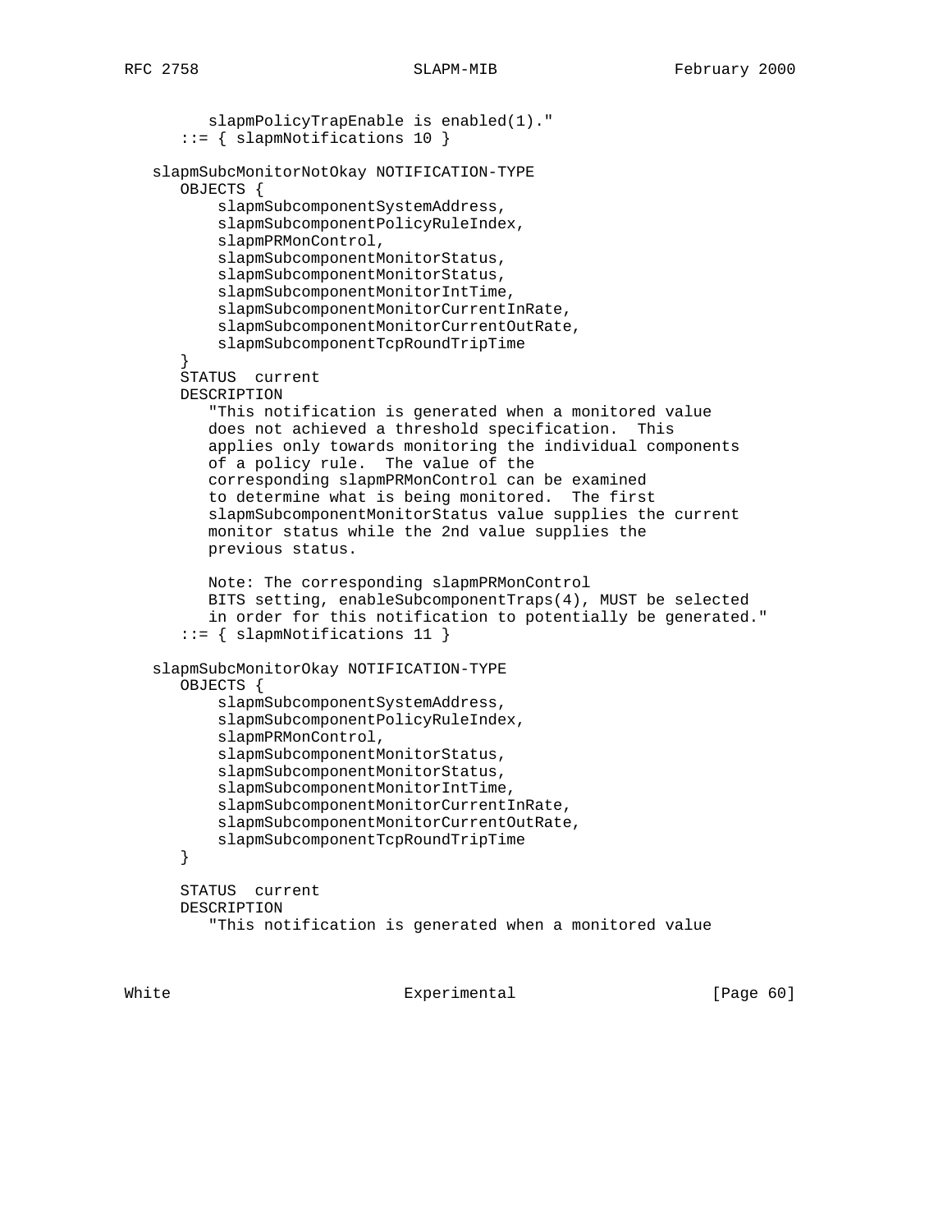```
         slapmPolicyTrapEnable is enabled(1)."
      ::= { slapmNotifications 10 }

   slapmSubcMonitorNotOkay NOTIFICATION-TYPE
      OBJECTS {
          slapmSubcomponentSystemAddress,
          slapmSubcomponentPolicyRuleIndex,
          slapmPRMonControl,
          slapmSubcomponentMonitorStatus,
          slapmSubcomponentMonitorStatus,
          slapmSubcomponentMonitorIntTime,
          slapmSubcomponentMonitorCurrentInRate,
          slapmSubcomponentMonitorCurrentOutRate,
          slapmSubcomponentTcpRoundTripTime
      }
      STATUS  current
      DESCRIPTION
         "This notification is generated when a monitored value
         does not achieved a threshold specification.  This
         applies only towards monitoring the individual components
         of a policy rule.  The value of the
         corresponding slapmPRMonControl can be examined
         to determine what is being monitored.  The first
         slapmSubcomponentMonitorStatus value supplies the current
         monitor status while the 2nd value supplies the
         previous status.

         Note: The corresponding slapmPRMonControl
         BITS setting, enableSubcomponentTraps(4), MUST be selected
         in order for this notification to potentially be generated."
      ::= { slapmNotifications 11 }

   slapmSubcMonitorOkay NOTIFICATION-TYPE
      OBJECTS {
          slapmSubcomponentSystemAddress,
          slapmSubcomponentPolicyRuleIndex,
          slapmPRMonControl,
          slapmSubcomponentMonitorStatus,
          slapmSubcomponentMonitorStatus,
          slapmSubcomponentMonitorIntTime,
          slapmSubcomponentMonitorCurrentInRate,
          slapmSubcomponentMonitorCurrentOutRate,
          slapmSubcomponentTcpRoundTripTime
      }

      STATUS  current
      DESCRIPTION
         "This notification is generated when a monitored value
```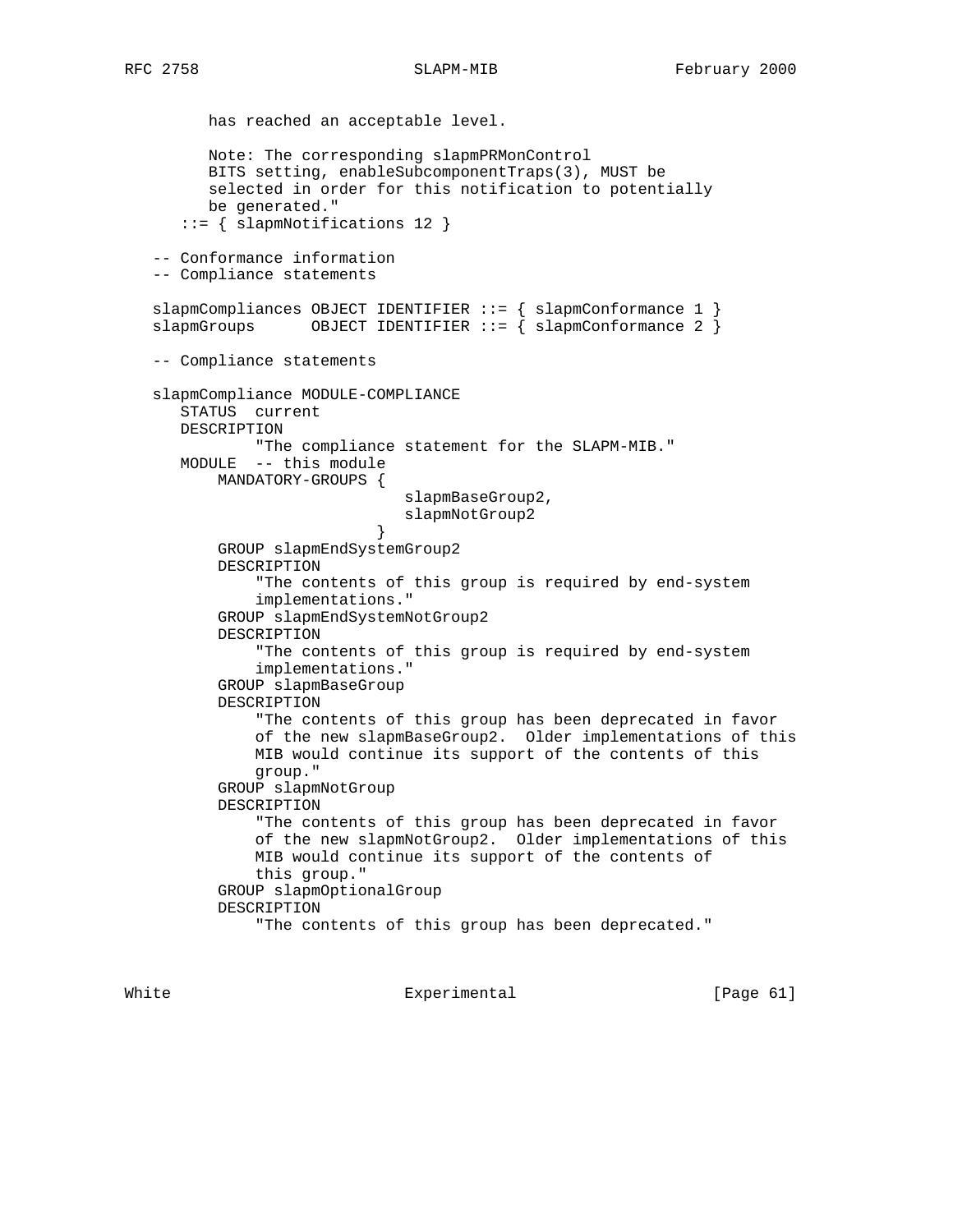```
        has reached an acceptable level.

        Note: The corresponding slapmPRMonControl
        BITS setting, enableSubcomponentTraps(3), MUST be
        selected in order for this notification to potentially
        be generated."
     ::= { slapmNotifications 12 }

   -- Conformance information
   -- Compliance statements

   slapmCompliances OBJECT IDENTIFIER ::= { slapmConformance 1 }
   slapmGroups      OBJECT IDENTIFIER ::= { slapmConformance 2 }

   -- Compliance statements

   slapmCompliance MODULE-COMPLIANCE
      STATUS  current
      DESCRIPTION
              "The compliance statement for the SLAPM-MIB."
      MODULE  -- this module
          MANDATORY-GROUPS {
                              slapmBaseGroup2,
                              slapmNotGroup2
                           }
          GROUP slapmEndSystemGroup2
          DESCRIPTION
              "The contents of this group is required by end-system
              implementations."
          GROUP slapmEndSystemNotGroup2
          DESCRIPTION
              "The contents of this group is required by end-system
              implementations."
          GROUP slapmBaseGroup
          DESCRIPTION
              "The contents of this group has been deprecated in favor
              of the new slapmBaseGroup2.  Older implementations of this
              MIB would continue its support of the contents of this
              group."
          GROUP slapmNotGroup
          DESCRIPTION
              "The contents of this group has been deprecated in favor
              of the new slapmNotGroup2.  Older implementations of this
              MIB would continue its support of the contents of
              this group."
          GROUP slapmOptionalGroup
          DESCRIPTION
              "The contents of this group has been deprecated."
```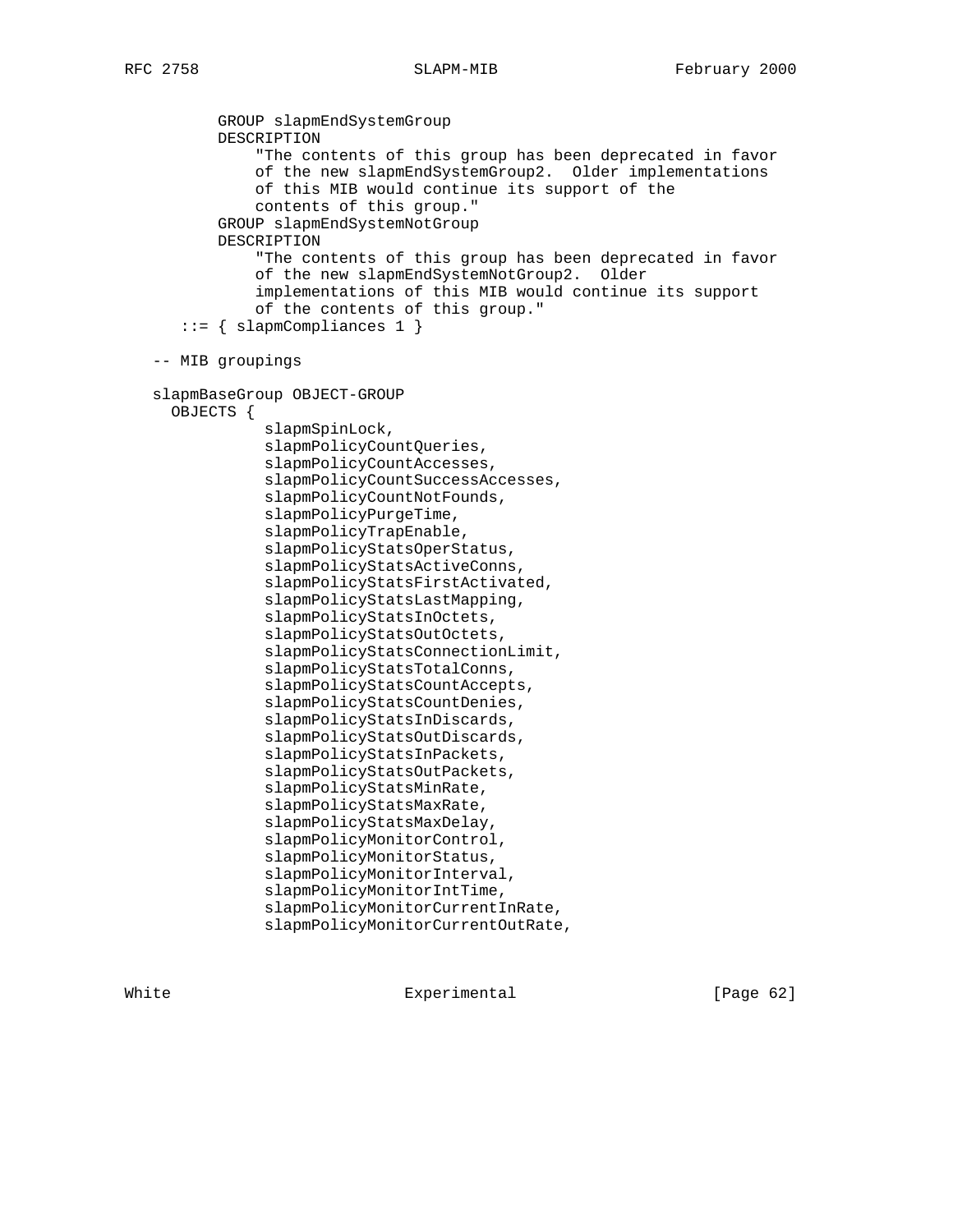```
          GROUP slapmEndSystemGroup
          DESCRIPTION
              "The contents of this group has been deprecated in favor
              of the new slapmEndSystemGroup2.  Older implementations
              of this MIB would continue its support of the
              contents of this group."
          GROUP slapmEndSystemNotGroup
          DESCRIPTION
              "The contents of this group has been deprecated in favor
              of the new slapmEndSystemNotGroup2.  Older
              implementations of this MIB would continue its support
              of the contents of this group."
      ::= { slapmCompliances 1 }

   -- MIB groupings

   slapmBaseGroup OBJECT-GROUP
     OBJECTS {
               slapmSpinLock,
               slapmPolicyCountQueries,
               slapmPolicyCountAccesses,
               slapmPolicyCountSuccessAccesses,
               slapmPolicyCountNotFounds,
               slapmPolicyPurgeTime,
               slapmPolicyTrapEnable,
               slapmPolicyStatsOperStatus,
               slapmPolicyStatsActiveConns,
               slapmPolicyStatsFirstActivated,
               slapmPolicyStatsLastMapping,
               slapmPolicyStatsInOctets,
               slapmPolicyStatsOutOctets,
               slapmPolicyStatsConnectionLimit,
               slapmPolicyStatsTotalConns,
               slapmPolicyStatsCountAccepts,
               slapmPolicyStatsCountDenies,
               slapmPolicyStatsInDiscards,
               slapmPolicyStatsOutDiscards,
               slapmPolicyStatsInPackets,
               slapmPolicyStatsOutPackets,
               slapmPolicyStatsMinRate,
               slapmPolicyStatsMaxRate,
               slapmPolicyStatsMaxDelay,
               slapmPolicyMonitorControl,
               slapmPolicyMonitorStatus,
               slapmPolicyMonitorInterval,
               slapmPolicyMonitorIntTime,
               slapmPolicyMonitorCurrentInRate,
               slapmPolicyMonitorCurrentOutRate,
```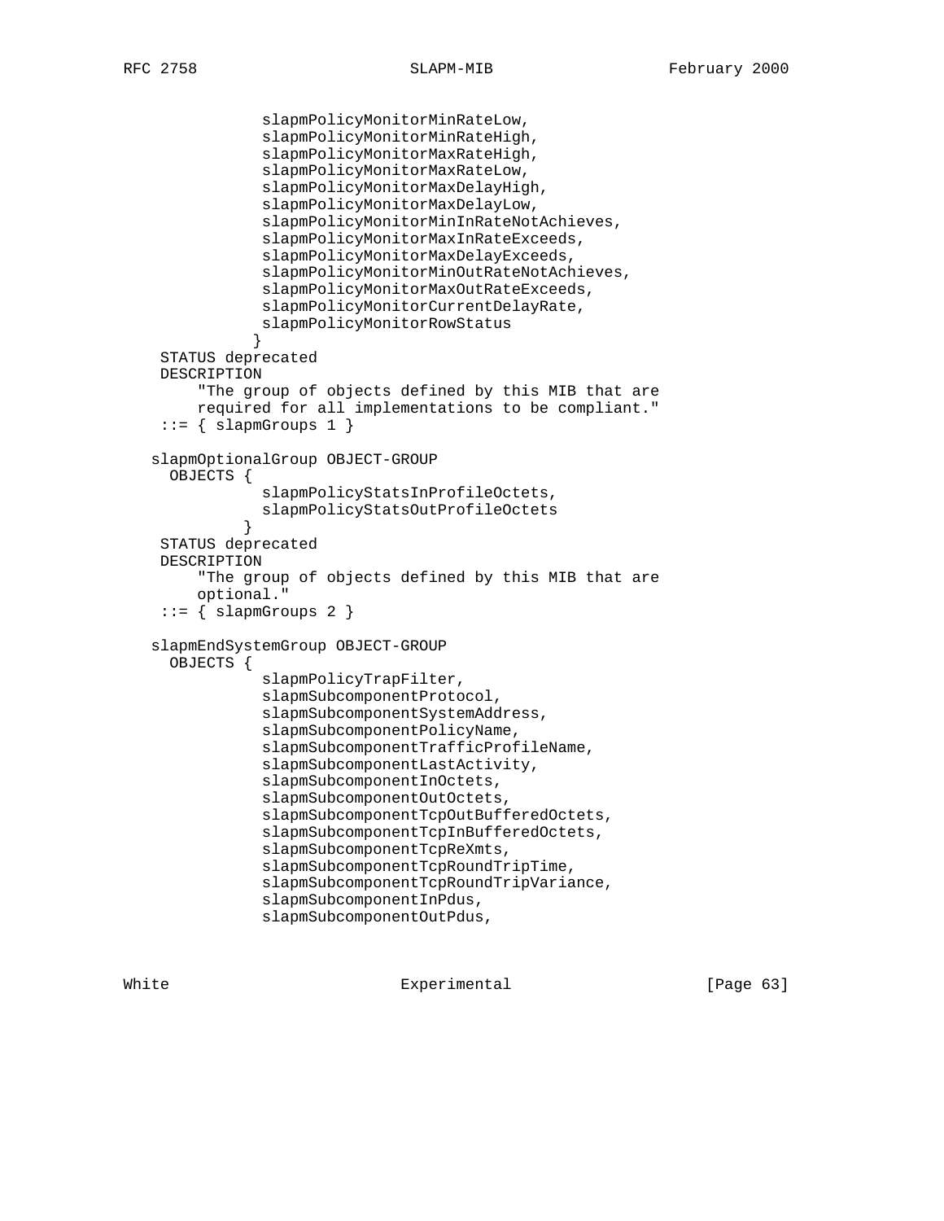```
              slapmPolicyMonitorMinRateLow,
              slapmPolicyMonitorMinRateHigh,
              slapmPolicyMonitorMaxRateHigh,
              slapmPolicyMonitorMaxRateLow,
              slapmPolicyMonitorMaxDelayHigh,
              slapmPolicyMonitorMaxDelayLow,
              slapmPolicyMonitorMinInRateNotAchieves,
              slapmPolicyMonitorMaxInRateExceeds,
              slapmPolicyMonitorMaxDelayExceeds,
              slapmPolicyMonitorMinOutRateNotAchieves,
              slapmPolicyMonitorMaxOutRateExceeds,
              slapmPolicyMonitorCurrentDelayRate,
              slapmPolicyMonitorRowStatus
             }
    STATUS deprecated
    DESCRIPTION
        "The group of objects defined by this MIB that are
        required for all implementations to be compliant."
    ::= { slapmGroups 1 }

   slapmOptionalGroup OBJECT-GROUP
     OBJECTS {
              slapmPolicyStatsInProfileOctets,
              slapmPolicyStatsOutProfileOctets
             }
    STATUS deprecated
    DESCRIPTION
        "The group of objects defined by this MIB that are
        optional."
    ::= { slapmGroups 2 }

   slapmEndSystemGroup OBJECT-GROUP
     OBJECTS {
              slapmPolicyTrapFilter,
              slapmSubcomponentProtocol,
              slapmSubcomponentSystemAddress,
              slapmSubcomponentPolicyName,
              slapmSubcomponentTrafficProfileName,
              slapmSubcomponentLastActivity,
              slapmSubcomponentInOctets,
              slapmSubcomponentOutOctets,
              slapmSubcomponentTcpOutBufferedOctets,
              slapmSubcomponentTcpInBufferedOctets,
              slapmSubcomponentTcpReXmts,
              slapmSubcomponentTcpRoundTripTime,
              slapmSubcomponentTcpRoundTripVariance,
              slapmSubcomponentInPdus,
              slapmSubcomponentOutPdus,
```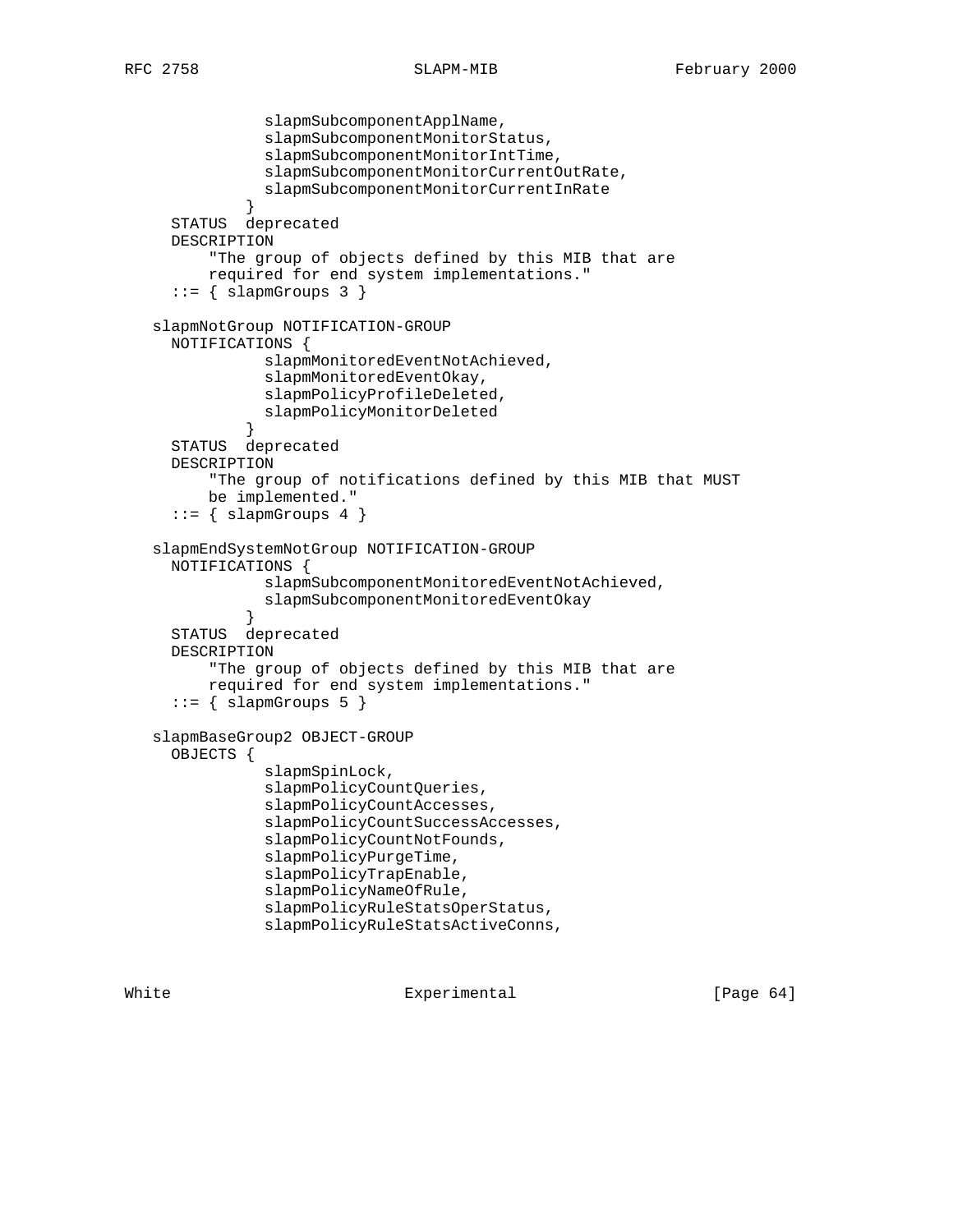```
               slapmSubcomponentApplName,
               slapmSubcomponentMonitorStatus,
               slapmSubcomponentMonitorIntTime,
               slapmSubcomponentMonitorCurrentOutRate,
               slapmSubcomponentMonitorCurrentInRate
             }
     STATUS  deprecated
     DESCRIPTION
         "The group of objects defined by this MIB that are
         required for end system implementations."
     ::= { slapmGroups 3 }

   slapmNotGroup NOTIFICATION-GROUP
     NOTIFICATIONS {
               slapmMonitoredEventNotAchieved,
               slapmMonitoredEventOkay,
               slapmPolicyProfileDeleted,
               slapmPolicyMonitorDeleted
             }
     STATUS  deprecated
     DESCRIPTION
         "The group of notifications defined by this MIB that MUST
         be implemented."
     ::= { slapmGroups 4 }

   slapmEndSystemNotGroup NOTIFICATION-GROUP
     NOTIFICATIONS {
               slapmSubcomponentMonitoredEventNotAchieved,
               slapmSubcomponentMonitoredEventOkay
             }
     STATUS  deprecated
     DESCRIPTION
         "The group of objects defined by this MIB that are
         required for end system implementations."
     ::= { slapmGroups 5 }

   slapmBaseGroup2 OBJECT-GROUP
     OBJECTS {
               slapmSpinLock,
               slapmPolicyCountQueries,
               slapmPolicyCountAccesses,
               slapmPolicyCountSuccessAccesses,
               slapmPolicyCountNotFounds,
               slapmPolicyPurgeTime,
               slapmPolicyTrapEnable,
               slapmPolicyNameOfRule,
               slapmPolicyRuleStatsOperStatus,
               slapmPolicyRuleStatsActiveConns,
```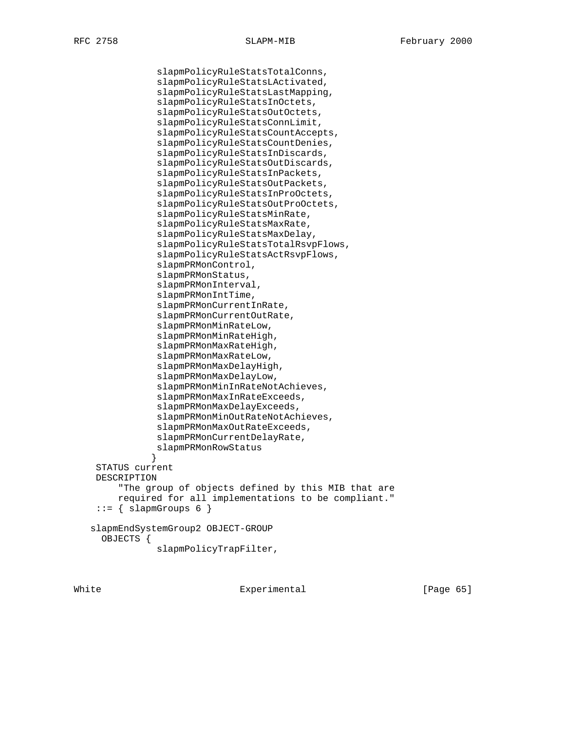```
              slapmPolicyRuleStatsTotalConns,
              slapmPolicyRuleStatsLActivated,
              slapmPolicyRuleStatsLastMapping,
              slapmPolicyRuleStatsInOctets,
              slapmPolicyRuleStatsOutOctets,
              slapmPolicyRuleStatsConnLimit,
              slapmPolicyRuleStatsCountAccepts,
              slapmPolicyRuleStatsCountDenies,
              slapmPolicyRuleStatsInDiscards,
              slapmPolicyRuleStatsOutDiscards,
              slapmPolicyRuleStatsInPackets,
              slapmPolicyRuleStatsOutPackets,
              slapmPolicyRuleStatsInProOctets,
              slapmPolicyRuleStatsOutProOctets,
              slapmPolicyRuleStatsMinRate,
              slapmPolicyRuleStatsMaxRate,
              slapmPolicyRuleStatsMaxDelay,
              slapmPolicyRuleStatsTotalRsvpFlows,
              slapmPolicyRuleStatsActRsvpFlows,
              slapmPRMonControl,
              slapmPRMonStatus,
              slapmPRMonInterval,
              slapmPRMonIntTime,
              slapmPRMonCurrentInRate,
              slapmPRMonCurrentOutRate,
              slapmPRMonMinRateLow,
              slapmPRMonMinRateHigh,
              slapmPRMonMaxRateHigh,
              slapmPRMonMaxRateLow,
              slapmPRMonMaxDelayHigh,
              slapmPRMonMaxDelayLow,
              slapmPRMonMinInRateNotAchieves,
              slapmPRMonMaxInRateExceeds,
              slapmPRMonMaxDelayExceeds,
              slapmPRMonMinOutRateNotAchieves,
              slapmPRMonMaxOutRateExceeds,
              slapmPRMonCurrentDelayRate,
              slapmPRMonRowStatus
             }
    STATUS current
    DESCRIPTION
        "The group of objects defined by this MIB that are
        required for all implementations to be compliant."
    ::= { slapmGroups 6 }

   slapmEndSystemGroup2 OBJECT-GROUP
     OBJECTS {
              slapmPolicyTrapFilter,
```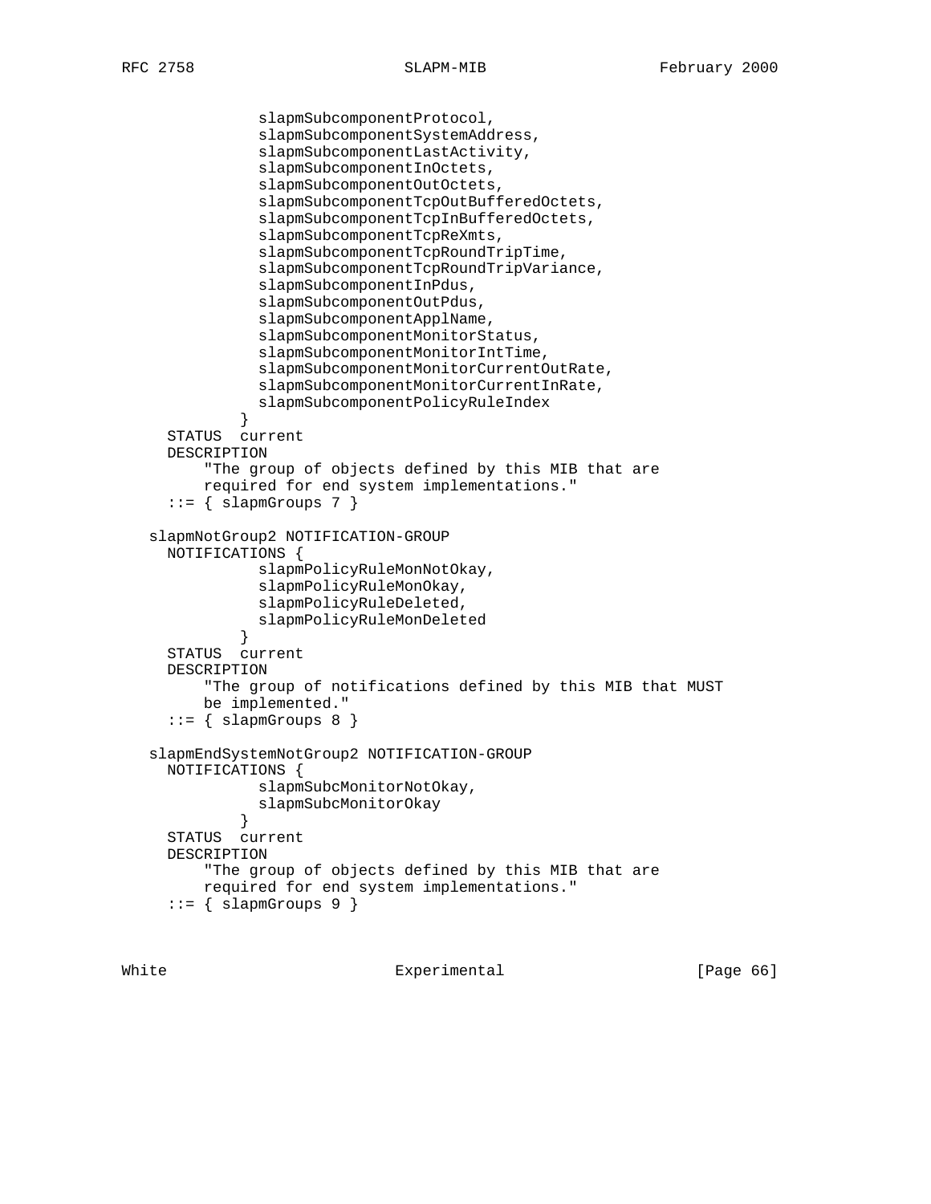```
              slapmSubcomponentProtocol,
              slapmSubcomponentSystemAddress,
              slapmSubcomponentLastActivity,
              slapmSubcomponentInOctets,
              slapmSubcomponentOutOctets,
              slapmSubcomponentTcpOutBufferedOctets,
              slapmSubcomponentTcpInBufferedOctets,
              slapmSubcomponentTcpReXmts,
              slapmSubcomponentTcpRoundTripTime,
              slapmSubcomponentTcpRoundTripVariance,
              slapmSubcomponentInPdus,
              slapmSubcomponentOutPdus,
              slapmSubcomponentApplName,
              slapmSubcomponentMonitorStatus,
              slapmSubcomponentMonitorIntTime,
              slapmSubcomponentMonitorCurrentOutRate,
              slapmSubcomponentMonitorCurrentInRate,
              slapmSubcomponentPolicyRuleIndex
            }
      STATUS  current
      DESCRIPTION
          "The group of objects defined by this MIB that are
          required for end system implementations."
      ::= { slapmGroups 7 }

   slapmNotGroup2 NOTIFICATION-GROUP
      NOTIFICATIONS {
              slapmPolicyRuleMonNotOkay,
              slapmPolicyRuleMonOkay,
              slapmPolicyRuleDeleted,
              slapmPolicyRuleMonDeleted
            }
      STATUS  current
      DESCRIPTION
          "The group of notifications defined by this MIB that MUST
          be implemented."
      ::= { slapmGroups 8 }

   slapmEndSystemNotGroup2 NOTIFICATION-GROUP
      NOTIFICATIONS {
              slapmSubcMonitorNotOkay,
              slapmSubcMonitorOkay
            }
      STATUS  current
      DESCRIPTION
          "The group of objects defined by this MIB that are
          required for end system implementations."
      ::= { slapmGroups 9 }
```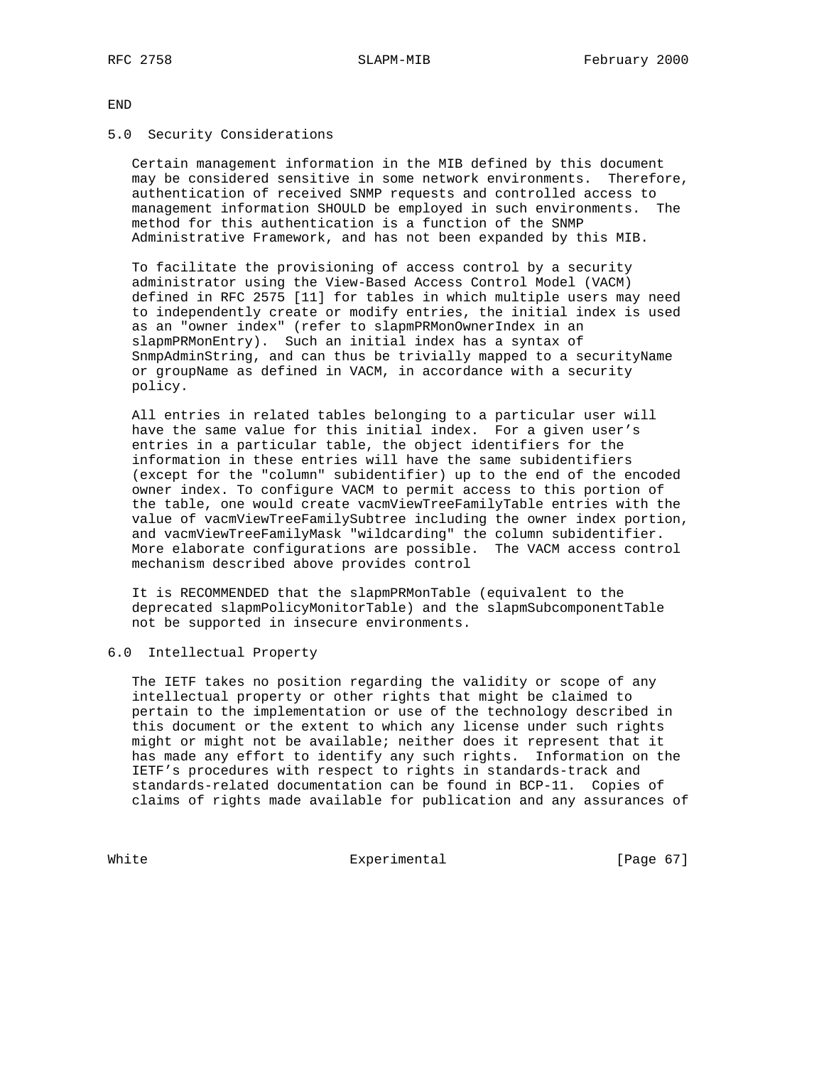END

## 5.0 Security Considerations

Certain management information in the MIB defined by this document may be considered sensitive in some network environments. Therefore, authentication of received SNMP requests and controlled access to management information SHOULD be employed in such environments. The method for this authentication is a function of the SNMP Administrative Framework, and has not been expanded by this MIB.

To facilitate the provisioning of access control by a security administrator using the View-Based Access Control Model (VACM) defined in RFC 2575 [11] for tables in which multiple users may need to independently create or modify entries, the initial index is used as an "owner index" (refer to slapmPRMonOwnerIndex in an slapmPRMonEntry). Such an initial index has a syntax of SnmpAdminString, and can thus be trivially mapped to a securityName or groupName as defined in VACM, in accordance with a security policy.

All entries in related tables belonging to a particular user will have the same value for this initial index. For a given user's entries in a particular table, the object identifiers for the information in these entries will have the same subidentifiers (except for the "column" subidentifier) up to the end of the encoded owner index. To configure VACM to permit access to this portion of the table, one would create vacmViewTreeFamilyTable entries with the value of vacmViewTreeFamilySubtree including the owner index portion, and vacmViewTreeFamilyMask "wildcarding" the column subidentifier. More elaborate configurations are possible. The VACM access control mechanism described above provides control

It is RECOMMENDED that the slapmPRMonTable (equivalent to the deprecated slapmPolicyMonitorTable) and the slapmSubcomponentTable not be supported in insecure environments.

## 6.0 Intellectual Property

The IETF takes no position regarding the validity or scope of any intellectual property or other rights that might be claimed to pertain to the implementation or use of the technology described in this document or the extent to which any license under such rights might or might not be available; neither does it represent that it has made any effort to identify any such rights. Information on the IETF's procedures with respect to rights in standards-track and standards-related documentation can be found in BCP-11. Copies of claims of rights made available for publication and any assurances of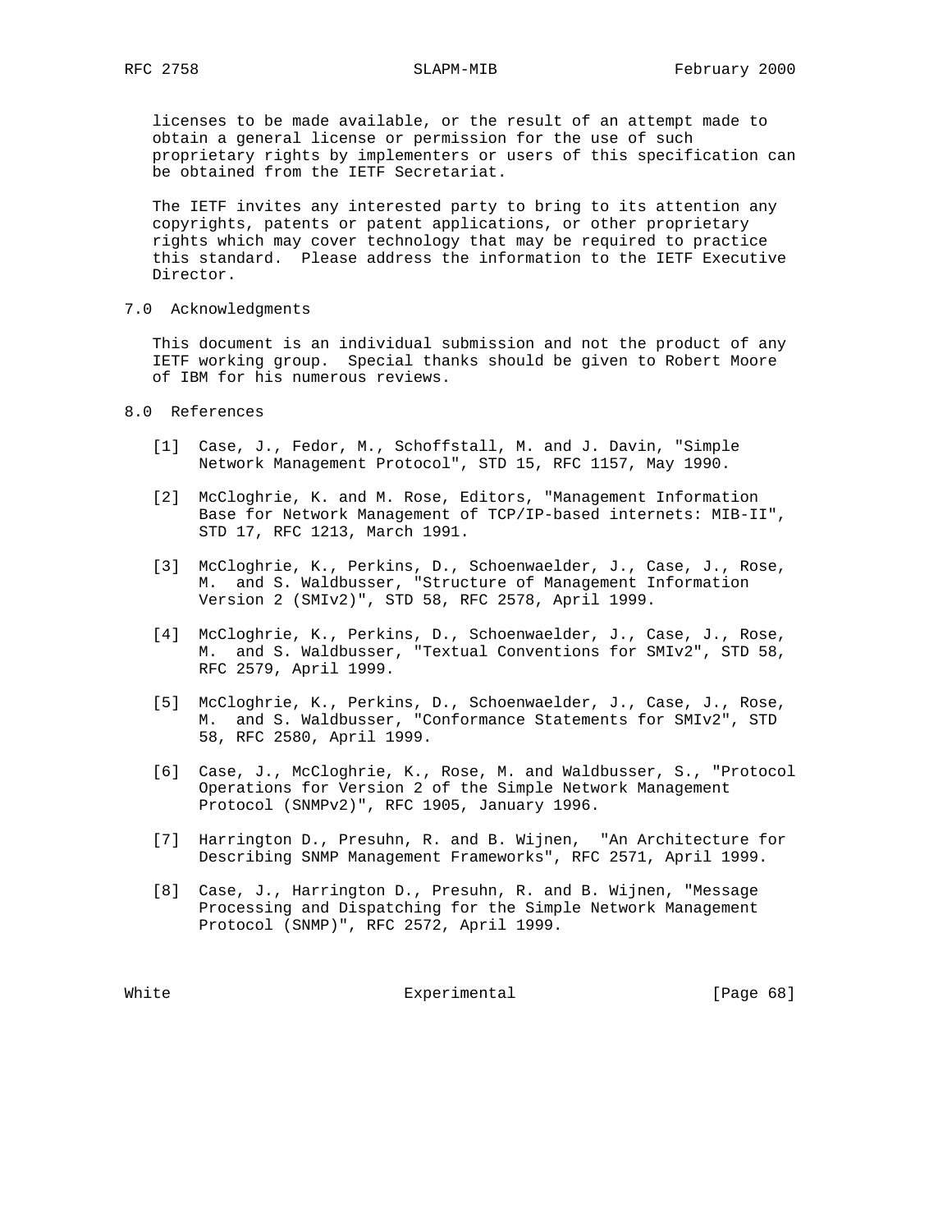licenses to be made available, or the result of an attempt made to obtain a general license or permission for the use of such proprietary rights by implementers or users of this specification can be obtained from the IETF Secretariat.

The IETF invites any interested party to bring to its attention any copyrights, patents or patent applications, or other proprietary rights which may cover technology that may be required to practice this standard. Please address the information to the IETF Executive Director.

## 7.0 Acknowledgments

This document is an individual submission and not the product of any IETF working group. Special thanks should be given to Robert Moore of IBM for his numerous reviews.

## 8.0 References

[1] Case, J., Fedor, M., Schoffstall, M. and J. Davin, "Simple Network Management Protocol", STD 15, RFC 1157, May 1990.

[2] McCloghrie, K. and M. Rose, Editors, "Management Information Base for Network Management of TCP/IP-based internets: MIB-II", STD 17, RFC 1213, March 1991.

[3] McCloghrie, K., Perkins, D., Schoenwaelder, J., Case, J., Rose, M. and S. Waldbusser, "Structure of Management Information Version 2 (SMIv2)", STD 58, RFC 2578, April 1999.

[4] McCloghrie, K., Perkins, D., Schoenwaelder, J., Case, J., Rose, M. and S. Waldbusser, "Textual Conventions for SMIv2", STD 58, RFC 2579, April 1999.

[5] McCloghrie, K., Perkins, D., Schoenwaelder, J., Case, J., Rose, M. and S. Waldbusser, "Conformance Statements for SMIv2", STD 58, RFC 2580, April 1999.

[6] Case, J., McCloghrie, K., Rose, M. and Waldbusser, S., "Protocol Operations for Version 2 of the Simple Network Management Protocol (SNMPv2)", RFC 1905, January 1996.

[7] Harrington D., Presuhn, R. and B. Wijnen, "An Architecture for Describing SNMP Management Frameworks", RFC 2571, April 1999.

[8] Case, J., Harrington D., Presuhn, R. and B. Wijnen, "Message Processing and Dispatching for the Simple Network Management Protocol (SNMP)", RFC 2572, April 1999.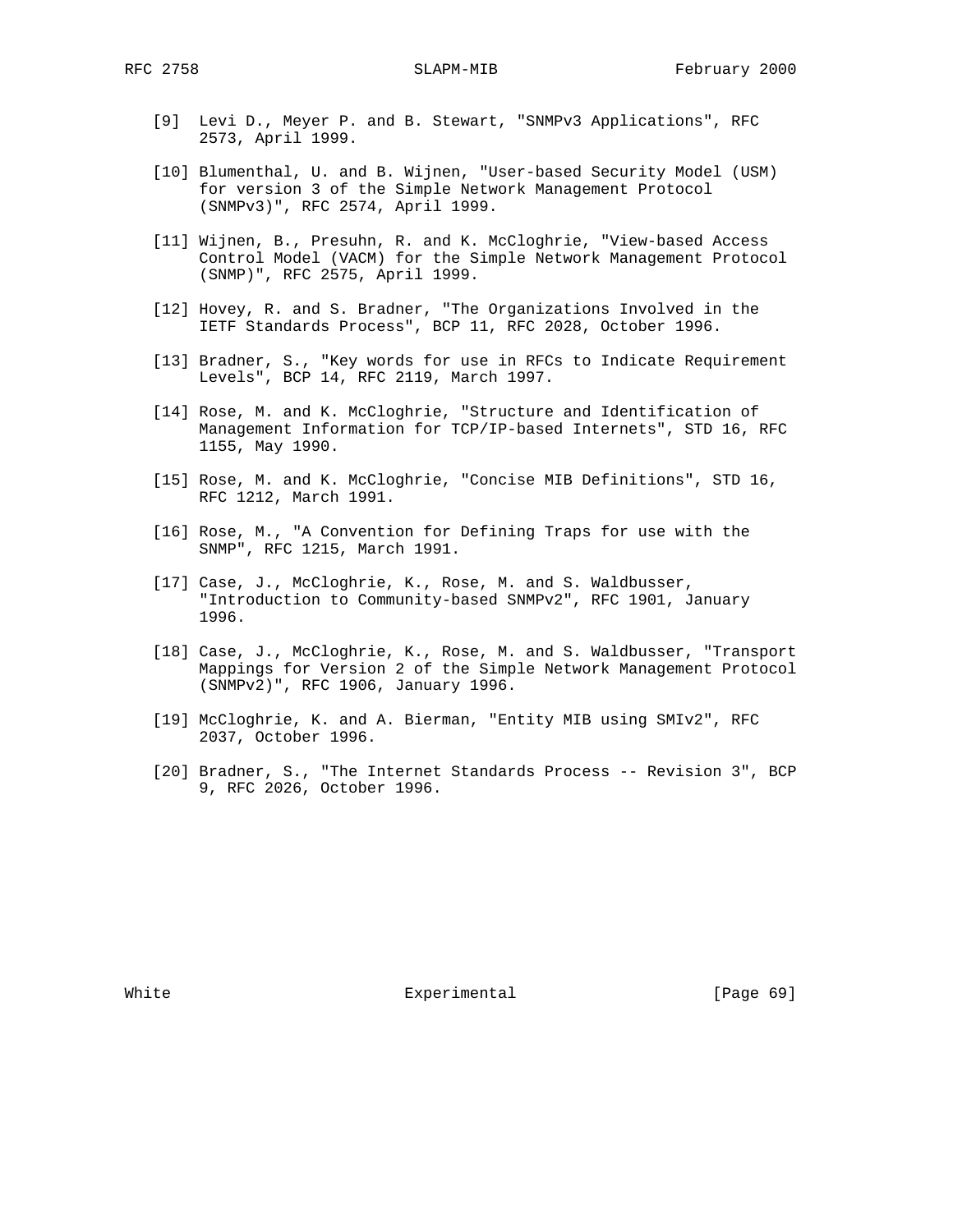[9] Levi D., Meyer P. and B. Stewart, "SNMPv3 Applications", RFC 2573, April 1999.

[10] Blumenthal, U. and B. Wijnen, "User-based Security Model (USM) for version 3 of the Simple Network Management Protocol (SNMPv3)", RFC 2574, April 1999.

[11] Wijnen, B., Presuhn, R. and K. McCloghrie, "View-based Access Control Model (VACM) for the Simple Network Management Protocol (SNMP)", RFC 2575, April 1999.

[12] Hovey, R. and S. Bradner, "The Organizations Involved in the IETF Standards Process", BCP 11, RFC 2028, October 1996.

[13] Bradner, S., "Key words for use in RFCs to Indicate Requirement Levels", BCP 14, RFC 2119, March 1997.

[14] Rose, M. and K. McCloghrie, "Structure and Identification of Management Information for TCP/IP-based Internets", STD 16, RFC 1155, May 1990.

[15] Rose, M. and K. McCloghrie, "Concise MIB Definitions", STD 16, RFC 1212, March 1991.

[16] Rose, M., "A Convention for Defining Traps for use with the SNMP", RFC 1215, March 1991.

[17] Case, J., McCloghrie, K., Rose, M. and S. Waldbusser, "Introduction to Community-based SNMPv2", RFC 1901, January 1996.

[18] Case, J., McCloghrie, K., Rose, M. and S. Waldbusser, "Transport Mappings for Version 2 of the Simple Network Management Protocol (SNMPv2)", RFC 1906, January 1996.

[19] McCloghrie, K. and A. Bierman, "Entity MIB using SMIv2", RFC 2037, October 1996.

[20] Bradner, S., "The Internet Standards Process -- Revision 3", BCP 9, RFC 2026, October 1996.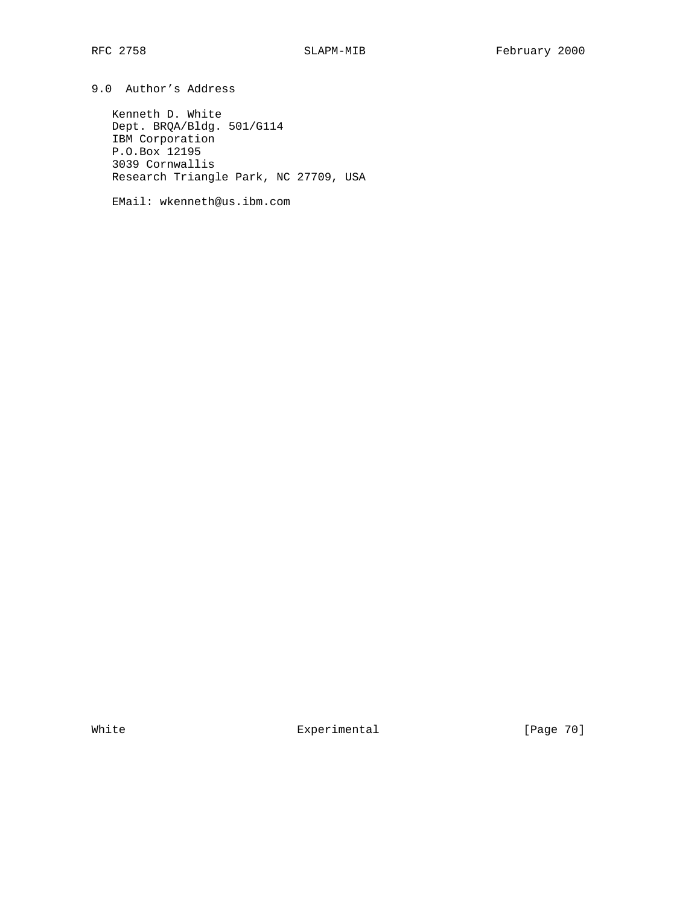## 9.0 Author's Address

Kenneth D. White
Dept. BRQA/Bldg. 501/G114
IBM Corporation
P.O.Box 12195
3039 Cornwallis
Research Triangle Park, NC 27709, USA

EMail: wkenneth@us.ibm.com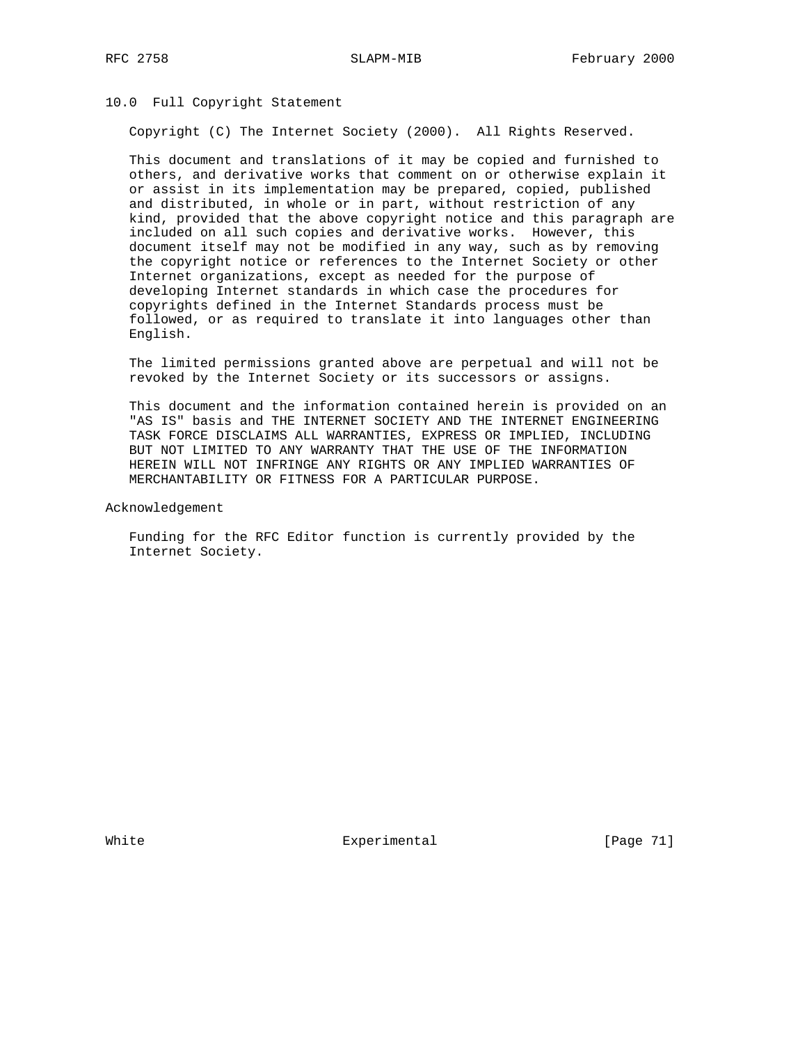## 10.0 Full Copyright Statement

Copyright (C) The Internet Society (2000). All Rights Reserved.

This document and translations of it may be copied and furnished to others, and derivative works that comment on or otherwise explain it or assist in its implementation may be prepared, copied, published and distributed, in whole or in part, without restriction of any kind, provided that the above copyright notice and this paragraph are included on all such copies and derivative works. However, this document itself may not be modified in any way, such as by removing the copyright notice or references to the Internet Society or other Internet organizations, except as needed for the purpose of developing Internet standards in which case the procedures for copyrights defined in the Internet Standards process must be followed, or as required to translate it into languages other than English.

The limited permissions granted above are perpetual and will not be revoked by the Internet Society or its successors or assigns.

This document and the information contained herein is provided on an "AS IS" basis and THE INTERNET SOCIETY AND THE INTERNET ENGINEERING TASK FORCE DISCLAIMS ALL WARRANTIES, EXPRESS OR IMPLIED, INCLUDING BUT NOT LIMITED TO ANY WARRANTY THAT THE USE OF THE INFORMATION HEREIN WILL NOT INFRINGE ANY RIGHTS OR ANY IMPLIED WARRANTIES OF MERCHANTABILITY OR FITNESS FOR A PARTICULAR PURPOSE.

## Acknowledgement

Funding for the RFC Editor function is currently provided by the Internet Society.